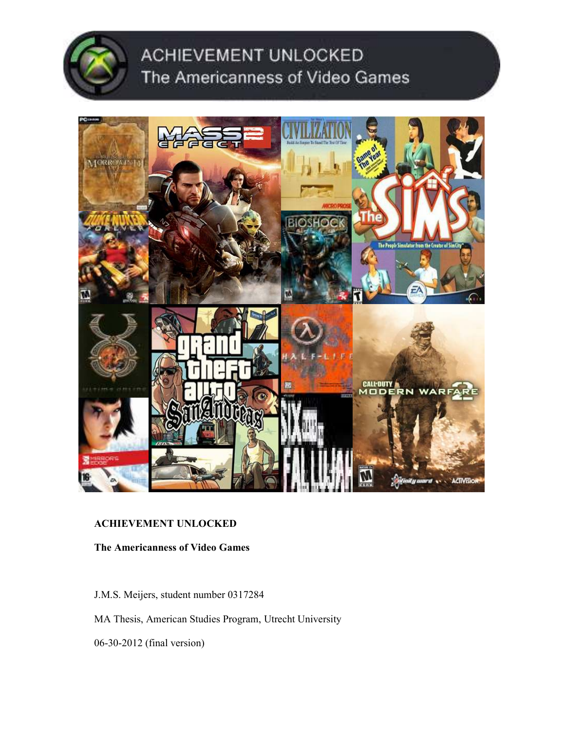ACHIEVEMENT UNLOCKED
The Americanness of Video Games

**ACHIEVEMENT UNLOCKED**

**The Americanness of Video Games**

J.M.S. Meijers, student number 0317284

MA Thesis, American Studies Program, Utrecht University

06-30-2012 (final version)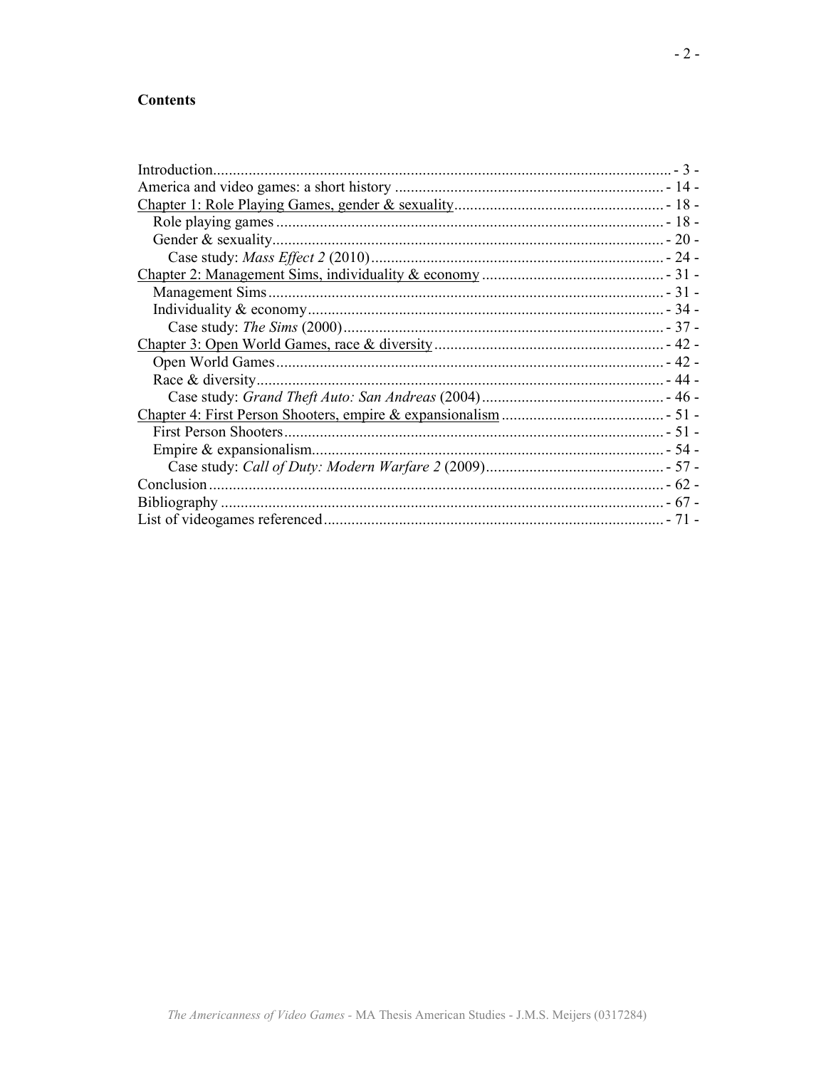## Contents

- Introduction ..... - 3 -
- America and video games: a short history ..... - 14 -
- Chapter 1: Role Playing Games, gender & sexuality ..... - 18 -
  - Role playing games ..... - 18 -
  - Gender & sexuality ..... - 20 -
    - Case study: *Mass Effect 2* (2010) ..... - 24 -
- Chapter 2: Management Sims, individuality & economy ..... - 31 -
  - Management Sims ..... - 31 -
  - Individuality & economy ..... - 34 -
    - Case study: *The Sims* (2000) ..... - 37 -
- Chapter 3: Open World Games, race & diversity ..... - 42 -
  - Open World Games ..... - 42 -
  - Race & diversity ..... - 44 -
    - Case study: *Grand Theft Auto: San Andreas* (2004) ..... - 46 -
- Chapter 4: First Person Shooters, empire & expansionism ..... - 51 -
  - First Person Shooters ..... - 51 -
  - Empire & expansionism ..... - 54 -
    - Case study: *Call of Duty: Modern Warfare 2* (2009) ..... - 57 -
- Conclusion ..... - 62 -
- Bibliography ..... - 67 -
- List of videogames referenced ..... - 71 -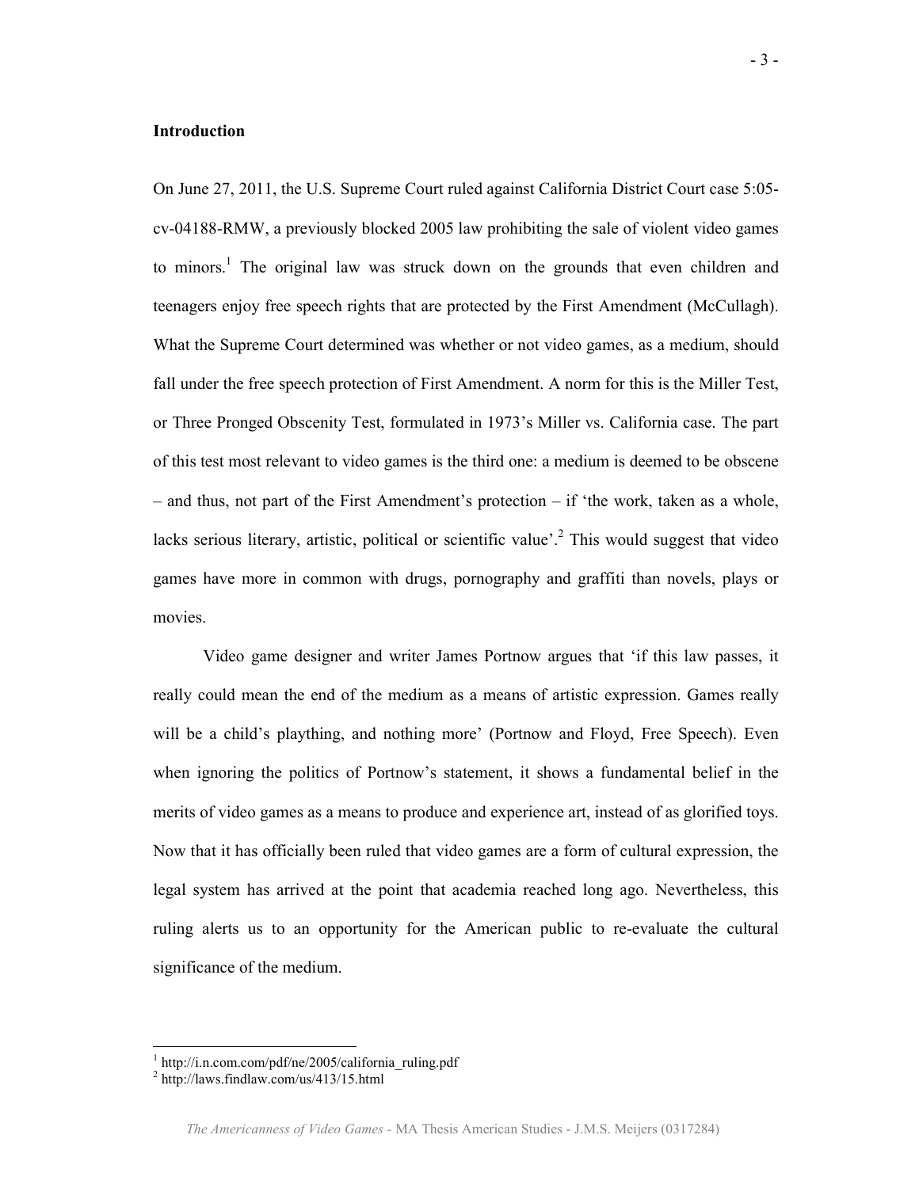## Introduction

On June 27, 2011, the U.S. Supreme Court ruled against California District Court case 5:05-cv-04188-RMW, a previously blocked 2005 law prohibiting the sale of violent video games to minors.[1] The original law was struck down on the grounds that even children and teenagers enjoy free speech rights that are protected by the First Amendment (McCullagh). What the Supreme Court determined was whether or not video games, as a medium, should fall under the free speech protection of First Amendment. A norm for this is the Miller Test, or Three Pronged Obscenity Test, formulated in 1973's Miller vs. California case. The part of this test most relevant to video games is the third one: a medium is deemed to be obscene – and thus, not part of the First Amendment's protection – if 'the work, taken as a whole, lacks serious literary, artistic, political or scientific value'.[2] This would suggest that video games have more in common with drugs, pornography and graffiti than novels, plays or movies.

Video game designer and writer James Portnow argues that 'if this law passes, it really could mean the end of the medium as a means of artistic expression. Games really will be a child's plaything, and nothing more' (Portnow and Floyd, Free Speech). Even when ignoring the politics of Portnow's statement, it shows a fundamental belief in the merits of video games as a means to produce and experience art, instead of as glorified toys. Now that it has officially been ruled that video games are a form of cultural expression, the legal system has arrived at the point that academia reached long ago. Nevertheless, this ruling alerts us to an opportunity for the American public to re-evaluate the cultural significance of the medium.

---

[1] http://i.n.com.com/pdf/ne/2005/california_ruling.pdf

[2] http://laws.findlaw.com/us/413/15.html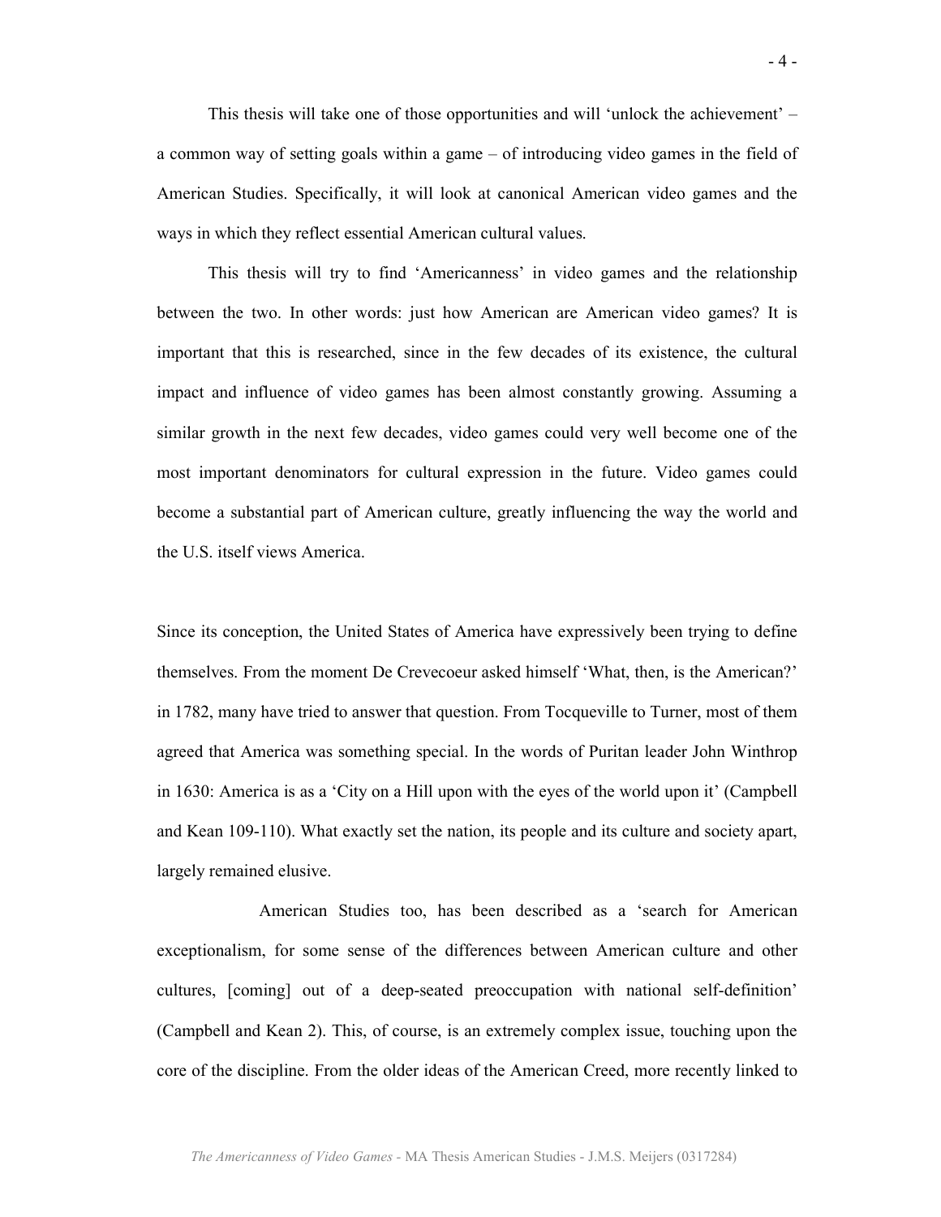This thesis will take one of those opportunities and will 'unlock the achievement' – a common way of setting goals within a game – of introducing video games in the field of American Studies. Specifically, it will look at canonical American video games and the ways in which they reflect essential American cultural values.

This thesis will try to find 'Americanness' in video games and the relationship between the two. In other words: just how American are American video games? It is important that this is researched, since in the few decades of its existence, the cultural impact and influence of video games has been almost constantly growing. Assuming a similar growth in the next few decades, video games could very well become one of the most important denominators for cultural expression in the future. Video games could become a substantial part of American culture, greatly influencing the way the world and the U.S. itself views America.

Since its conception, the United States of America have expressively been trying to define themselves. From the moment De Crevecoeur asked himself 'What, then, is the American?' in 1782, many have tried to answer that question. From Tocqueville to Turner, most of them agreed that America was something special. In the words of Puritan leader John Winthrop in 1630: America is as a 'City on a Hill upon with the eyes of the world upon it' (Campbell and Kean 109-110). What exactly set the nation, its people and its culture and society apart, largely remained elusive.

American Studies too, has been described as a 'search for American exceptionalism, for some sense of the differences between American culture and other cultures, [coming] out of a deep-seated preoccupation with national self-definition' (Campbell and Kean 2). This, of course, is an extremely complex issue, touching upon the core of the discipline. From the older ideas of the American Creed, more recently linked to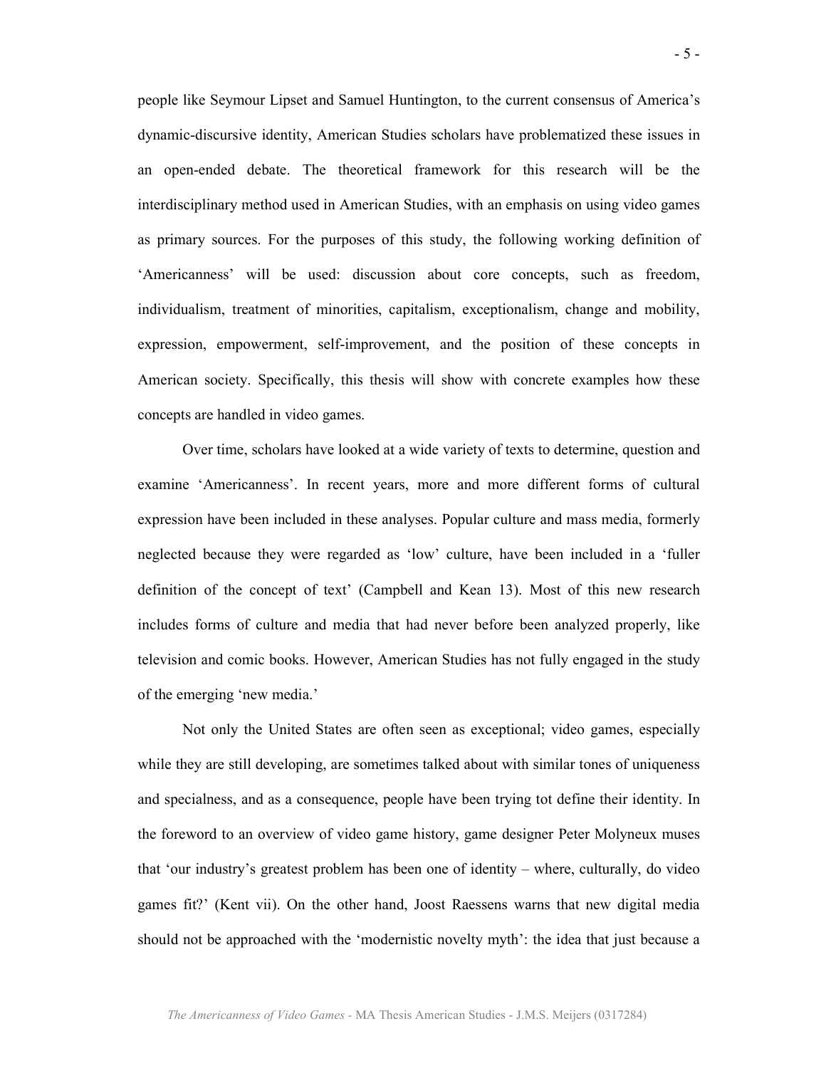people like Seymour Lipset and Samuel Huntington, to the current consensus of America's dynamic-discursive identity, American Studies scholars have problematized these issues in an open-ended debate. The theoretical framework for this research will be the interdisciplinary method used in American Studies, with an emphasis on using video games as primary sources. For the purposes of this study, the following working definition of 'Americanness' will be used: discussion about core concepts, such as freedom, individualism, treatment of minorities, capitalism, exceptionalism, change and mobility, expression, empowerment, self-improvement, and the position of these concepts in American society. Specifically, this thesis will show with concrete examples how these concepts are handled in video games.

Over time, scholars have looked at a wide variety of texts to determine, question and examine 'Americanness'. In recent years, more and more different forms of cultural expression have been included in these analyses. Popular culture and mass media, formerly neglected because they were regarded as 'low' culture, have been included in a 'fuller definition of the concept of text' (Campbell and Kean 13). Most of this new research includes forms of culture and media that had never before been analyzed properly, like television and comic books. However, American Studies has not fully engaged in the study of the emerging 'new media.'

Not only the United States are often seen as exceptional; video games, especially while they are still developing, are sometimes talked about with similar tones of uniqueness and specialness, and as a consequence, people have been trying tot define their identity. In the foreword to an overview of video game history, game designer Peter Molyneux muses that 'our industry's greatest problem has been one of identity – where, culturally, do video games fit?' (Kent vii). On the other hand, Joost Raessens warns that new digital media should not be approached with the 'modernistic novelty myth': the idea that just because a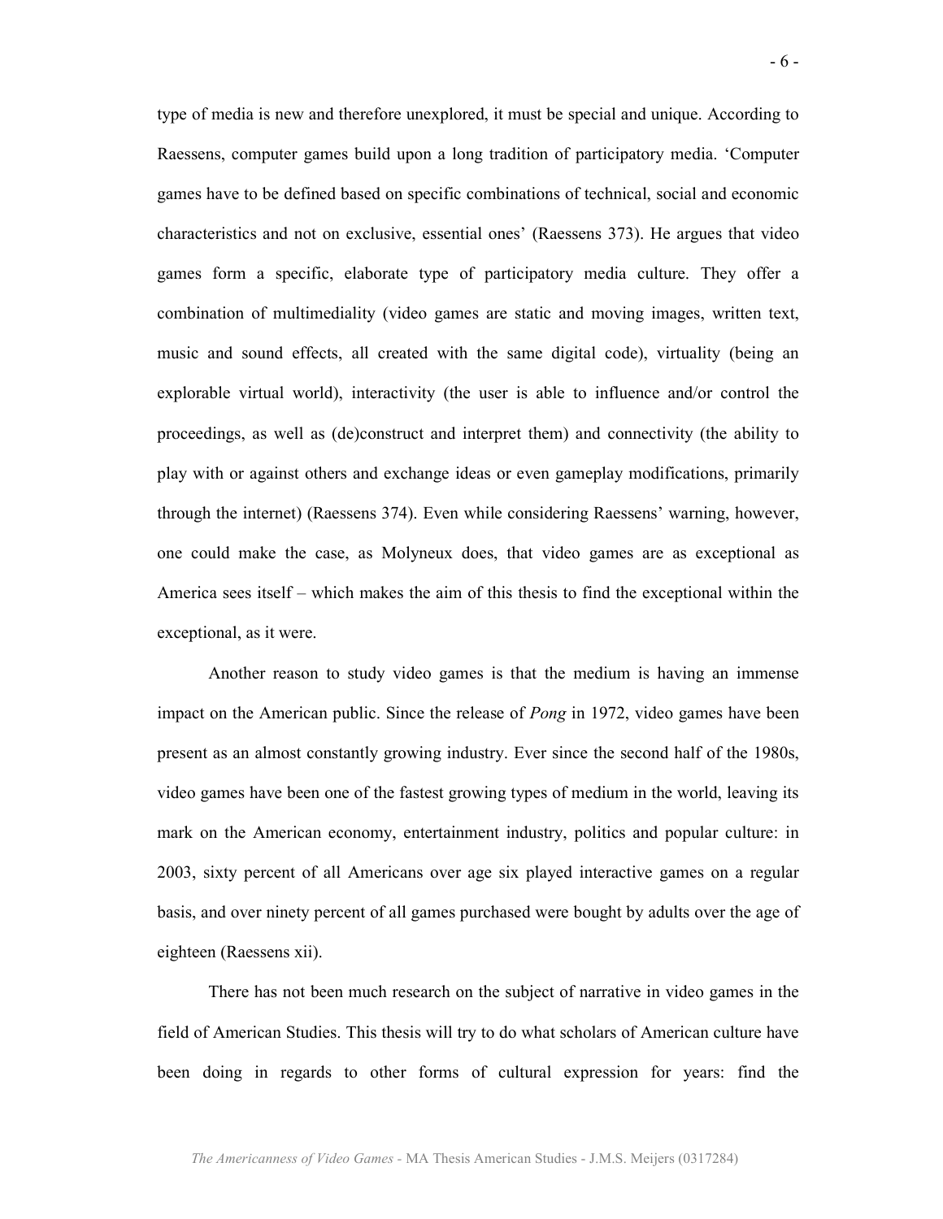type of media is new and therefore unexplored, it must be special and unique. According to Raessens, computer games build upon a long tradition of participatory media. 'Computer games have to be defined based on specific combinations of technical, social and economic characteristics and not on exclusive, essential ones' (Raessens 373). He argues that video games form a specific, elaborate type of participatory media culture. They offer a combination of multimediality (video games are static and moving images, written text, music and sound effects, all created with the same digital code), virtuality (being an explorable virtual world), interactivity (the user is able to influence and/or control the proceedings, as well as (de)construct and interpret them) and connectivity (the ability to play with or against others and exchange ideas or even gameplay modifications, primarily through the internet) (Raessens 374). Even while considering Raessens' warning, however, one could make the case, as Molyneux does, that video games are as exceptional as America sees itself – which makes the aim of this thesis to find the exceptional within the exceptional, as it were.

Another reason to study video games is that the medium is having an immense impact on the American public. Since the release of *Pong* in 1972, video games have been present as an almost constantly growing industry. Ever since the second half of the 1980s, video games have been one of the fastest growing types of medium in the world, leaving its mark on the American economy, entertainment industry, politics and popular culture: in 2003, sixty percent of all Americans over age six played interactive games on a regular basis, and over ninety percent of all games purchased were bought by adults over the age of eighteen (Raessens xii).

There has not been much research on the subject of narrative in video games in the field of American Studies. This thesis will try to do what scholars of American culture have been doing in regards to other forms of cultural expression for years: find the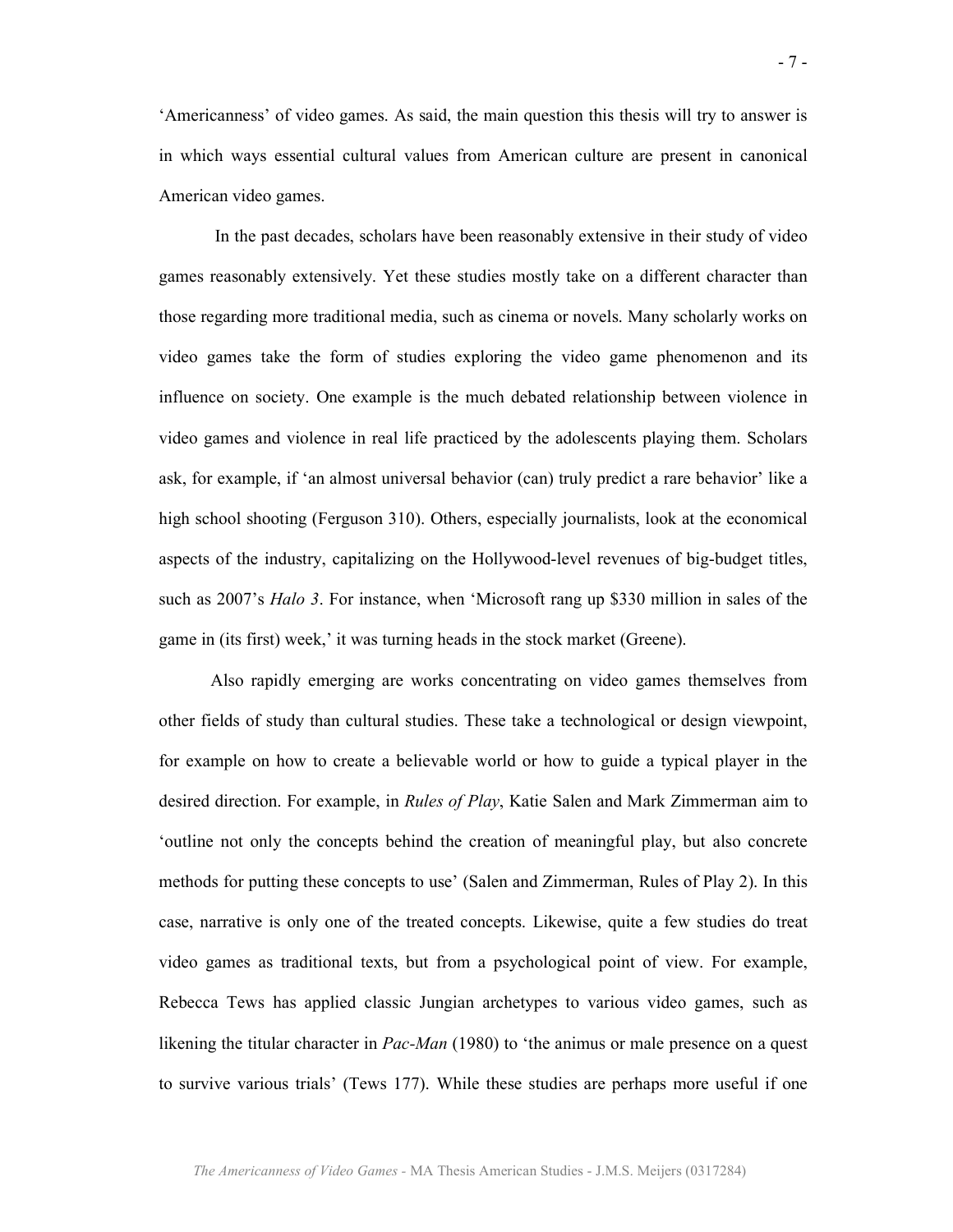'Americanness' of video games. As said, the main question this thesis will try to answer is in which ways essential cultural values from American culture are present in canonical American video games.

In the past decades, scholars have been reasonably extensive in their study of video games reasonably extensively. Yet these studies mostly take on a different character than those regarding more traditional media, such as cinema or novels. Many scholarly works on video games take the form of studies exploring the video game phenomenon and its influence on society. One example is the much debated relationship between violence in video games and violence in real life practiced by the adolescents playing them. Scholars ask, for example, if 'an almost universal behavior (can) truly predict a rare behavior' like a high school shooting (Ferguson 310). Others, especially journalists, look at the economical aspects of the industry, capitalizing on the Hollywood-level revenues of big-budget titles, such as 2007's *Halo 3*. For instance, when 'Microsoft rang up $330 million in sales of the game in (its first) week,' it was turning heads in the stock market (Greene).

Also rapidly emerging are works concentrating on video games themselves from other fields of study than cultural studies. These take a technological or design viewpoint, for example on how to create a believable world or how to guide a typical player in the desired direction. For example, in *Rules of Play*, Katie Salen and Mark Zimmerman aim to 'outline not only the concepts behind the creation of meaningful play, but also concrete methods for putting these concepts to use' (Salen and Zimmerman, Rules of Play 2). In this case, narrative is only one of the treated concepts. Likewise, quite a few studies do treat video games as traditional texts, but from a psychological point of view. For example, Rebecca Tews has applied classic Jungian archetypes to various video games, such as likening the titular character in *Pac-Man* (1980) to 'the animus or male presence on a quest to survive various trials' (Tews 177). While these studies are perhaps more useful if one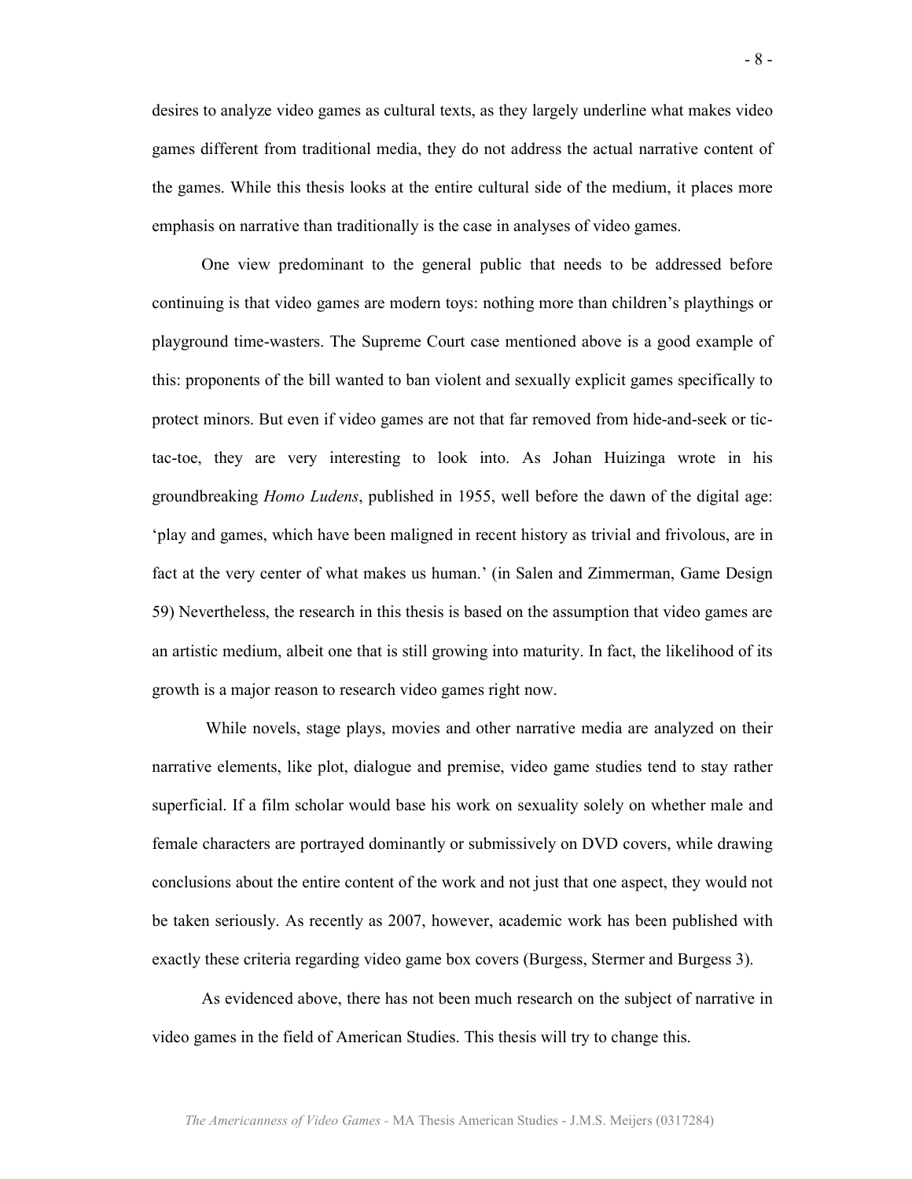desires to analyze video games as cultural texts, as they largely underline what makes video games different from traditional media, they do not address the actual narrative content of the games. While this thesis looks at the entire cultural side of the medium, it places more emphasis on narrative than traditionally is the case in analyses of video games.

One view predominant to the general public that needs to be addressed before continuing is that video games are modern toys: nothing more than children's playthings or playground time-wasters. The Supreme Court case mentioned above is a good example of this: proponents of the bill wanted to ban violent and sexually explicit games specifically to protect minors. But even if video games are not that far removed from hide-and-seek or tic-tac-toe, they are very interesting to look into. As Johan Huizinga wrote in his groundbreaking *Homo Ludens*, published in 1955, well before the dawn of the digital age: 'play and games, which have been maligned in recent history as trivial and frivolous, are in fact at the very center of what makes us human.' (in Salen and Zimmerman, Game Design 59) Nevertheless, the research in this thesis is based on the assumption that video games are an artistic medium, albeit one that is still growing into maturity. In fact, the likelihood of its growth is a major reason to research video games right now.

While novels, stage plays, movies and other narrative media are analyzed on their narrative elements, like plot, dialogue and premise, video game studies tend to stay rather superficial. If a film scholar would base his work on sexuality solely on whether male and female characters are portrayed dominantly or submissively on DVD covers, while drawing conclusions about the entire content of the work and not just that one aspect, they would not be taken seriously. As recently as 2007, however, academic work has been published with exactly these criteria regarding video game box covers (Burgess, Stermer and Burgess 3).

As evidenced above, there has not been much research on the subject of narrative in video games in the field of American Studies. This thesis will try to change this.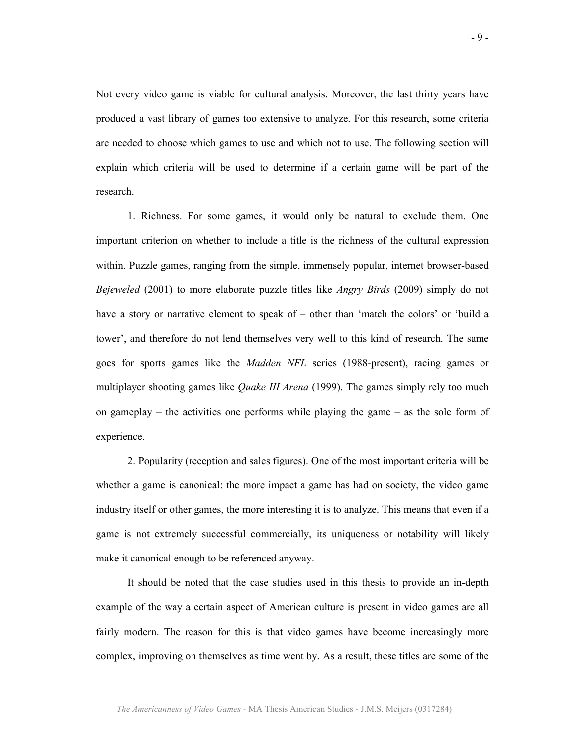Not every video game is viable for cultural analysis. Moreover, the last thirty years have produced a vast library of games too extensive to analyze. For this research, some criteria are needed to choose which games to use and which not to use. The following section will explain which criteria will be used to determine if a certain game will be part of the research.

1. Richness. For some games, it would only be natural to exclude them. One important criterion on whether to include a title is the richness of the cultural expression within. Puzzle games, ranging from the simple, immensely popular, internet browser-based *Bejeweled* (2001) to more elaborate puzzle titles like *Angry Birds* (2009) simply do not have a story or narrative element to speak of – other than 'match the colors' or 'build a tower', and therefore do not lend themselves very well to this kind of research. The same goes for sports games like the *Madden NFL* series (1988-present), racing games or multiplayer shooting games like *Quake III Arena* (1999). The games simply rely too much on gameplay – the activities one performs while playing the game – as the sole form of experience.

2. Popularity (reception and sales figures). One of the most important criteria will be whether a game is canonical: the more impact a game has had on society, the video game industry itself or other games, the more interesting it is to analyze. This means that even if a game is not extremely successful commercially, its uniqueness or notability will likely make it canonical enough to be referenced anyway.

It should be noted that the case studies used in this thesis to provide an in-depth example of the way a certain aspect of American culture is present in video games are all fairly modern. The reason for this is that video games have become increasingly more complex, improving on themselves as time went by. As a result, these titles are some of the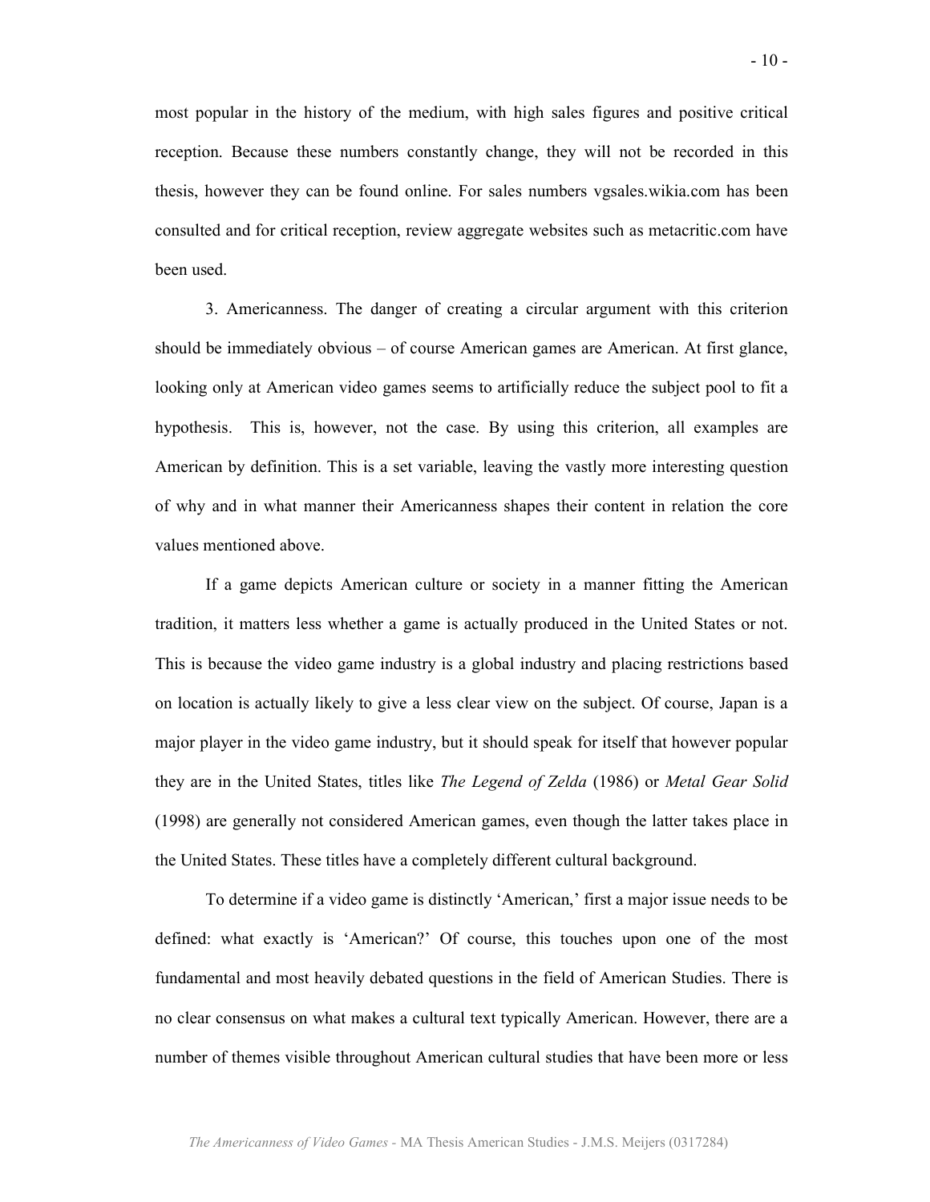most popular in the history of the medium, with high sales figures and positive critical reception. Because these numbers constantly change, they will not be recorded in this thesis, however they can be found online. For sales numbers vgsales.wikia.com has been consulted and for critical reception, review aggregate websites such as metacritic.com have been used.

3. Americanness. The danger of creating a circular argument with this criterion should be immediately obvious – of course American games are American. At first glance, looking only at American video games seems to artificially reduce the subject pool to fit a hypothesis. This is, however, not the case. By using this criterion, all examples are American by definition. This is a set variable, leaving the vastly more interesting question of why and in what manner their Americanness shapes their content in relation the core values mentioned above.

If a game depicts American culture or society in a manner fitting the American tradition, it matters less whether a game is actually produced in the United States or not. This is because the video game industry is a global industry and placing restrictions based on location is actually likely to give a less clear view on the subject. Of course, Japan is a major player in the video game industry, but it should speak for itself that however popular they are in the United States, titles like *The Legend of Zelda* (1986) or *Metal Gear Solid* (1998) are generally not considered American games, even though the latter takes place in the United States. These titles have a completely different cultural background.

To determine if a video game is distinctly 'American,' first a major issue needs to be defined: what exactly is 'American?' Of course, this touches upon one of the most fundamental and most heavily debated questions in the field of American Studies. There is no clear consensus on what makes a cultural text typically American. However, there are a number of themes visible throughout American cultural studies that have been more or less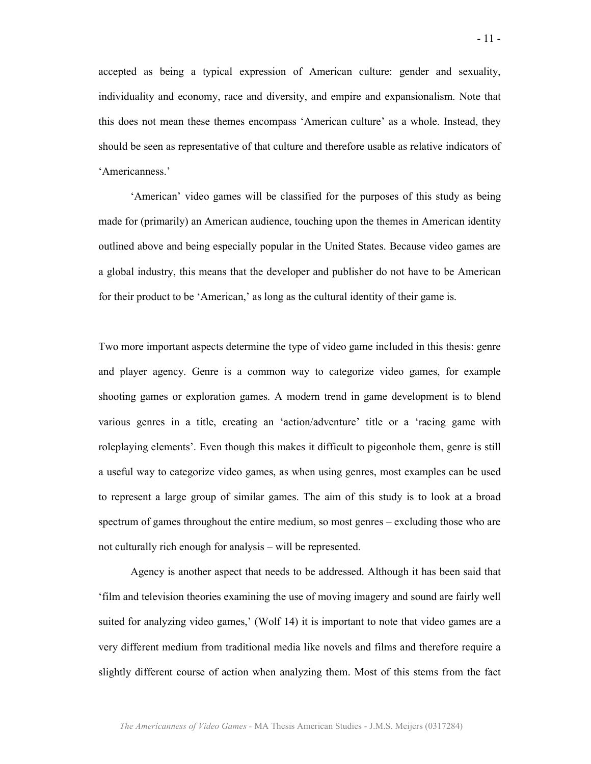accepted as being a typical expression of American culture: gender and sexuality, individuality and economy, race and diversity, and empire and expansionalism. Note that this does not mean these themes encompass 'American culture' as a whole. Instead, they should be seen as representative of that culture and therefore usable as relative indicators of 'Americanness.'

'American' video games will be classified for the purposes of this study as being made for (primarily) an American audience, touching upon the themes in American identity outlined above and being especially popular in the United States. Because video games are a global industry, this means that the developer and publisher do not have to be American for their product to be 'American,' as long as the cultural identity of their game is.

Two more important aspects determine the type of video game included in this thesis: genre and player agency. Genre is a common way to categorize video games, for example shooting games or exploration games. A modern trend in game development is to blend various genres in a title, creating an 'action/adventure' title or a 'racing game with roleplaying elements'. Even though this makes it difficult to pigeonhole them, genre is still a useful way to categorize video games, as when using genres, most examples can be used to represent a large group of similar games. The aim of this study is to look at a broad spectrum of games throughout the entire medium, so most genres – excluding those who are not culturally rich enough for analysis – will be represented.

Agency is another aspect that needs to be addressed. Although it has been said that 'film and television theories examining the use of moving imagery and sound are fairly well suited for analyzing video games,' (Wolf 14) it is important to note that video games are a very different medium from traditional media like novels and films and therefore require a slightly different course of action when analyzing them. Most of this stems from the fact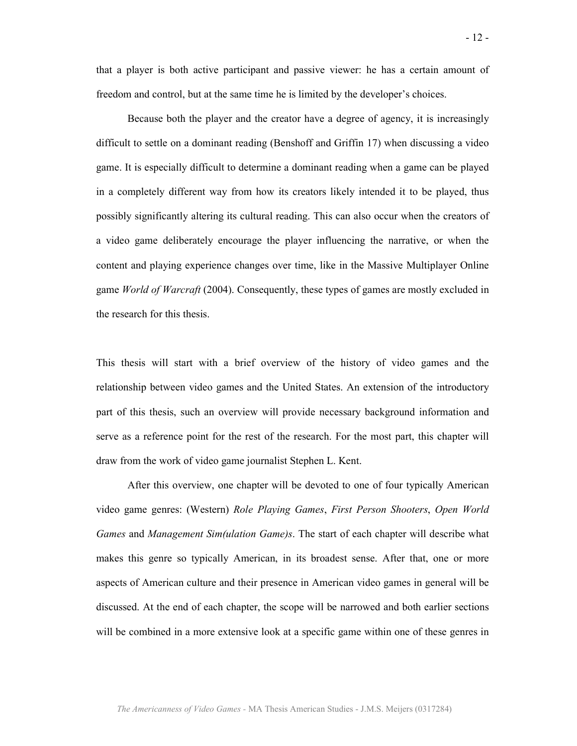that a player is both active participant and passive viewer: he has a certain amount of freedom and control, but at the same time he is limited by the developer's choices.

Because both the player and the creator have a degree of agency, it is increasingly difficult to settle on a dominant reading (Benshoff and Griffin 17) when discussing a video game. It is especially difficult to determine a dominant reading when a game can be played in a completely different way from how its creators likely intended it to be played, thus possibly significantly altering its cultural reading. This can also occur when the creators of a video game deliberately encourage the player influencing the narrative, or when the content and playing experience changes over time, like in the Massive Multiplayer Online game *World of Warcraft* (2004). Consequently, these types of games are mostly excluded in the research for this thesis.

This thesis will start with a brief overview of the history of video games and the relationship between video games and the United States. An extension of the introductory part of this thesis, such an overview will provide necessary background information and serve as a reference point for the rest of the research. For the most part, this chapter will draw from the work of video game journalist Stephen L. Kent.

After this overview, one chapter will be devoted to one of four typically American video game genres: (Western) *Role Playing Games*, *First Person Shooters*, *Open World Games* and *Management Sim(ulation Game)s*. The start of each chapter will describe what makes this genre so typically American, in its broadest sense. After that, one or more aspects of American culture and their presence in American video games in general will be discussed. At the end of each chapter, the scope will be narrowed and both earlier sections will be combined in a more extensive look at a specific game within one of these genres in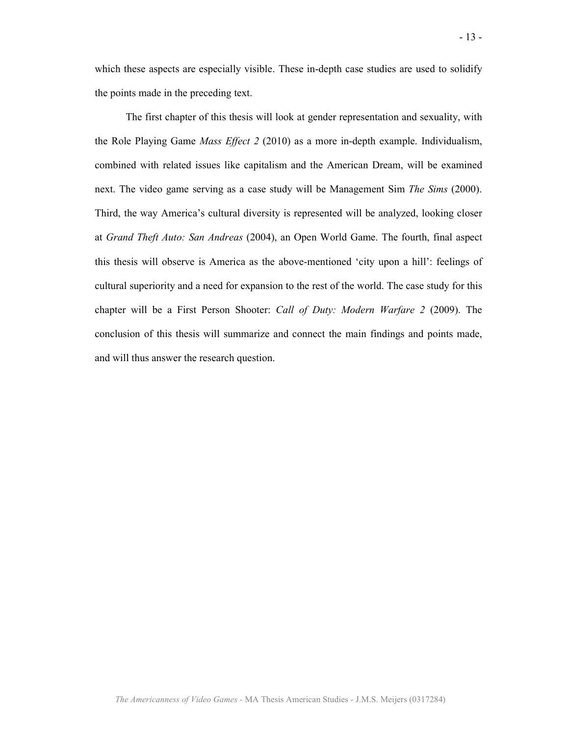which these aspects are especially visible. These in-depth case studies are used to solidify the points made in the preceding text.

The first chapter of this thesis will look at gender representation and sexuality, with the Role Playing Game *Mass Effect 2* (2010) as a more in-depth example. Individualism, combined with related issues like capitalism and the American Dream, will be examined next. The video game serving as a case study will be Management Sim *The Sims* (2000). Third, the way America's cultural diversity is represented will be analyzed, looking closer at *Grand Theft Auto: San Andreas* (2004), an Open World Game. The fourth, final aspect this thesis will observe is America as the above-mentioned 'city upon a hill': feelings of cultural superiority and a need for expansion to the rest of the world. The case study for this chapter will be a First Person Shooter: *Call of Duty: Modern Warfare 2* (2009). The conclusion of this thesis will summarize and connect the main findings and points made, and will thus answer the research question.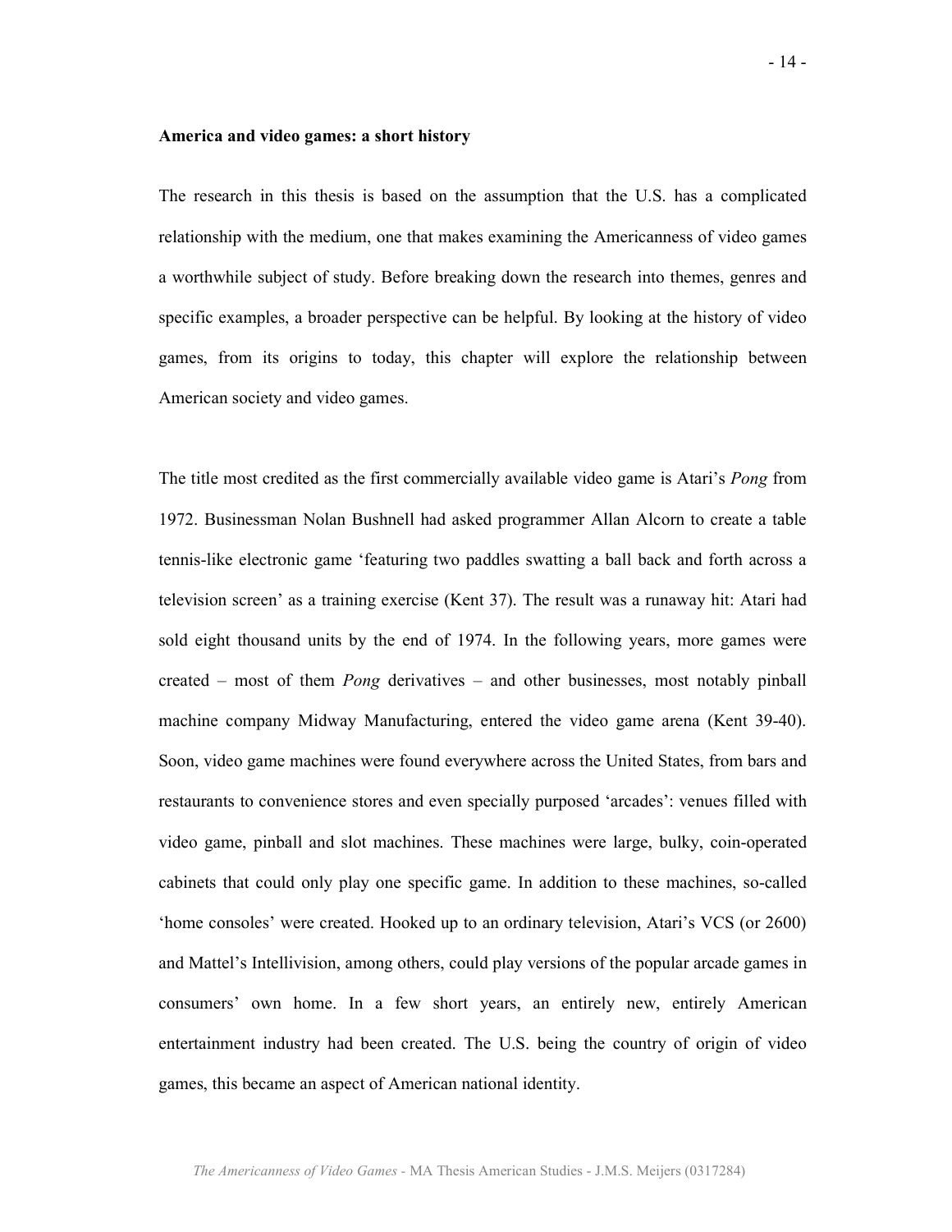**America and video games: a short history**

The research in this thesis is based on the assumption that the U.S. has a complicated relationship with the medium, one that makes examining the Americanness of video games a worthwhile subject of study. Before breaking down the research into themes, genres and specific examples, a broader perspective can be helpful. By looking at the history of video games, from its origins to today, this chapter will explore the relationship between American society and video games.

The title most credited as the first commercially available video game is Atari's *Pong* from 1972. Businessman Nolan Bushnell had asked programmer Allan Alcorn to create a table tennis-like electronic game 'featuring two paddles swatting a ball back and forth across a television screen' as a training exercise (Kent 37). The result was a runaway hit: Atari had sold eight thousand units by the end of 1974. In the following years, more games were created – most of them *Pong* derivatives – and other businesses, most notably pinball machine company Midway Manufacturing, entered the video game arena (Kent 39-40). Soon, video game machines were found everywhere across the United States, from bars and restaurants to convenience stores and even specially purposed 'arcades': venues filled with video game, pinball and slot machines. These machines were large, bulky, coin-operated cabinets that could only play one specific game. In addition to these machines, so-called 'home consoles' were created. Hooked up to an ordinary television, Atari's VCS (or 2600) and Mattel's Intellivision, among others, could play versions of the popular arcade games in consumers' own home. In a few short years, an entirely new, entirely American entertainment industry had been created. The U.S. being the country of origin of video games, this became an aspect of American national identity.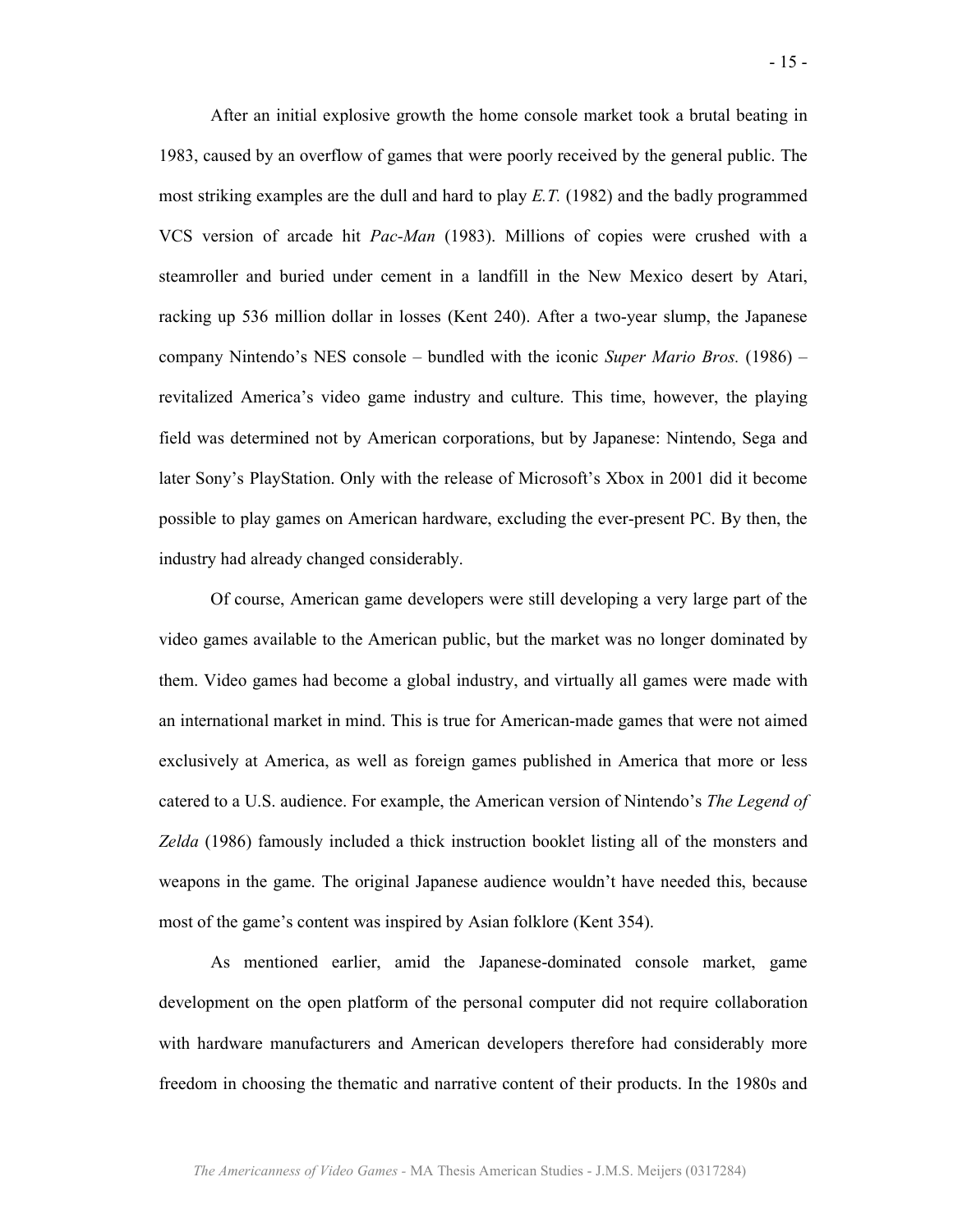After an initial explosive growth the home console market took a brutal beating in 1983, caused by an overflow of games that were poorly received by the general public. The most striking examples are the dull and hard to play *E.T.* (1982) and the badly programmed VCS version of arcade hit *Pac-Man* (1983). Millions of copies were crushed with a steamroller and buried under cement in a landfill in the New Mexico desert by Atari, racking up 536 million dollar in losses (Kent 240). After a two-year slump, the Japanese company Nintendo's NES console – bundled with the iconic *Super Mario Bros.* (1986) – revitalized America's video game industry and culture. This time, however, the playing field was determined not by American corporations, but by Japanese: Nintendo, Sega and later Sony's PlayStation. Only with the release of Microsoft's Xbox in 2001 did it become possible to play games on American hardware, excluding the ever-present PC. By then, the industry had already changed considerably.

Of course, American game developers were still developing a very large part of the video games available to the American public, but the market was no longer dominated by them. Video games had become a global industry, and virtually all games were made with an international market in mind. This is true for American-made games that were not aimed exclusively at America, as well as foreign games published in America that more or less catered to a U.S. audience. For example, the American version of Nintendo's *The Legend of Zelda* (1986) famously included a thick instruction booklet listing all of the monsters and weapons in the game. The original Japanese audience wouldn't have needed this, because most of the game's content was inspired by Asian folklore (Kent 354).

As mentioned earlier, amid the Japanese-dominated console market, game development on the open platform of the personal computer did not require collaboration with hardware manufacturers and American developers therefore had considerably more freedom in choosing the thematic and narrative content of their products. In the 1980s and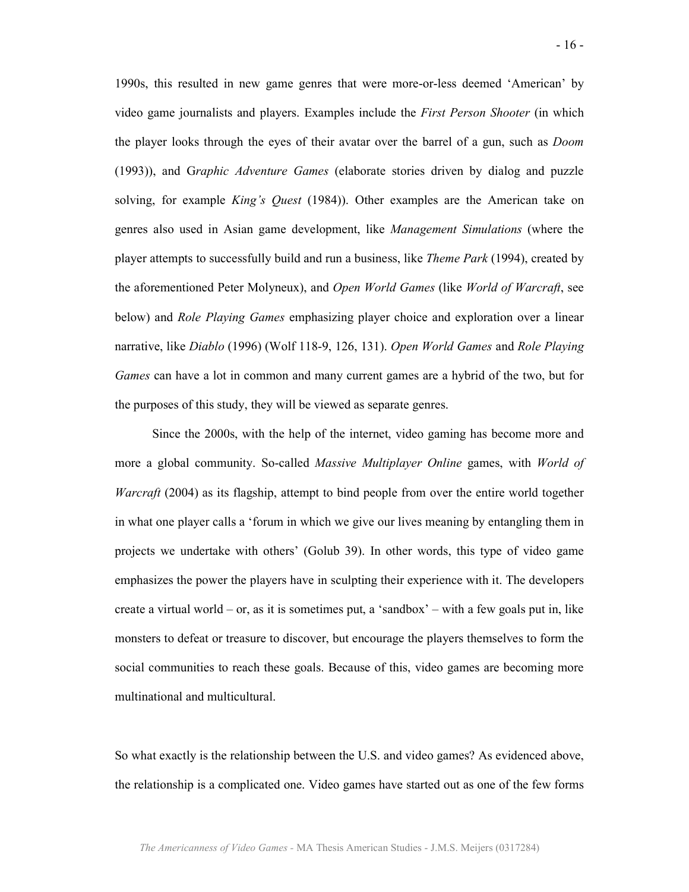1990s, this resulted in new game genres that were more-or-less deemed 'American' by video game journalists and players. Examples include the *First Person Shooter* (in which the player looks through the eyes of their avatar over the barrel of a gun, such as *Doom* (1993)), and G*raphic Adventure Games* (elaborate stories driven by dialog and puzzle solving, for example *King's Quest* (1984)). Other examples are the American take on genres also used in Asian game development, like *Management Simulations* (where the player attempts to successfully build and run a business, like *Theme Park* (1994), created by the aforementioned Peter Molyneux), and *Open World Games* (like *World of Warcraft*, see below) and *Role Playing Games* emphasizing player choice and exploration over a linear narrative, like *Diablo* (1996) (Wolf 118-9, 126, 131). *Open World Games* and *Role Playing Games* can have a lot in common and many current games are a hybrid of the two, but for the purposes of this study, they will be viewed as separate genres.

Since the 2000s, with the help of the internet, video gaming has become more and more a global community. So-called *Massive Multiplayer Online* games, with *World of Warcraft* (2004) as its flagship, attempt to bind people from over the entire world together in what one player calls a 'forum in which we give our lives meaning by entangling them in projects we undertake with others' (Golub 39). In other words, this type of video game emphasizes the power the players have in sculpting their experience with it. The developers create a virtual world – or, as it is sometimes put, a 'sandbox' – with a few goals put in, like monsters to defeat or treasure to discover, but encourage the players themselves to form the social communities to reach these goals. Because of this, video games are becoming more multinational and multicultural.

So what exactly is the relationship between the U.S. and video games? As evidenced above, the relationship is a complicated one. Video games have started out as one of the few forms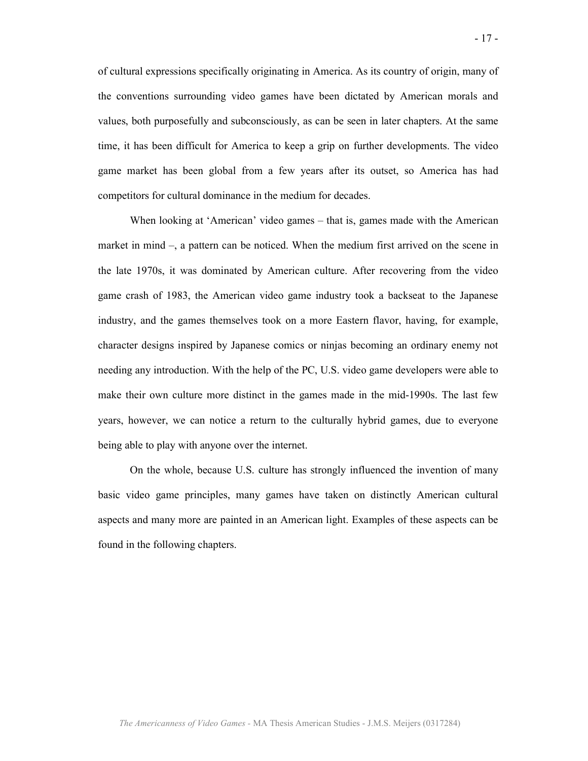of cultural expressions specifically originating in America. As its country of origin, many of the conventions surrounding video games have been dictated by American morals and values, both purposefully and subconsciously, as can be seen in later chapters. At the same time, it has been difficult for America to keep a grip on further developments. The video game market has been global from a few years after its outset, so America has had competitors for cultural dominance in the medium for decades.

When looking at 'American' video games – that is, games made with the American market in mind –, a pattern can be noticed. When the medium first arrived on the scene in the late 1970s, it was dominated by American culture. After recovering from the video game crash of 1983, the American video game industry took a backseat to the Japanese industry, and the games themselves took on a more Eastern flavor, having, for example, character designs inspired by Japanese comics or ninjas becoming an ordinary enemy not needing any introduction. With the help of the PC, U.S. video game developers were able to make their own culture more distinct in the games made in the mid-1990s. The last few years, however, we can notice a return to the culturally hybrid games, due to everyone being able to play with anyone over the internet.

On the whole, because U.S. culture has strongly influenced the invention of many basic video game principles, many games have taken on distinctly American cultural aspects and many more are painted in an American light. Examples of these aspects can be found in the following chapters.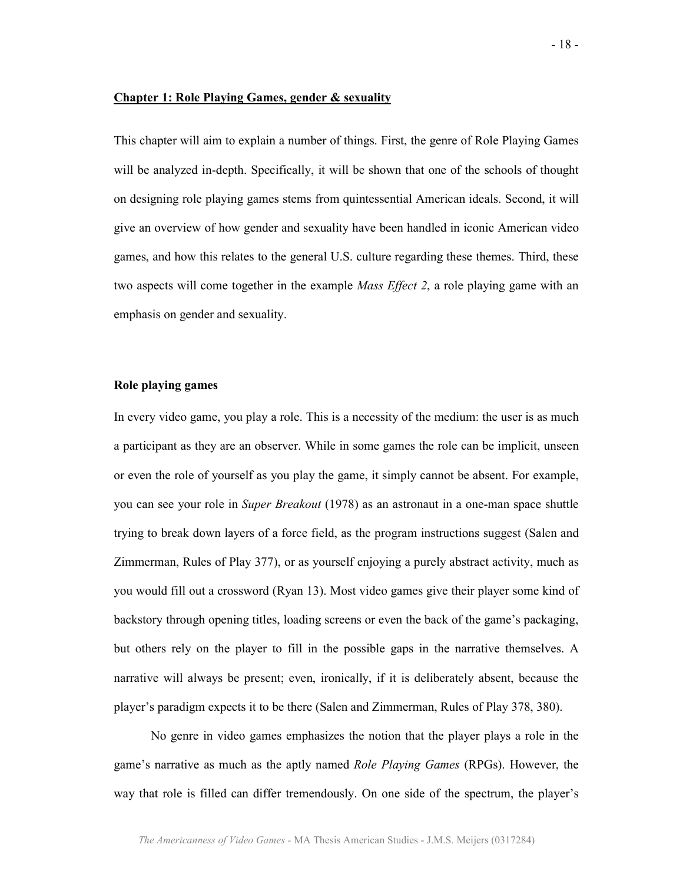## Chapter 1: Role Playing Games, gender & sexuality

This chapter will aim to explain a number of things. First, the genre of Role Playing Games will be analyzed in-depth. Specifically, it will be shown that one of the schools of thought on designing role playing games stems from quintessential American ideals. Second, it will give an overview of how gender and sexuality have been handled in iconic American video games, and how this relates to the general U.S. culture regarding these themes. Third, these two aspects will come together in the example *Mass Effect 2*, a role playing game with an emphasis on gender and sexuality.

### Role playing games

In every video game, you play a role. This is a necessity of the medium: the user is as much a participant as they are an observer. While in some games the role can be implicit, unseen or even the role of yourself as you play the game, it simply cannot be absent. For example, you can see your role in *Super Breakout* (1978) as an astronaut in a one-man space shuttle trying to break down layers of a force field, as the program instructions suggest (Salen and Zimmerman, Rules of Play 377), or as yourself enjoying a purely abstract activity, much as you would fill out a crossword (Ryan 13). Most video games give their player some kind of backstory through opening titles, loading screens or even the back of the game's packaging, but others rely on the player to fill in the possible gaps in the narrative themselves. A narrative will always be present; even, ironically, if it is deliberately absent, because the player's paradigm expects it to be there (Salen and Zimmerman, Rules of Play 378, 380).

No genre in video games emphasizes the notion that the player plays a role in the game's narrative as much as the aptly named *Role Playing Games* (RPGs). However, the way that role is filled can differ tremendously. On one side of the spectrum, the player's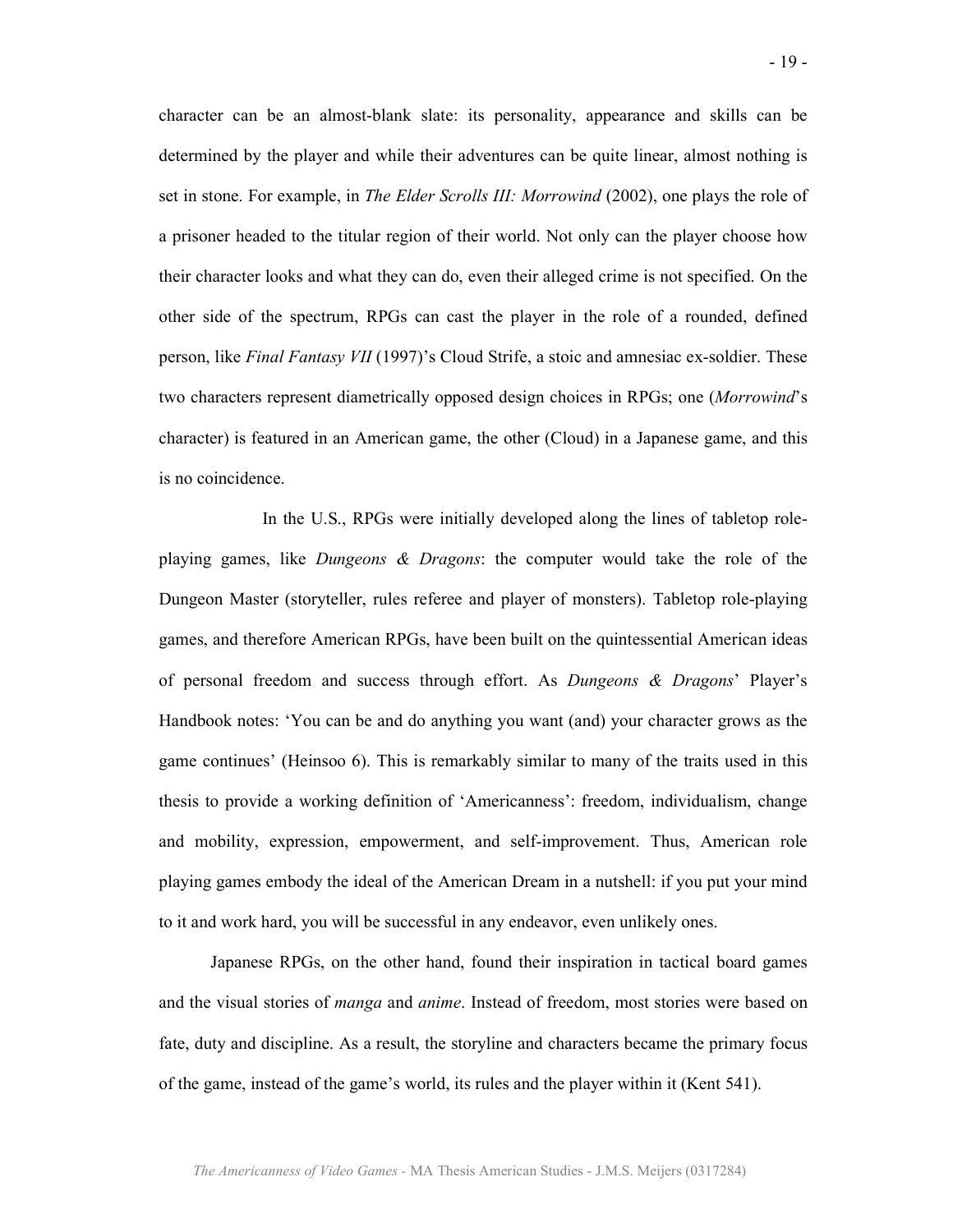character can be an almost-blank slate: its personality, appearance and skills can be determined by the player and while their adventures can be quite linear, almost nothing is set in stone. For example, in *The Elder Scrolls III: Morrowind* (2002), one plays the role of a prisoner headed to the titular region of their world. Not only can the player choose how their character looks and what they can do, even their alleged crime is not specified. On the other side of the spectrum, RPGs can cast the player in the role of a rounded, defined person, like *Final Fantasy VII* (1997)'s Cloud Strife, a stoic and amnesiac ex-soldier. These two characters represent diametrically opposed design choices in RPGs; one (*Morrowind*'s character) is featured in an American game, the other (Cloud) in a Japanese game, and this is no coincidence.

In the U.S., RPGs were initially developed along the lines of tabletop role-playing games, like *Dungeons & Dragons*: the computer would take the role of the Dungeon Master (storyteller, rules referee and player of monsters). Tabletop role-playing games, and therefore American RPGs, have been built on the quintessential American ideas of personal freedom and success through effort. As *Dungeons & Dragons*' Player's Handbook notes: 'You can be and do anything you want (and) your character grows as the game continues' (Heinsoo 6). This is remarkably similar to many of the traits used in this thesis to provide a working definition of 'Americanness': freedom, individualism, change and mobility, expression, empowerment, and self-improvement. Thus, American role playing games embody the ideal of the American Dream in a nutshell: if you put your mind to it and work hard, you will be successful in any endeavor, even unlikely ones.

Japanese RPGs, on the other hand, found their inspiration in tactical board games and the visual stories of *manga* and *anime*. Instead of freedom, most stories were based on fate, duty and discipline. As a result, the storyline and characters became the primary focus of the game, instead of the game's world, its rules and the player within it (Kent 541).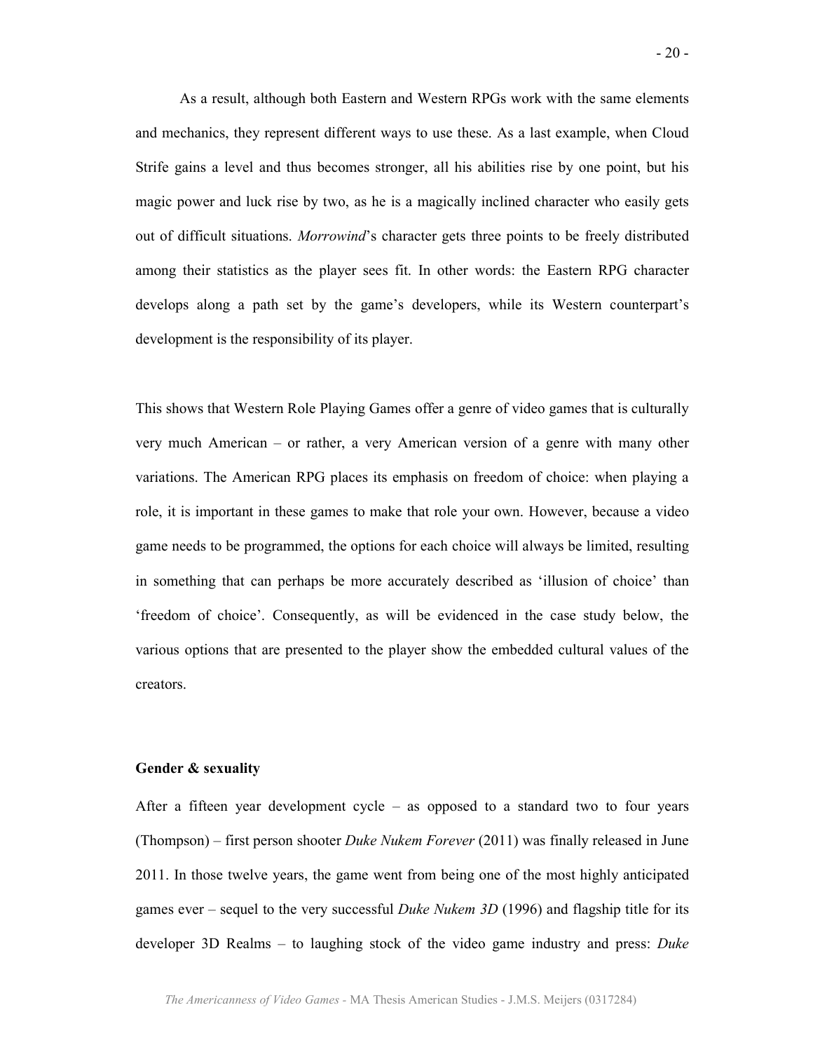As a result, although both Eastern and Western RPGs work with the same elements and mechanics, they represent different ways to use these. As a last example, when Cloud Strife gains a level and thus becomes stronger, all his abilities rise by one point, but his magic power and luck rise by two, as he is a magically inclined character who easily gets out of difficult situations. *Morrowind*'s character gets three points to be freely distributed among their statistics as the player sees fit. In other words: the Eastern RPG character develops along a path set by the game's developers, while its Western counterpart's development is the responsibility of its player.

This shows that Western Role Playing Games offer a genre of video games that is culturally very much American – or rather, a very American version of a genre with many other variations. The American RPG places its emphasis on freedom of choice: when playing a role, it is important in these games to make that role your own. However, because a video game needs to be programmed, the options for each choice will always be limited, resulting in something that can perhaps be more accurately described as 'illusion of choice' than 'freedom of choice'. Consequently, as will be evidenced in the case study below, the various options that are presented to the player show the embedded cultural values of the creators.

**Gender & sexuality**

After a fifteen year development cycle – as opposed to a standard two to four years (Thompson) – first person shooter *Duke Nukem Forever* (2011) was finally released in June 2011. In those twelve years, the game went from being one of the most highly anticipated games ever – sequel to the very successful *Duke Nukem 3D* (1996) and flagship title for its developer 3D Realms – to laughing stock of the video game industry and press: *Duke*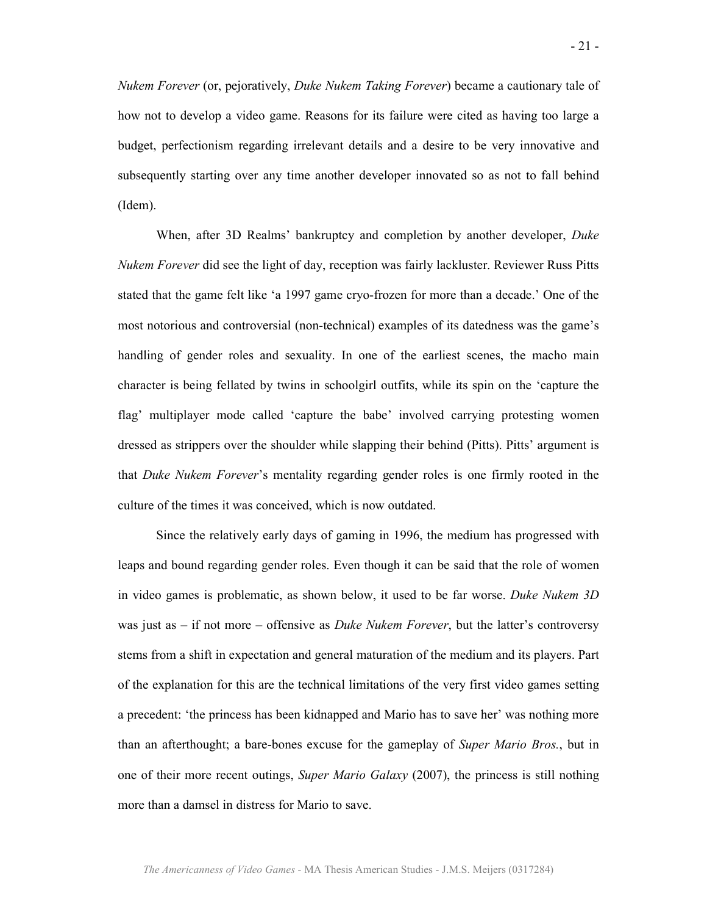*Nukem Forever* (or, pejoratively, *Duke Nukem Taking Forever*) became a cautionary tale of how not to develop a video game. Reasons for its failure were cited as having too large a budget, perfectionism regarding irrelevant details and a desire to be very innovative and subsequently starting over any time another developer innovated so as not to fall behind (Idem).

When, after 3D Realms' bankruptcy and completion by another developer, *Duke Nukem Forever* did see the light of day, reception was fairly lackluster. Reviewer Russ Pitts stated that the game felt like 'a 1997 game cryo-frozen for more than a decade.' One of the most notorious and controversial (non-technical) examples of its datedness was the game's handling of gender roles and sexuality. In one of the earliest scenes, the macho main character is being fellated by twins in schoolgirl outfits, while its spin on the 'capture the flag' multiplayer mode called 'capture the babe' involved carrying protesting women dressed as strippers over the shoulder while slapping their behind (Pitts). Pitts' argument is that *Duke Nukem Forever*'s mentality regarding gender roles is one firmly rooted in the culture of the times it was conceived, which is now outdated.

Since the relatively early days of gaming in 1996, the medium has progressed with leaps and bound regarding gender roles. Even though it can be said that the role of women in video games is problematic, as shown below, it used to be far worse. *Duke Nukem 3D* was just as – if not more – offensive as *Duke Nukem Forever*, but the latter's controversy stems from a shift in expectation and general maturation of the medium and its players. Part of the explanation for this are the technical limitations of the very first video games setting a precedent: 'the princess has been kidnapped and Mario has to save her' was nothing more than an afterthought; a bare-bones excuse for the gameplay of *Super Mario Bros.*, but in one of their more recent outings, *Super Mario Galaxy* (2007), the princess is still nothing more than a damsel in distress for Mario to save.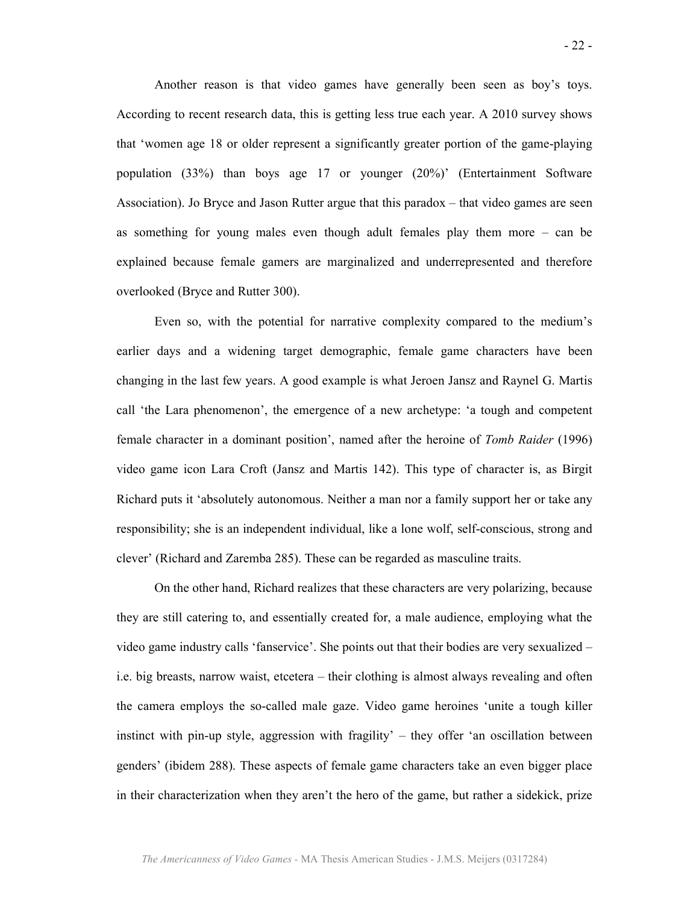Another reason is that video games have generally been seen as boy's toys. According to recent research data, this is getting less true each year. A 2010 survey shows that 'women age 18 or older represent a significantly greater portion of the game-playing population (33%) than boys age 17 or younger (20%)' (Entertainment Software Association). Jo Bryce and Jason Rutter argue that this paradox – that video games are seen as something for young males even though adult females play them more – can be explained because female gamers are marginalized and underrepresented and therefore overlooked (Bryce and Rutter 300).

Even so, with the potential for narrative complexity compared to the medium's earlier days and a widening target demographic, female game characters have been changing in the last few years. A good example is what Jeroen Jansz and Raynel G. Martis call 'the Lara phenomenon', the emergence of a new archetype: 'a tough and competent female character in a dominant position', named after the heroine of *Tomb Raider* (1996) video game icon Lara Croft (Jansz and Martis 142). This type of character is, as Birgit Richard puts it 'absolutely autonomous. Neither a man nor a family support her or take any responsibility; she is an independent individual, like a lone wolf, self-conscious, strong and clever' (Richard and Zaremba 285). These can be regarded as masculine traits.

On the other hand, Richard realizes that these characters are very polarizing, because they are still catering to, and essentially created for, a male audience, employing what the video game industry calls 'fanservice'. She points out that their bodies are very sexualized – i.e. big breasts, narrow waist, etcetera – their clothing is almost always revealing and often the camera employs the so-called male gaze. Video game heroines 'unite a tough killer instinct with pin-up style, aggression with fragility' – they offer 'an oscillation between genders' (ibidem 288). These aspects of female game characters take an even bigger place in their characterization when they aren't the hero of the game, but rather a sidekick, prize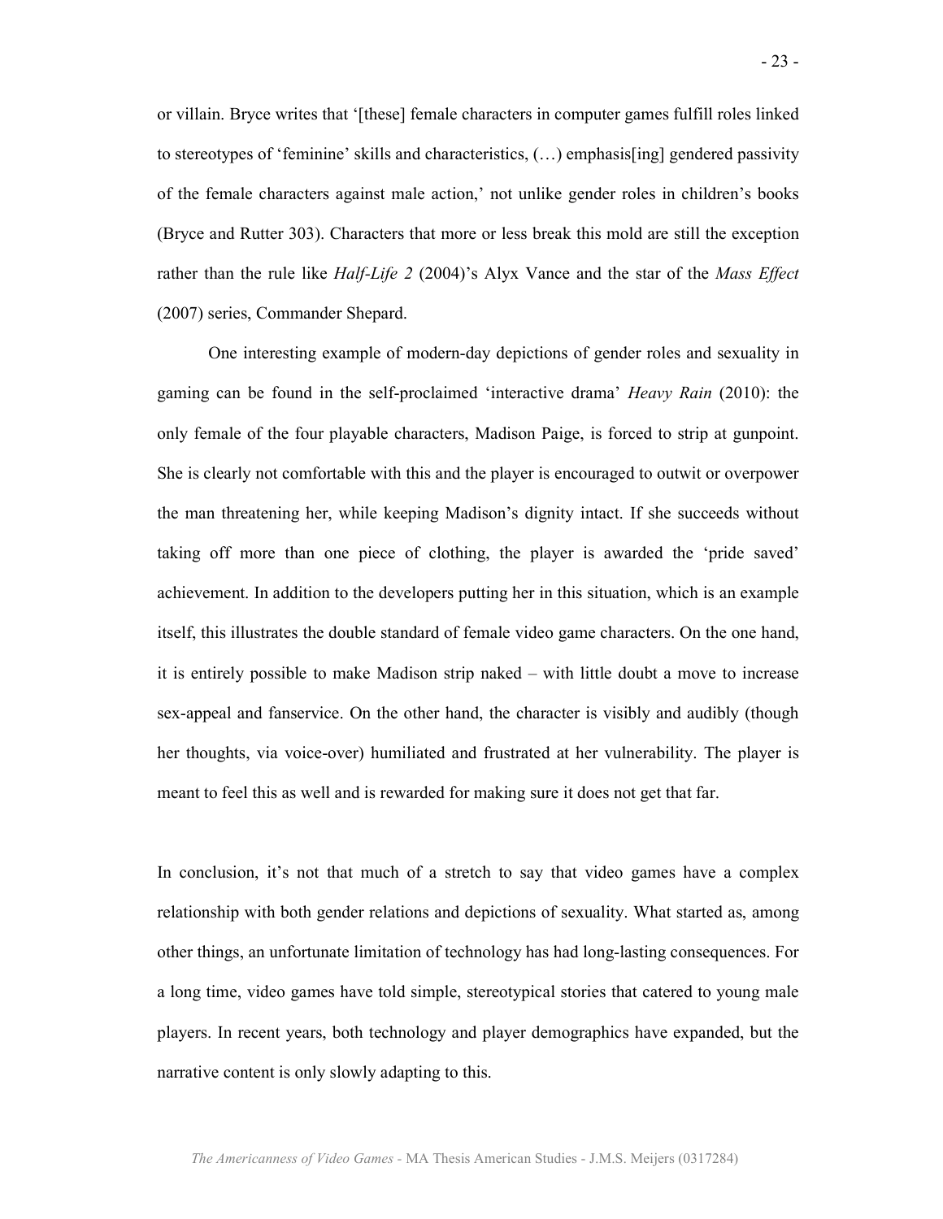or villain. Bryce writes that '[these] female characters in computer games fulfill roles linked to stereotypes of 'feminine' skills and characteristics, (…) emphasis[ing] gendered passivity of the female characters against male action,' not unlike gender roles in children's books (Bryce and Rutter 303). Characters that more or less break this mold are still the exception rather than the rule like *Half-Life 2* (2004)'s Alyx Vance and the star of the *Mass Effect* (2007) series, Commander Shepard.

One interesting example of modern-day depictions of gender roles and sexuality in gaming can be found in the self-proclaimed 'interactive drama' *Heavy Rain* (2010): the only female of the four playable characters, Madison Paige, is forced to strip at gunpoint. She is clearly not comfortable with this and the player is encouraged to outwit or overpower the man threatening her, while keeping Madison's dignity intact. If she succeeds without taking off more than one piece of clothing, the player is awarded the 'pride saved' achievement. In addition to the developers putting her in this situation, which is an example itself, this illustrates the double standard of female video game characters. On the one hand, it is entirely possible to make Madison strip naked – with little doubt a move to increase sex-appeal and fanservice. On the other hand, the character is visibly and audibly (though her thoughts, via voice-over) humiliated and frustrated at her vulnerability. The player is meant to feel this as well and is rewarded for making sure it does not get that far.

In conclusion, it's not that much of a stretch to say that video games have a complex relationship with both gender relations and depictions of sexuality. What started as, among other things, an unfortunate limitation of technology has had long-lasting consequences. For a long time, video games have told simple, stereotypical stories that catered to young male players. In recent years, both technology and player demographics have expanded, but the narrative content is only slowly adapting to this.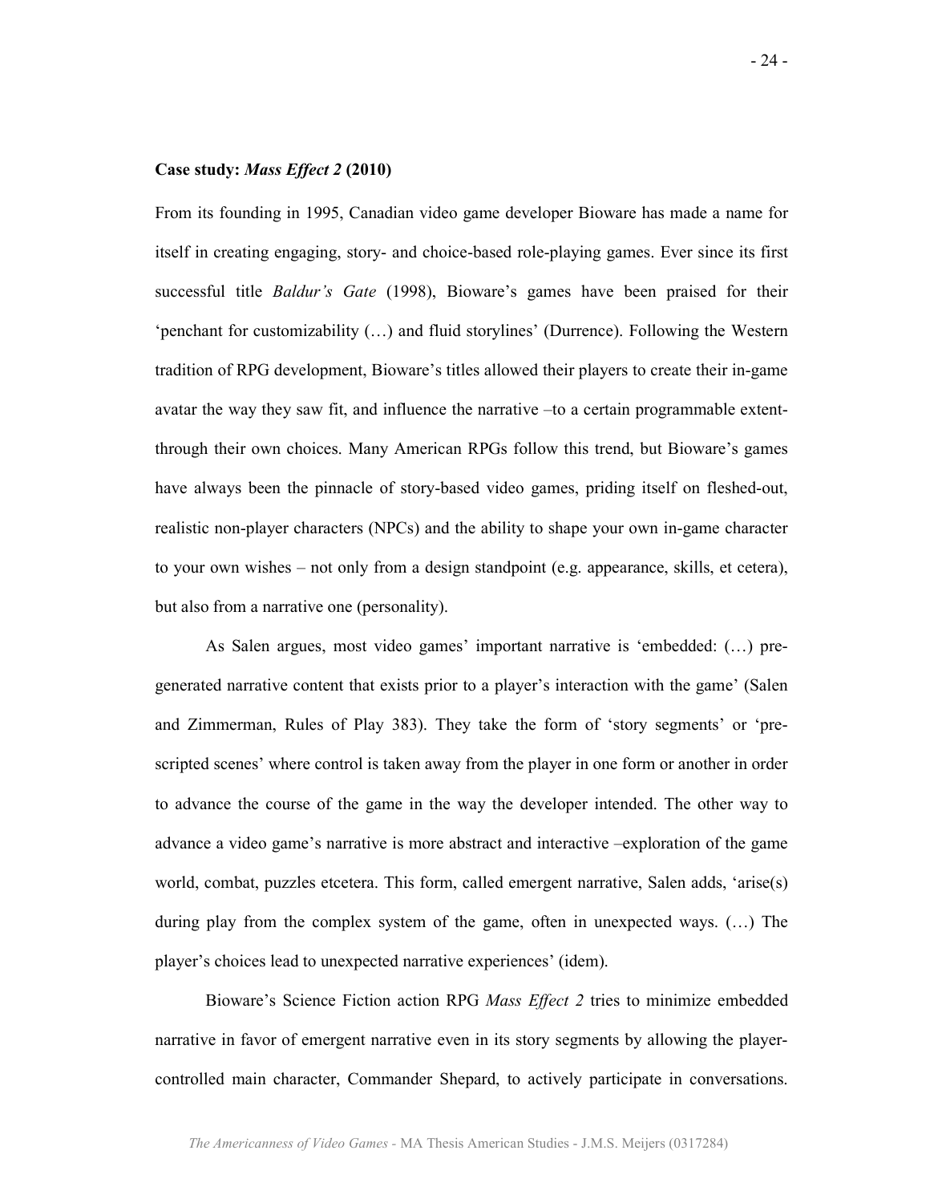**Case study: *Mass Effect 2* (2010)**

From its founding in 1995, Canadian video game developer Bioware has made a name for itself in creating engaging, story- and choice-based role-playing games. Ever since its first successful title *Baldur's Gate* (1998), Bioware's games have been praised for their 'penchant for customizability (…) and fluid storylines' (Durrence). Following the Western tradition of RPG development, Bioware's titles allowed their players to create their in-game avatar the way they saw fit, and influence the narrative –to a certain programmable extent- through their own choices. Many American RPGs follow this trend, but Bioware's games have always been the pinnacle of story-based video games, priding itself on fleshed-out, realistic non-player characters (NPCs) and the ability to shape your own in-game character to your own wishes – not only from a design standpoint (e.g. appearance, skills, et cetera), but also from a narrative one (personality).

As Salen argues, most video games' important narrative is 'embedded: (…) pre-generated narrative content that exists prior to a player's interaction with the game' (Salen and Zimmerman, Rules of Play 383). They take the form of 'story segments' or 'pre-scripted scenes' where control is taken away from the player in one form or another in order to advance the course of the game in the way the developer intended. The other way to advance a video game's narrative is more abstract and interactive –exploration of the game world, combat, puzzles etcetera. This form, called emergent narrative, Salen adds, 'arise(s) during play from the complex system of the game, often in unexpected ways. (…) The player's choices lead to unexpected narrative experiences' (idem).

Bioware's Science Fiction action RPG *Mass Effect 2* tries to minimize embedded narrative in favor of emergent narrative even in its story segments by allowing the player-controlled main character, Commander Shepard, to actively participate in conversations.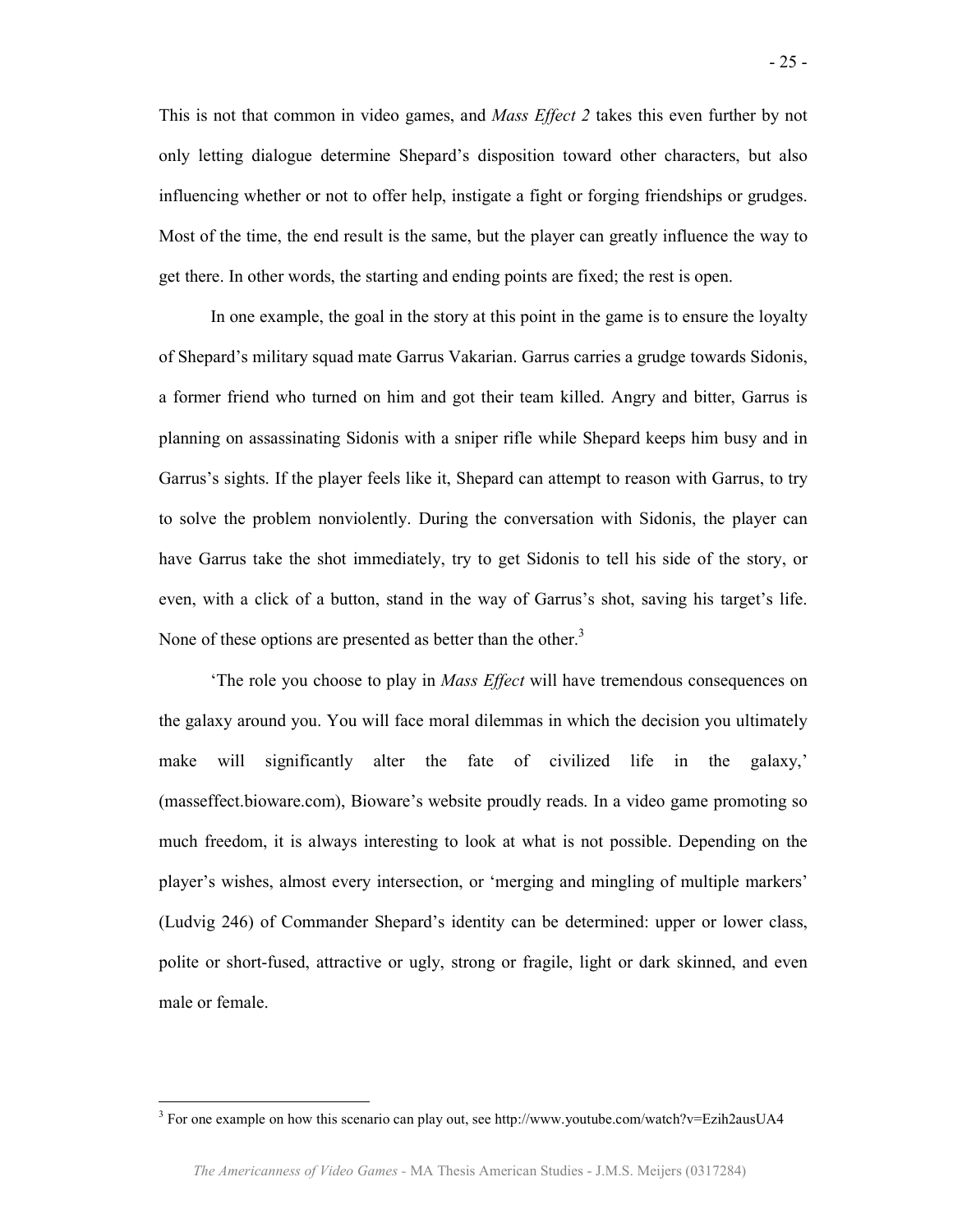This is not that common in video games, and *Mass Effect 2* takes this even further by not only letting dialogue determine Shepard's disposition toward other characters, but also influencing whether or not to offer help, instigate a fight or forging friendships or grudges. Most of the time, the end result is the same, but the player can greatly influence the way to get there. In other words, the starting and ending points are fixed; the rest is open.

In one example, the goal in the story at this point in the game is to ensure the loyalty of Shepard's military squad mate Garrus Vakarian. Garrus carries a grudge towards Sidonis, a former friend who turned on him and got their team killed. Angry and bitter, Garrus is planning on assassinating Sidonis with a sniper rifle while Shepard keeps him busy and in Garrus's sights. If the player feels like it, Shepard can attempt to reason with Garrus, to try to solve the problem nonviolently. During the conversation with Sidonis, the player can have Garrus take the shot immediately, try to get Sidonis to tell his side of the story, or even, with a click of a button, stand in the way of Garrus's shot, saving his target's life. None of these options are presented as better than the other.[3]

'The role you choose to play in *Mass Effect* will have tremendous consequences on the galaxy around you. You will face moral dilemmas in which the decision you ultimately make will significantly alter the fate of civilized life in the galaxy,' (masseffect.bioware.com), Bioware's website proudly reads. In a video game promoting so much freedom, it is always interesting to look at what is not possible. Depending on the player's wishes, almost every intersection, or 'merging and mingling of multiple markers' (Ludvig 246) of Commander Shepard's identity can be determined: upper or lower class, polite or short-fused, attractive or ugly, strong or fragile, light or dark skinned, and even male or female.

---

[3] For one example on how this scenario can play out, see http://www.youtube.com/watch?v=Ezih2ausUA4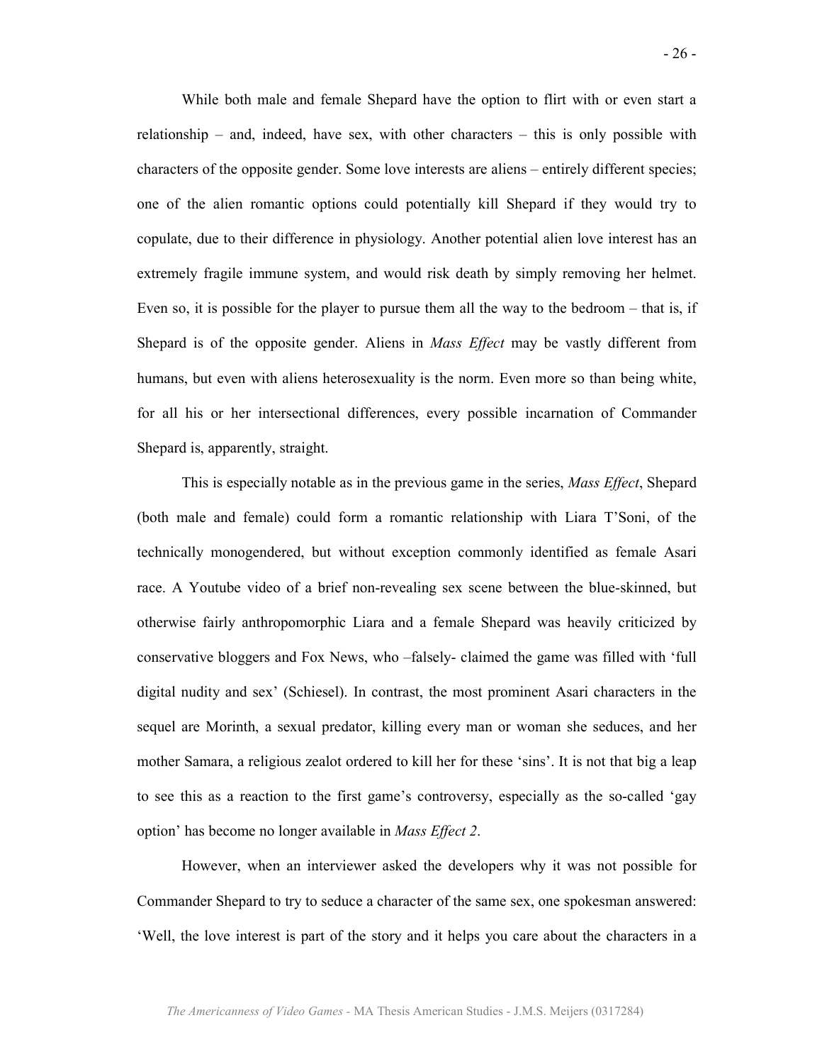While both male and female Shepard have the option to flirt with or even start a relationship – and, indeed, have sex, with other characters – this is only possible with characters of the opposite gender. Some love interests are aliens – entirely different species; one of the alien romantic options could potentially kill Shepard if they would try to copulate, due to their difference in physiology. Another potential alien love interest has an extremely fragile immune system, and would risk death by simply removing her helmet. Even so, it is possible for the player to pursue them all the way to the bedroom – that is, if Shepard is of the opposite gender. Aliens in *Mass Effect* may be vastly different from humans, but even with aliens heterosexuality is the norm. Even more so than being white, for all his or her intersectional differences, every possible incarnation of Commander Shepard is, apparently, straight.

This is especially notable as in the previous game in the series, *Mass Effect*, Shepard (both male and female) could form a romantic relationship with Liara T'Soni, of the technically monogendered, but without exception commonly identified as female Asari race. A Youtube video of a brief non-revealing sex scene between the blue-skinned, but otherwise fairly anthropomorphic Liara and a female Shepard was heavily criticized by conservative bloggers and Fox News, who –falsely- claimed the game was filled with 'full digital nudity and sex' (Schiesel). In contrast, the most prominent Asari characters in the sequel are Morinth, a sexual predator, killing every man or woman she seduces, and her mother Samara, a religious zealot ordered to kill her for these 'sins'. It is not that big a leap to see this as a reaction to the first game's controversy, especially as the so-called 'gay option' has become no longer available in *Mass Effect 2*.

However, when an interviewer asked the developers why it was not possible for Commander Shepard to try to seduce a character of the same sex, one spokesman answered: 'Well, the love interest is part of the story and it helps you care about the characters in a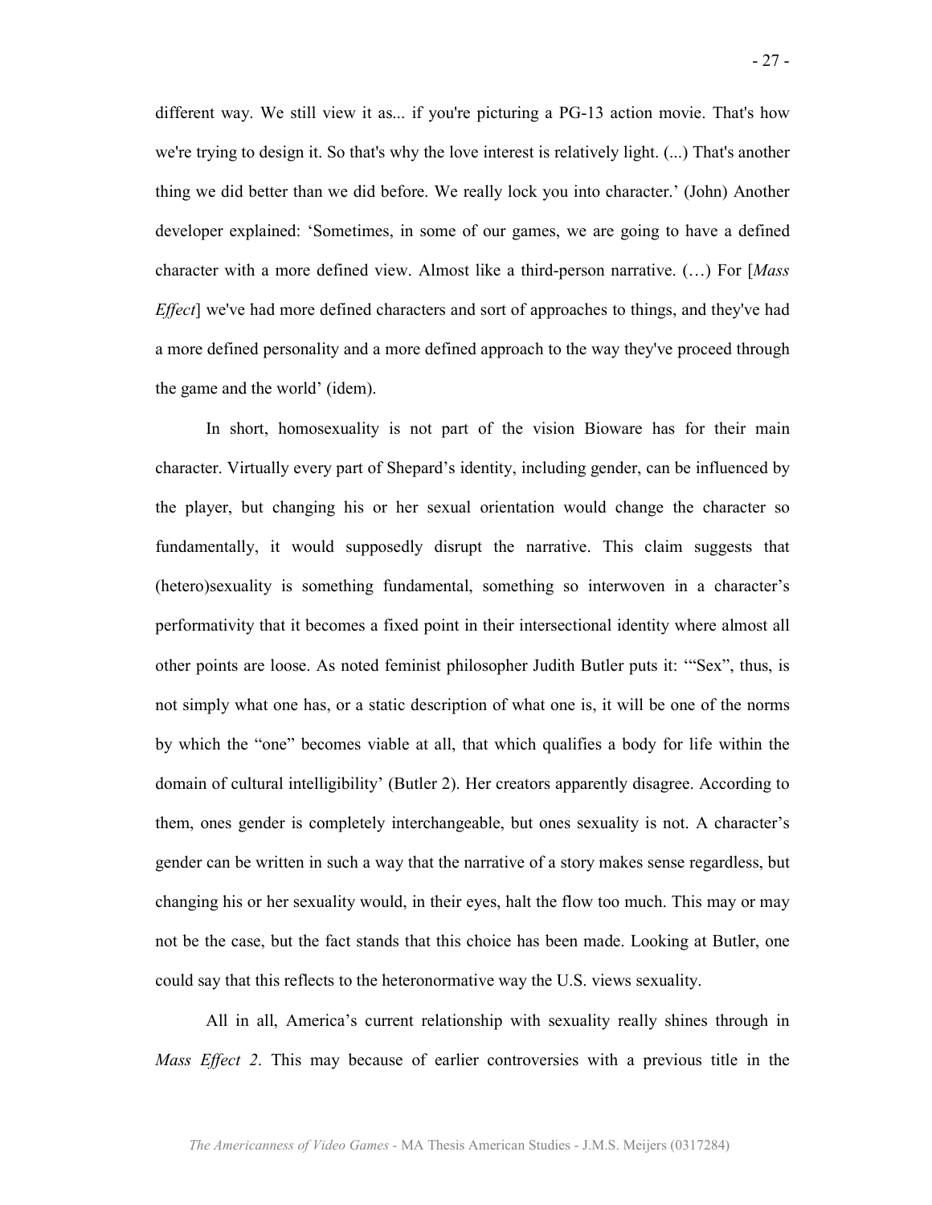different way. We still view it as... if you're picturing a PG-13 action movie. That's how we're trying to design it. So that's why the love interest is relatively light. (...) That's another thing we did better than we did before. We really lock you into character.' (John) Another developer explained: 'Sometimes, in some of our games, we are going to have a defined character with a more defined view. Almost like a third-person narrative. (…) For [*Mass Effect*] we've had more defined characters and sort of approaches to things, and they've had a more defined personality and a more defined approach to the way they've proceed through the game and the world' (idem).

In short, homosexuality is not part of the vision Bioware has for their main character. Virtually every part of Shepard's identity, including gender, can be influenced by the player, but changing his or her sexual orientation would change the character so fundamentally, it would supposedly disrupt the narrative. This claim suggests that (hetero)sexuality is something fundamental, something so interwoven in a character's performativity that it becomes a fixed point in their intersectional identity where almost all other points are loose. As noted feminist philosopher Judith Butler puts it: '"Sex", thus, is not simply what one has, or a static description of what one is, it will be one of the norms by which the "one" becomes viable at all, that which qualifies a body for life within the domain of cultural intelligibility' (Butler 2). Her creators apparently disagree. According to them, ones gender is completely interchangeable, but ones sexuality is not. A character's gender can be written in such a way that the narrative of a story makes sense regardless, but changing his or her sexuality would, in their eyes, halt the flow too much. This may or may not be the case, but the fact stands that this choice has been made. Looking at Butler, one could say that this reflects to the heteronormative way the U.S. views sexuality.

All in all, America's current relationship with sexuality really shines through in *Mass Effect 2*. This may because of earlier controversies with a previous title in the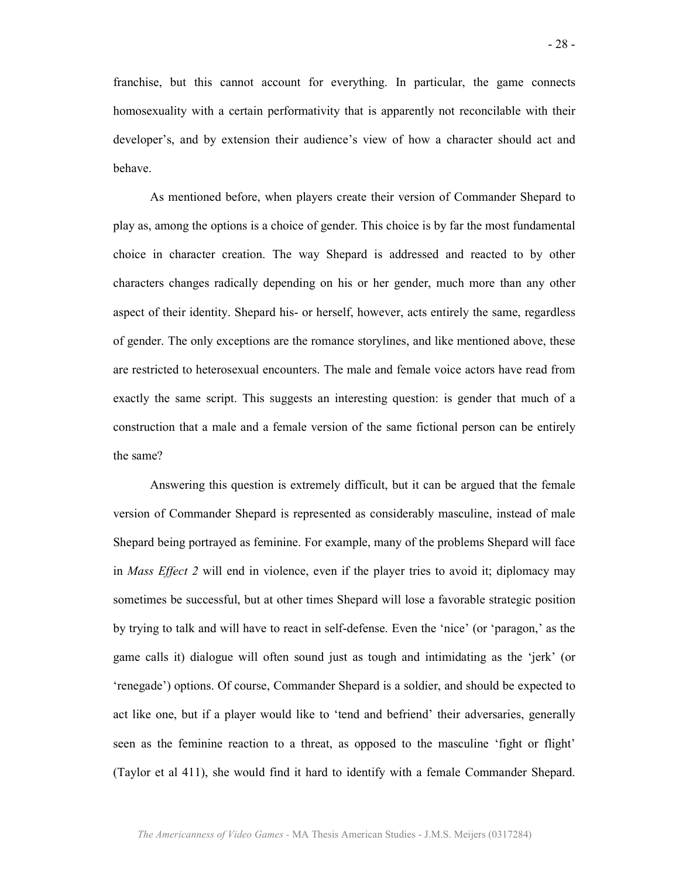franchise, but this cannot account for everything. In particular, the game connects homosexuality with a certain performativity that is apparently not reconcilable with their developer's, and by extension their audience's view of how a character should act and behave.

As mentioned before, when players create their version of Commander Shepard to play as, among the options is a choice of gender. This choice is by far the most fundamental choice in character creation. The way Shepard is addressed and reacted to by other characters changes radically depending on his or her gender, much more than any other aspect of their identity. Shepard his- or herself, however, acts entirely the same, regardless of gender. The only exceptions are the romance storylines, and like mentioned above, these are restricted to heterosexual encounters. The male and female voice actors have read from exactly the same script. This suggests an interesting question: is gender that much of a construction that a male and a female version of the same fictional person can be entirely the same?

Answering this question is extremely difficult, but it can be argued that the female version of Commander Shepard is represented as considerably masculine, instead of male Shepard being portrayed as feminine. For example, many of the problems Shepard will face in *Mass Effect 2* will end in violence, even if the player tries to avoid it; diplomacy may sometimes be successful, but at other times Shepard will lose a favorable strategic position by trying to talk and will have to react in self-defense. Even the 'nice' (or 'paragon,' as the game calls it) dialogue will often sound just as tough and intimidating as the 'jerk' (or 'renegade') options. Of course, Commander Shepard is a soldier, and should be expected to act like one, but if a player would like to 'tend and befriend' their adversaries, generally seen as the feminine reaction to a threat, as opposed to the masculine 'fight or flight' (Taylor et al 411), she would find it hard to identify with a female Commander Shepard.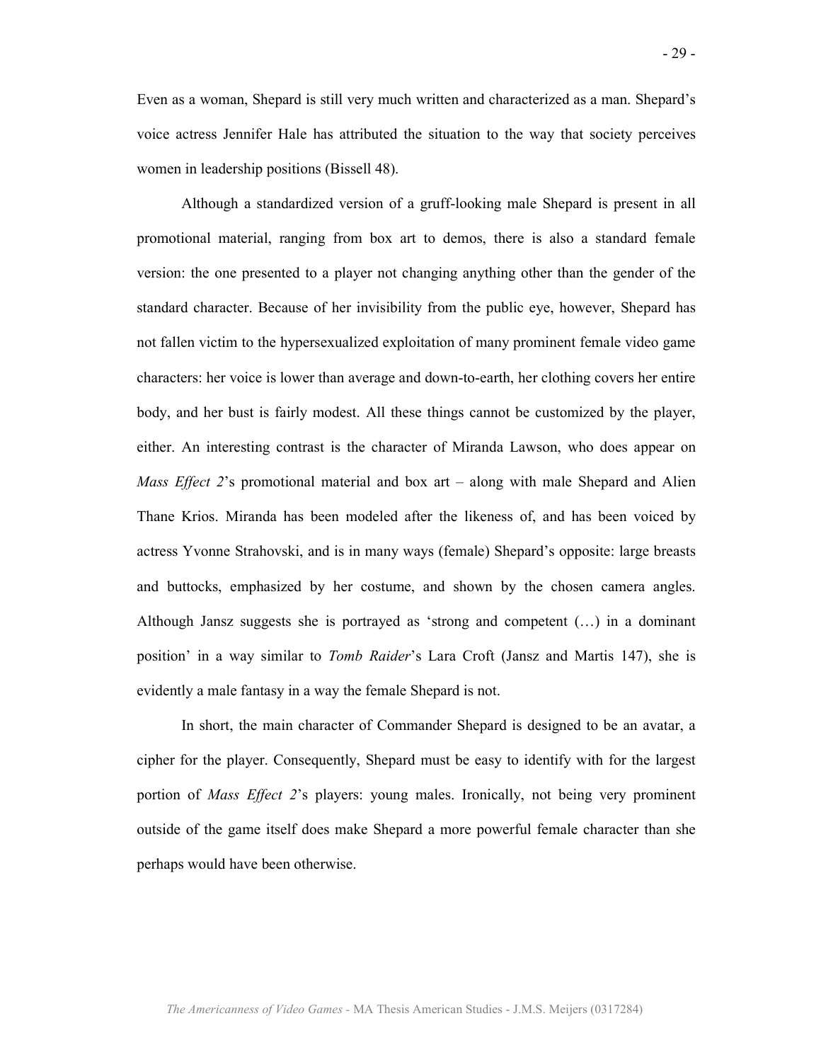Even as a woman, Shepard is still very much written and characterized as a man. Shepard's voice actress Jennifer Hale has attributed the situation to the way that society perceives women in leadership positions (Bissell 48).

Although a standardized version of a gruff-looking male Shepard is present in all promotional material, ranging from box art to demos, there is also a standard female version: the one presented to a player not changing anything other than the gender of the standard character. Because of her invisibility from the public eye, however, Shepard has not fallen victim to the hypersexualized exploitation of many prominent female video game characters: her voice is lower than average and down-to-earth, her clothing covers her entire body, and her bust is fairly modest. All these things cannot be customized by the player, either. An interesting contrast is the character of Miranda Lawson, who does appear on *Mass Effect 2*'s promotional material and box art – along with male Shepard and Alien Thane Krios. Miranda has been modeled after the likeness of, and has been voiced by actress Yvonne Strahovski, and is in many ways (female) Shepard's opposite: large breasts and buttocks, emphasized by her costume, and shown by the chosen camera angles. Although Jansz suggests she is portrayed as 'strong and competent (…) in a dominant position' in a way similar to *Tomb Raider*'s Lara Croft (Jansz and Martis 147), she is evidently a male fantasy in a way the female Shepard is not.

In short, the main character of Commander Shepard is designed to be an avatar, a cipher for the player. Consequently, Shepard must be easy to identify with for the largest portion of *Mass Effect 2*'s players: young males. Ironically, not being very prominent outside of the game itself does make Shepard a more powerful female character than she perhaps would have been otherwise.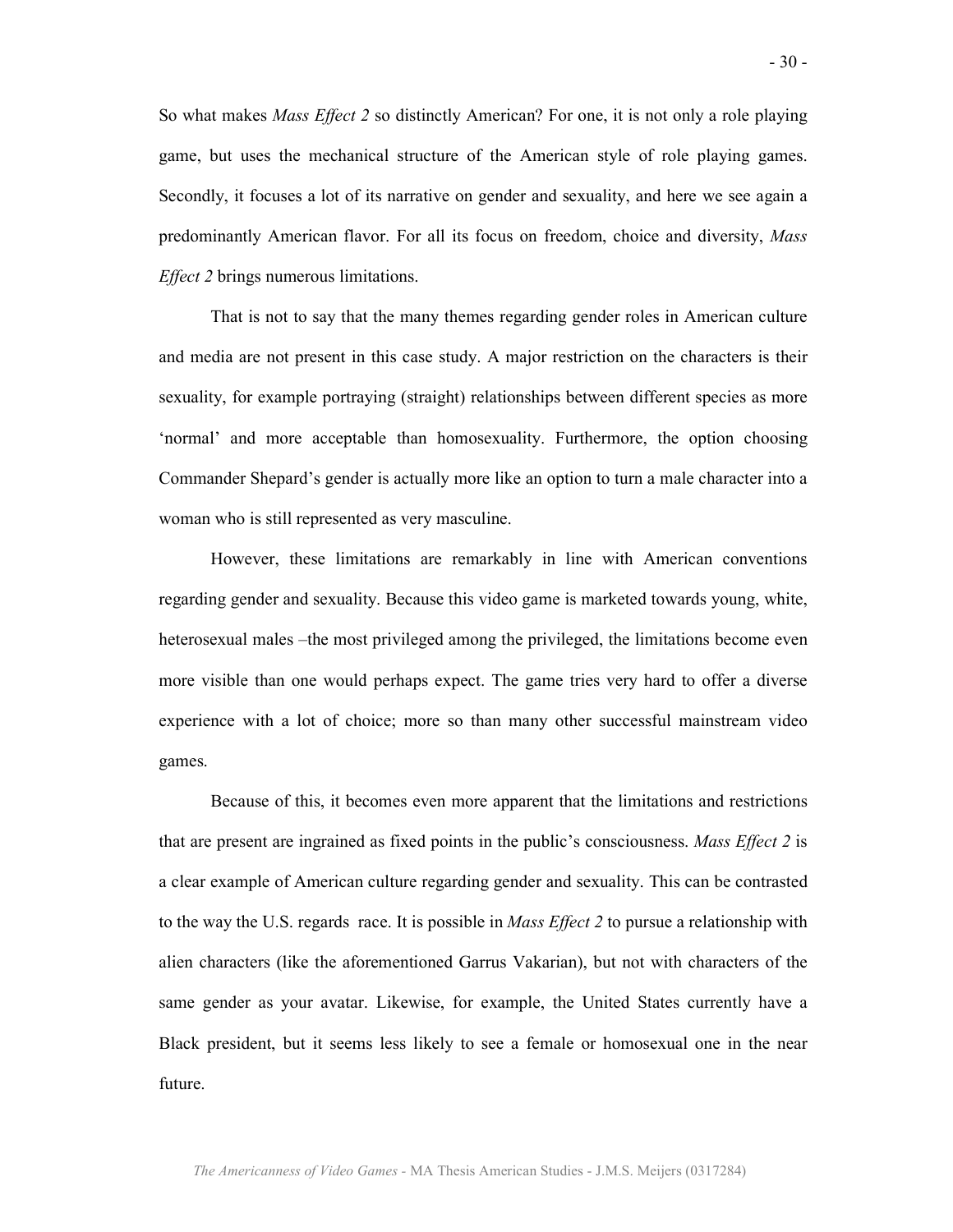So what makes *Mass Effect 2* so distinctly American? For one, it is not only a role playing game, but uses the mechanical structure of the American style of role playing games. Secondly, it focuses a lot of its narrative on gender and sexuality, and here we see again a predominantly American flavor. For all its focus on freedom, choice and diversity, *Mass Effect 2* brings numerous limitations.

That is not to say that the many themes regarding gender roles in American culture and media are not present in this case study. A major restriction on the characters is their sexuality, for example portraying (straight) relationships between different species as more 'normal' and more acceptable than homosexuality. Furthermore, the option choosing Commander Shepard's gender is actually more like an option to turn a male character into a woman who is still represented as very masculine.

However, these limitations are remarkably in line with American conventions regarding gender and sexuality. Because this video game is marketed towards young, white, heterosexual males –the most privileged among the privileged, the limitations become even more visible than one would perhaps expect. The game tries very hard to offer a diverse experience with a lot of choice; more so than many other successful mainstream video games.

Because of this, it becomes even more apparent that the limitations and restrictions that are present are ingrained as fixed points in the public's consciousness. *Mass Effect 2* is a clear example of American culture regarding gender and sexuality. This can be contrasted to the way the U.S. regards race. It is possible in *Mass Effect 2* to pursue a relationship with alien characters (like the aforementioned Garrus Vakarian), but not with characters of the same gender as your avatar. Likewise, for example, the United States currently have a Black president, but it seems less likely to see a female or homosexual one in the near future.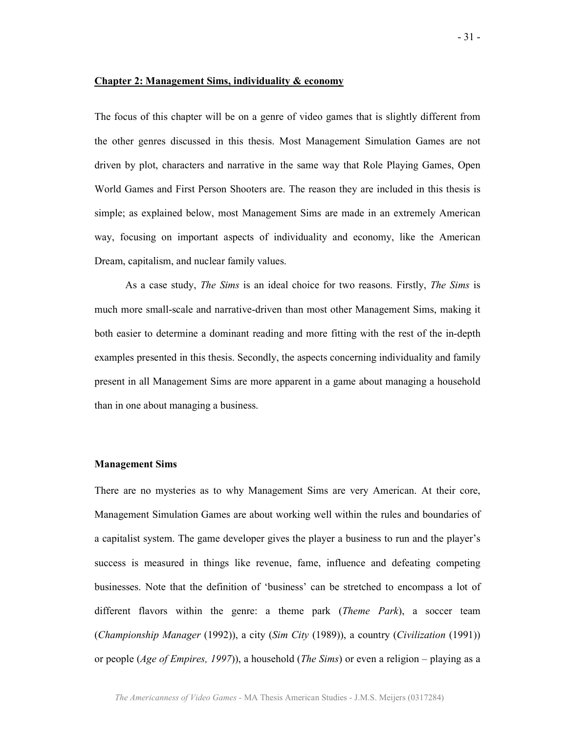## Chapter 2: Management Sims, individuality & economy

The focus of this chapter will be on a genre of video games that is slightly different from the other genres discussed in this thesis. Most Management Simulation Games are not driven by plot, characters and narrative in the same way that Role Playing Games, Open World Games and First Person Shooters are. The reason they are included in this thesis is simple; as explained below, most Management Sims are made in an extremely American way, focusing on important aspects of individuality and economy, like the American Dream, capitalism, and nuclear family values.

As a case study, *The Sims* is an ideal choice for two reasons. Firstly, *The Sims* is much more small-scale and narrative-driven than most other Management Sims, making it both easier to determine a dominant reading and more fitting with the rest of the in-depth examples presented in this thesis. Secondly, the aspects concerning individuality and family present in all Management Sims are more apparent in a game about managing a household than in one about managing a business.

### Management Sims

There are no mysteries as to why Management Sims are very American. At their core, Management Simulation Games are about working well within the rules and boundaries of a capitalist system. The game developer gives the player a business to run and the player's success is measured in things like revenue, fame, influence and defeating competing businesses. Note that the definition of 'business' can be stretched to encompass a lot of different flavors within the genre: a theme park (*Theme Park*), a soccer team (*Championship Manager* (1992)), a city (*Sim City* (1989)), a country (*Civilization* (1991)) or people (*Age of Empires, 1997*)), a household (*The Sims*) or even a religion – playing as a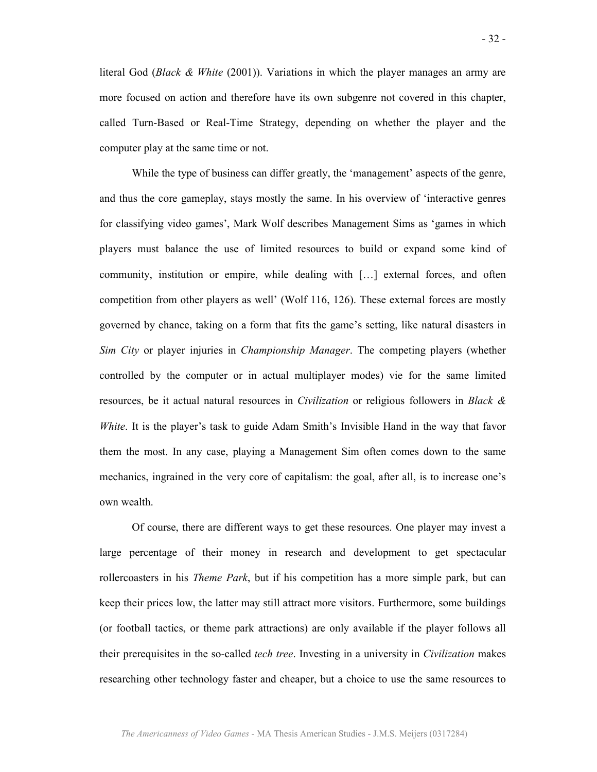literal God (*Black & White* (2001)). Variations in which the player manages an army are more focused on action and therefore have its own subgenre not covered in this chapter, called Turn-Based or Real-Time Strategy, depending on whether the player and the computer play at the same time or not.

While the type of business can differ greatly, the 'management' aspects of the genre, and thus the core gameplay, stays mostly the same. In his overview of 'interactive genres for classifying video games', Mark Wolf describes Management Sims as 'games in which players must balance the use of limited resources to build or expand some kind of community, institution or empire, while dealing with […] external forces, and often competition from other players as well' (Wolf 116, 126). These external forces are mostly governed by chance, taking on a form that fits the game's setting, like natural disasters in *Sim City* or player injuries in *Championship Manager*. The competing players (whether controlled by the computer or in actual multiplayer modes) vie for the same limited resources, be it actual natural resources in *Civilization* or religious followers in *Black & White*. It is the player's task to guide Adam Smith's Invisible Hand in the way that favor them the most. In any case, playing a Management Sim often comes down to the same mechanics, ingrained in the very core of capitalism: the goal, after all, is to increase one's own wealth.

Of course, there are different ways to get these resources. One player may invest a large percentage of their money in research and development to get spectacular rollercoasters in his *Theme Park*, but if his competition has a more simple park, but can keep their prices low, the latter may still attract more visitors. Furthermore, some buildings (or football tactics, or theme park attractions) are only available if the player follows all their prerequisites in the so-called *tech tree*. Investing in a university in *Civilization* makes researching other technology faster and cheaper, but a choice to use the same resources to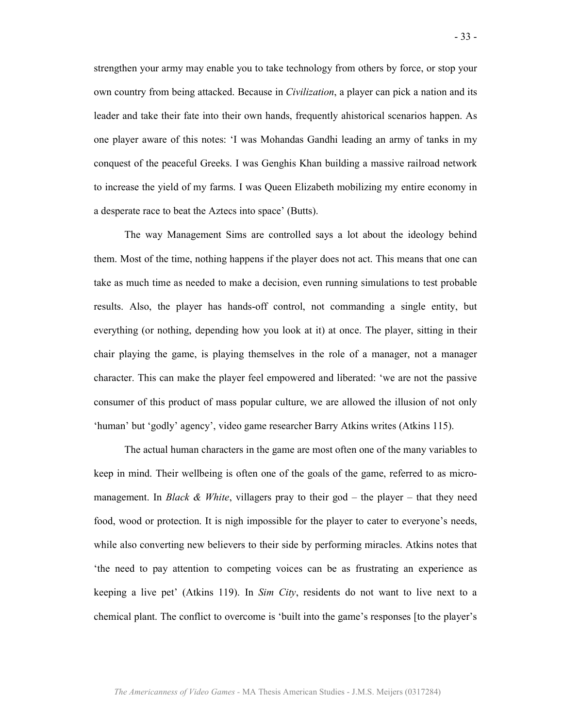strengthen your army may enable you to take technology from others by force, or stop your own country from being attacked. Because in *Civilization*, a player can pick a nation and its leader and take their fate into their own hands, frequently ahistorical scenarios happen. As one player aware of this notes: 'I was Mohandas Gandhi leading an army of tanks in my conquest of the peaceful Greeks. I was Genghis Khan building a massive railroad network to increase the yield of my farms. I was Queen Elizabeth mobilizing my entire economy in a desperate race to beat the Aztecs into space' (Butts).

The way Management Sims are controlled says a lot about the ideology behind them. Most of the time, nothing happens if the player does not act. This means that one can take as much time as needed to make a decision, even running simulations to test probable results. Also, the player has hands-off control, not commanding a single entity, but everything (or nothing, depending how you look at it) at once. The player, sitting in their chair playing the game, is playing themselves in the role of a manager, not a manager character. This can make the player feel empowered and liberated: 'we are not the passive consumer of this product of mass popular culture, we are allowed the illusion of not only 'human' but 'godly' agency', video game researcher Barry Atkins writes (Atkins 115).

The actual human characters in the game are most often one of the many variables to keep in mind. Their wellbeing is often one of the goals of the game, referred to as micro-management. In *Black & White*, villagers pray to their god – the player – that they need food, wood or protection. It is nigh impossible for the player to cater to everyone's needs, while also converting new believers to their side by performing miracles. Atkins notes that 'the need to pay attention to competing voices can be as frustrating an experience as keeping a live pet' (Atkins 119). In *Sim City*, residents do not want to live next to a chemical plant. The conflict to overcome is 'built into the game's responses [to the player's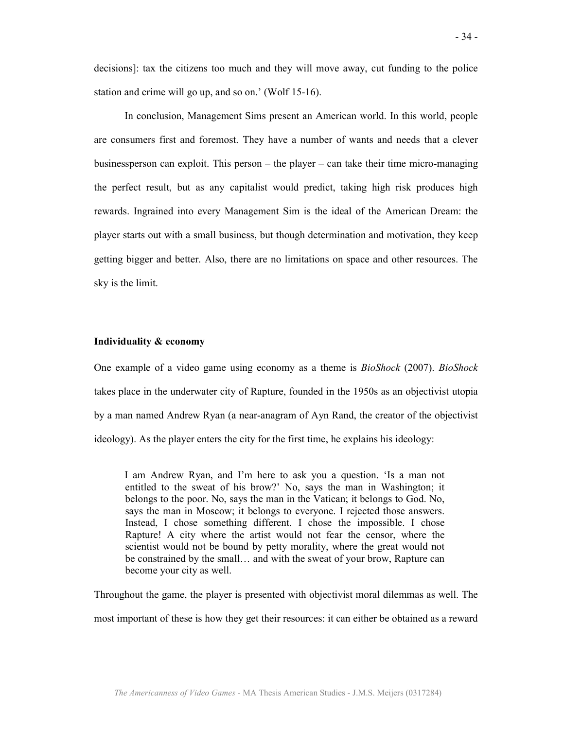decisions]: tax the citizens too much and they will move away, cut funding to the police station and crime will go up, and so on.' (Wolf 15-16).

In conclusion, Management Sims present an American world. In this world, people are consumers first and foremost. They have a number of wants and needs that a clever businessperson can exploit. This person – the player – can take their time micro-managing the perfect result, but as any capitalist would predict, taking high risk produces high rewards. Ingrained into every Management Sim is the ideal of the American Dream: the player starts out with a small business, but though determination and motivation, they keep getting bigger and better. Also, there are no limitations on space and other resources. The sky is the limit.

### Individuality & economy

One example of a video game using economy as a theme is *BioShock* (2007). *BioShock* takes place in the underwater city of Rapture, founded in the 1950s as an objectivist utopia by a man named Andrew Ryan (a near-anagram of Ayn Rand, the creator of the objectivist ideology). As the player enters the city for the first time, he explains his ideology:

> I am Andrew Ryan, and I'm here to ask you a question. 'Is a man not entitled to the sweat of his brow?' No, says the man in Washington; it belongs to the poor. No, says the man in the Vatican; it belongs to God. No, says the man in Moscow; it belongs to everyone. I rejected those answers. Instead, I chose something different. I chose the impossible. I chose Rapture! A city where the artist would not fear the censor, where the scientist would not be bound by petty morality, where the great would not be constrained by the small… and with the sweat of your brow, Rapture can become your city as well.

Throughout the game, the player is presented with objectivist moral dilemmas as well. The most important of these is how they get their resources: it can either be obtained as a reward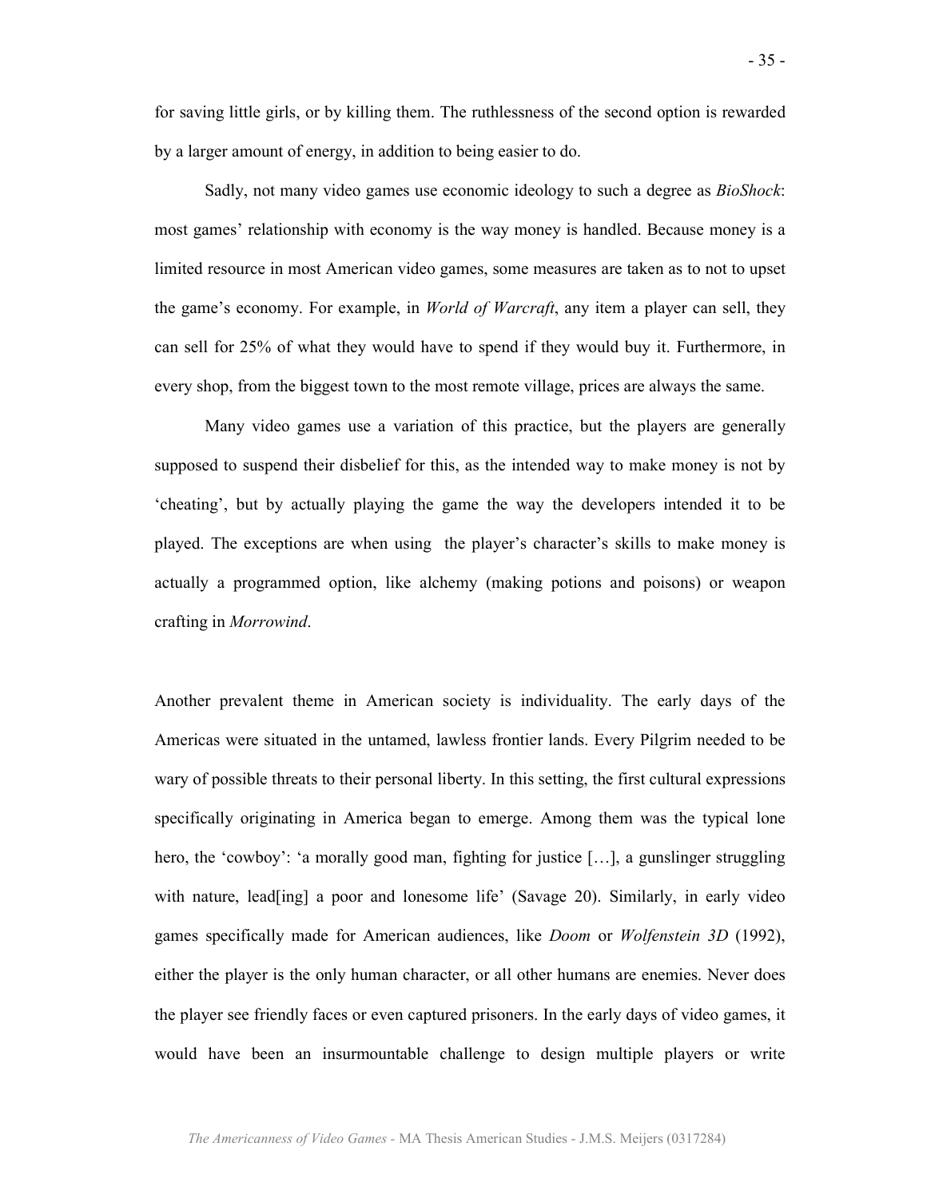for saving little girls, or by killing them. The ruthlessness of the second option is rewarded by a larger amount of energy, in addition to being easier to do.

Sadly, not many video games use economic ideology to such a degree as *BioShock*: most games' relationship with economy is the way money is handled. Because money is a limited resource in most American video games, some measures are taken as to not to upset the game's economy. For example, in *World of Warcraft*, any item a player can sell, they can sell for 25% of what they would have to spend if they would buy it. Furthermore, in every shop, from the biggest town to the most remote village, prices are always the same.

Many video games use a variation of this practice, but the players are generally supposed to suspend their disbelief for this, as the intended way to make money is not by 'cheating', but by actually playing the game the way the developers intended it to be played. The exceptions are when using the player's character's skills to make money is actually a programmed option, like alchemy (making potions and poisons) or weapon crafting in *Morrowind*.

Another prevalent theme in American society is individuality. The early days of the Americas were situated in the untamed, lawless frontier lands. Every Pilgrim needed to be wary of possible threats to their personal liberty. In this setting, the first cultural expressions specifically originating in America began to emerge. Among them was the typical lone hero, the 'cowboy': 'a morally good man, fighting for justice […], a gunslinger struggling with nature, lead[ing] a poor and lonesome life' (Savage 20). Similarly, in early video games specifically made for American audiences, like *Doom* or *Wolfenstein 3D* (1992), either the player is the only human character, or all other humans are enemies. Never does the player see friendly faces or even captured prisoners. In the early days of video games, it would have been an insurmountable challenge to design multiple players or write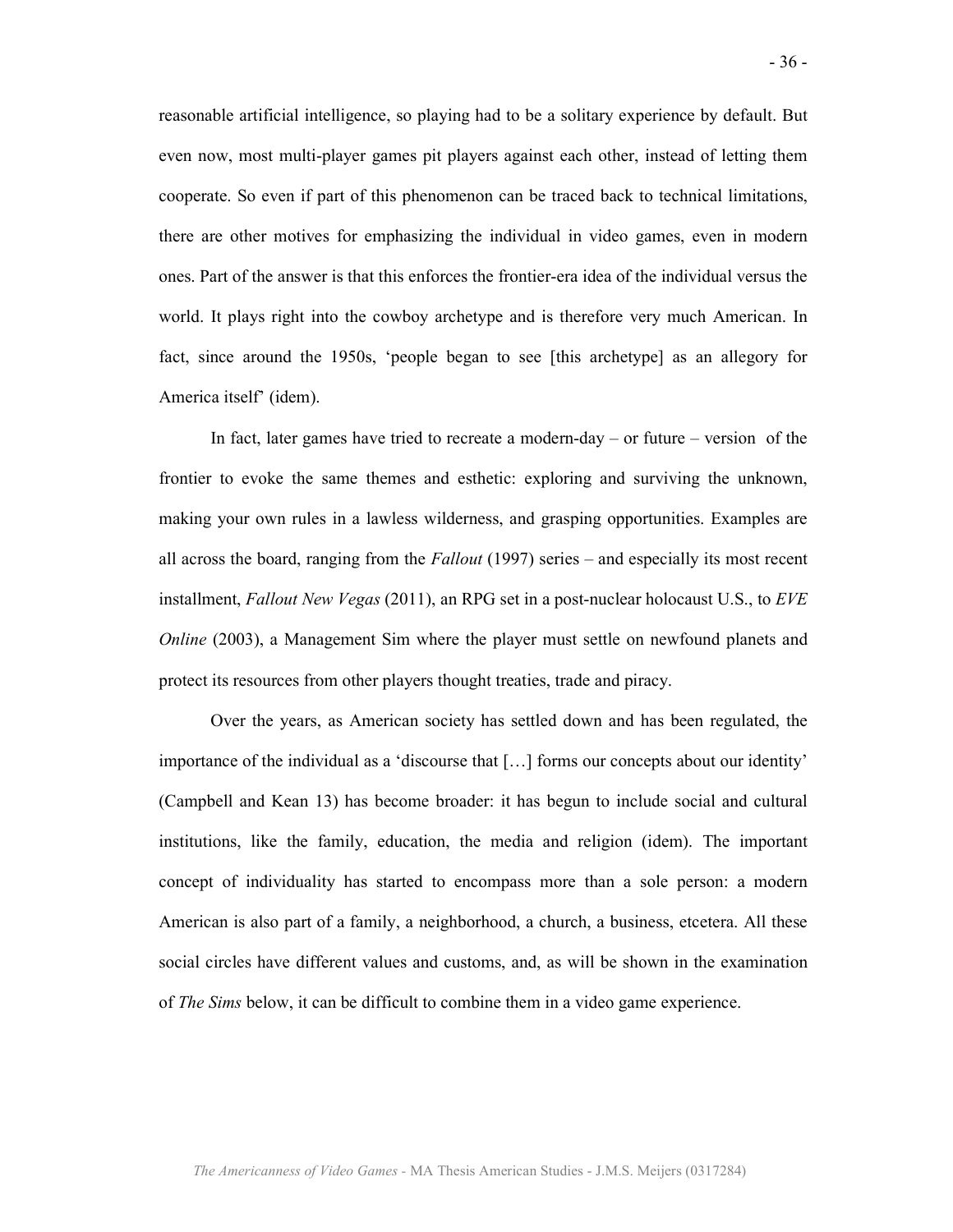reasonable artificial intelligence, so playing had to be a solitary experience by default. But even now, most multi-player games pit players against each other, instead of letting them cooperate. So even if part of this phenomenon can be traced back to technical limitations, there are other motives for emphasizing the individual in video games, even in modern ones. Part of the answer is that this enforces the frontier-era idea of the individual versus the world. It plays right into the cowboy archetype and is therefore very much American. In fact, since around the 1950s, 'people began to see [this archetype] as an allegory for America itself' (idem).

In fact, later games have tried to recreate a modern-day – or future – version of the frontier to evoke the same themes and esthetic: exploring and surviving the unknown, making your own rules in a lawless wilderness, and grasping opportunities. Examples are all across the board, ranging from the *Fallout* (1997) series – and especially its most recent installment, *Fallout New Vegas* (2011), an RPG set in a post-nuclear holocaust U.S., to *EVE Online* (2003), a Management Sim where the player must settle on newfound planets and protect its resources from other players thought treaties, trade and piracy.

Over the years, as American society has settled down and has been regulated, the importance of the individual as a 'discourse that […] forms our concepts about our identity' (Campbell and Kean 13) has become broader: it has begun to include social and cultural institutions, like the family, education, the media and religion (idem). The important concept of individuality has started to encompass more than a sole person: a modern American is also part of a family, a neighborhood, a church, a business, etcetera. All these social circles have different values and customs, and, as will be shown in the examination of *The Sims* below, it can be difficult to combine them in a video game experience.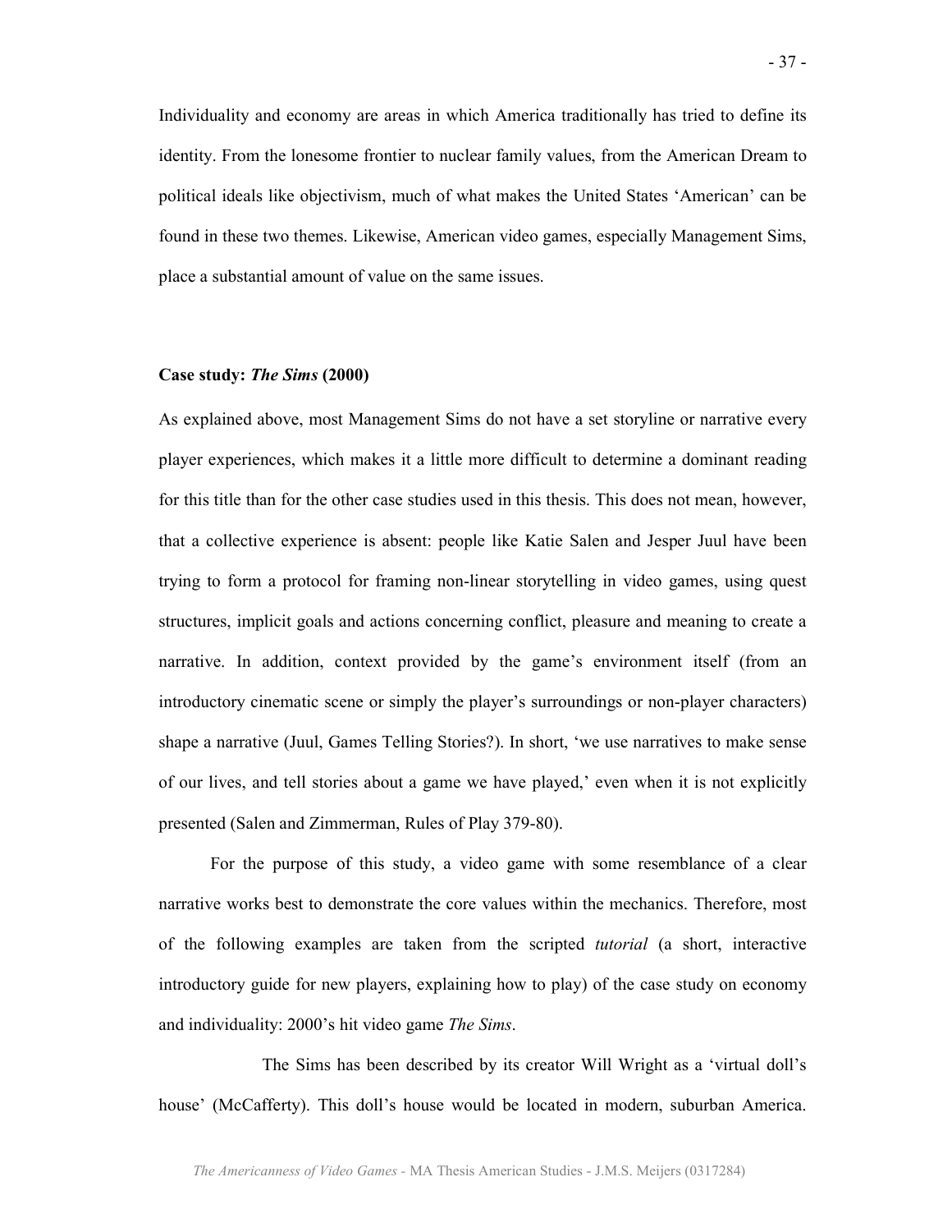Individuality and economy are areas in which America traditionally has tried to define its identity. From the lonesome frontier to nuclear family values, from the American Dream to political ideals like objectivism, much of what makes the United States 'American' can be found in these two themes. Likewise, American video games, especially Management Sims, place a substantial amount of value on the same issues.

**Case study: *The Sims* (2000)**

As explained above, most Management Sims do not have a set storyline or narrative every player experiences, which makes it a little more difficult to determine a dominant reading for this title than for the other case studies used in this thesis. This does not mean, however, that a collective experience is absent: people like Katie Salen and Jesper Juul have been trying to form a protocol for framing non-linear storytelling in video games, using quest structures, implicit goals and actions concerning conflict, pleasure and meaning to create a narrative. In addition, context provided by the game's environment itself (from an introductory cinematic scene or simply the player's surroundings or non-player characters) shape a narrative (Juul, Games Telling Stories?). In short, 'we use narratives to make sense of our lives, and tell stories about a game we have played,' even when it is not explicitly presented (Salen and Zimmerman, Rules of Play 379-80).

For the purpose of this study, a video game with some resemblance of a clear narrative works best to demonstrate the core values within the mechanics. Therefore, most of the following examples are taken from the scripted *tutorial* (a short, interactive introductory guide for new players, explaining how to play) of the case study on economy and individuality: 2000's hit video game *The Sims*.

The Sims has been described by its creator Will Wright as a 'virtual doll's house' (McCafferty). This doll's house would be located in modern, suburban America.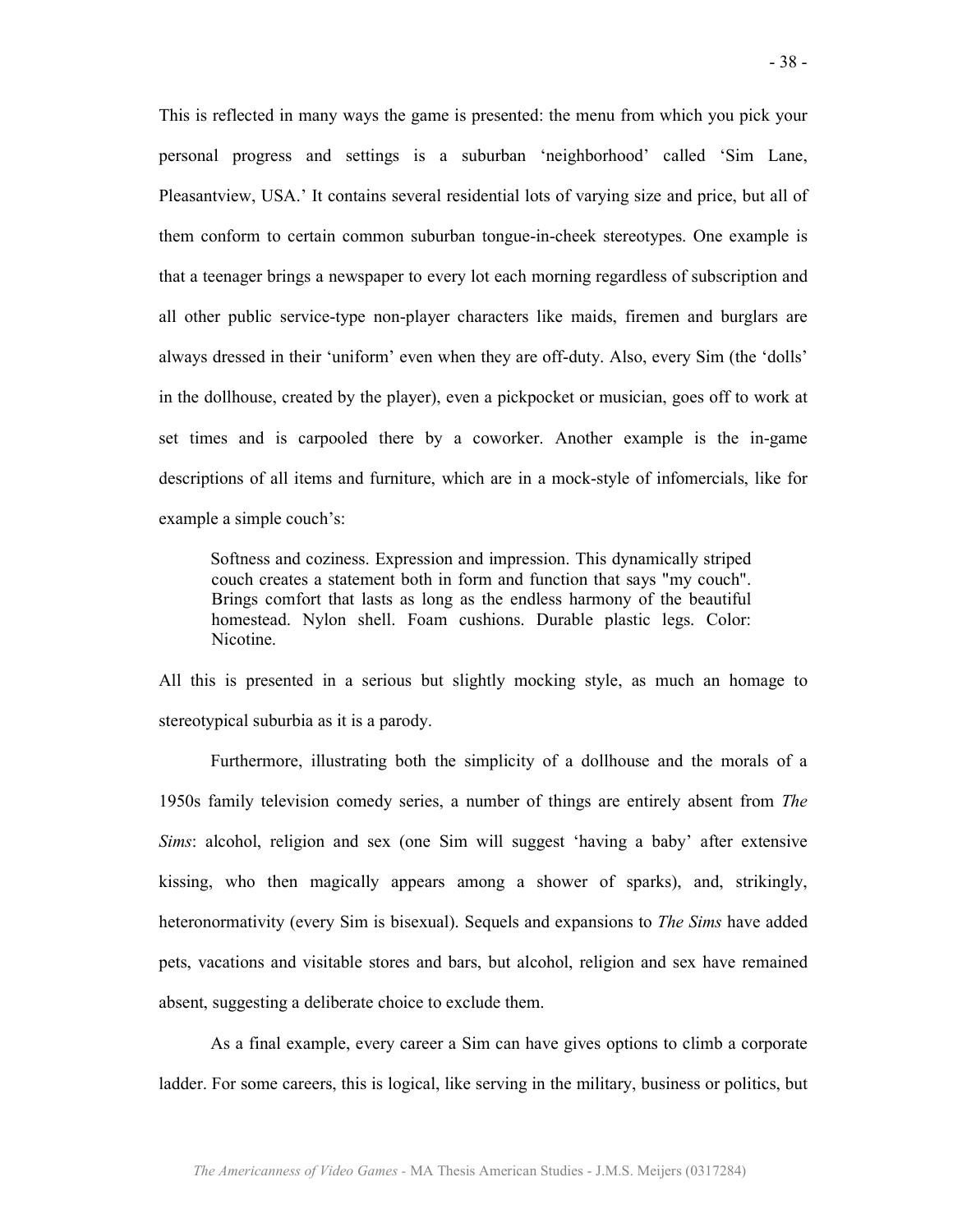This is reflected in many ways the game is presented: the menu from which you pick your personal progress and settings is a suburban 'neighborhood' called 'Sim Lane, Pleasantview, USA.' It contains several residential lots of varying size and price, but all of them conform to certain common suburban tongue-in-cheek stereotypes. One example is that a teenager brings a newspaper to every lot each morning regardless of subscription and all other public service-type non-player characters like maids, firemen and burglars are always dressed in their 'uniform' even when they are off-duty. Also, every Sim (the 'dolls' in the dollhouse, created by the player), even a pickpocket or musician, goes off to work at set times and is carpooled there by a coworker. Another example is the in-game descriptions of all items and furniture, which are in a mock-style of infomercials, like for example a simple couch's:

> Softness and coziness. Expression and impression. This dynamically striped couch creates a statement both in form and function that says "my couch". Brings comfort that lasts as long as the endless harmony of the beautiful homestead. Nylon shell. Foam cushions. Durable plastic legs. Color: Nicotine.

All this is presented in a serious but slightly mocking style, as much an homage to stereotypical suburbia as it is a parody.

Furthermore, illustrating both the simplicity of a dollhouse and the morals of a 1950s family television comedy series, a number of things are entirely absent from *The Sims*: alcohol, religion and sex (one Sim will suggest 'having a baby' after extensive kissing, who then magically appears among a shower of sparks), and, strikingly, heteronormativity (every Sim is bisexual). Sequels and expansions to *The Sims* have added pets, vacations and visitable stores and bars, but alcohol, religion and sex have remained absent, suggesting a deliberate choice to exclude them.

As a final example, every career a Sim can have gives options to climb a corporate ladder. For some careers, this is logical, like serving in the military, business or politics, but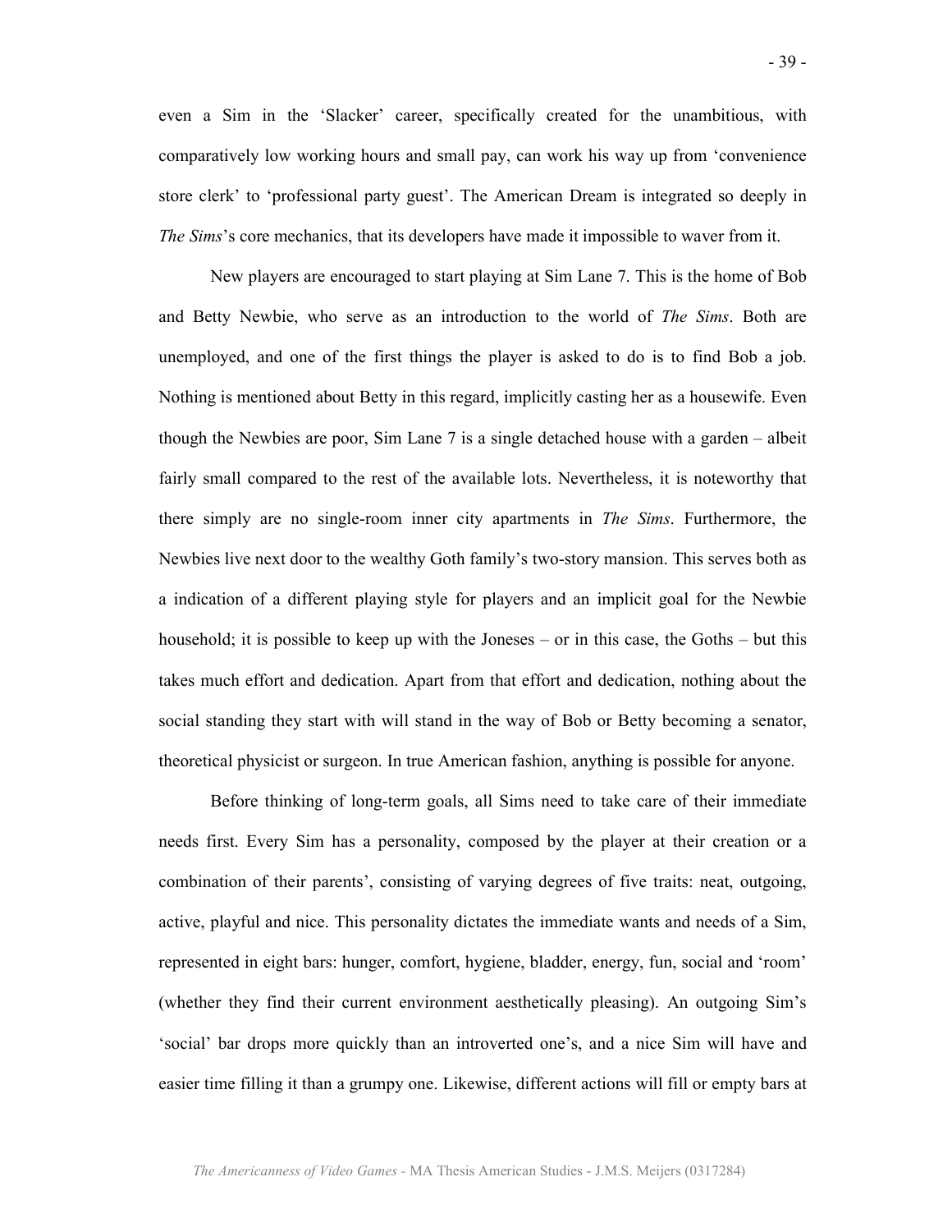even a Sim in the 'Slacker' career, specifically created for the unambitious, with comparatively low working hours and small pay, can work his way up from 'convenience store clerk' to 'professional party guest'. The American Dream is integrated so deeply in *The Sims*'s core mechanics, that its developers have made it impossible to waver from it.

New players are encouraged to start playing at Sim Lane 7. This is the home of Bob and Betty Newbie, who serve as an introduction to the world of *The Sims*. Both are unemployed, and one of the first things the player is asked to do is to find Bob a job. Nothing is mentioned about Betty in this regard, implicitly casting her as a housewife. Even though the Newbies are poor, Sim Lane 7 is a single detached house with a garden – albeit fairly small compared to the rest of the available lots. Nevertheless, it is noteworthy that there simply are no single-room inner city apartments in *The Sims*. Furthermore, the Newbies live next door to the wealthy Goth family's two-story mansion. This serves both as a indication of a different playing style for players and an implicit goal for the Newbie household; it is possible to keep up with the Joneses – or in this case, the Goths – but this takes much effort and dedication. Apart from that effort and dedication, nothing about the social standing they start with will stand in the way of Bob or Betty becoming a senator, theoretical physicist or surgeon. In true American fashion, anything is possible for anyone.

Before thinking of long-term goals, all Sims need to take care of their immediate needs first. Every Sim has a personality, composed by the player at their creation or a combination of their parents', consisting of varying degrees of five traits: neat, outgoing, active, playful and nice. This personality dictates the immediate wants and needs of a Sim, represented in eight bars: hunger, comfort, hygiene, bladder, energy, fun, social and 'room' (whether they find their current environment aesthetically pleasing). An outgoing Sim's 'social' bar drops more quickly than an introverted one's, and a nice Sim will have and easier time filling it than a grumpy one. Likewise, different actions will fill or empty bars at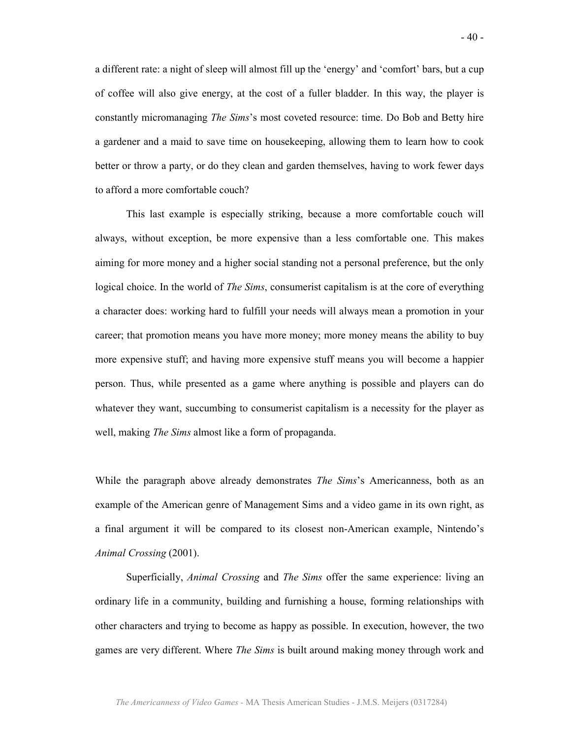a different rate: a night of sleep will almost fill up the 'energy' and 'comfort' bars, but a cup of coffee will also give energy, at the cost of a fuller bladder. In this way, the player is constantly micromanaging *The Sims*'s most coveted resource: time. Do Bob and Betty hire a gardener and a maid to save time on housekeeping, allowing them to learn how to cook better or throw a party, or do they clean and garden themselves, having to work fewer days to afford a more comfortable couch?

This last example is especially striking, because a more comfortable couch will always, without exception, be more expensive than a less comfortable one. This makes aiming for more money and a higher social standing not a personal preference, but the only logical choice. In the world of *The Sims*, consumerist capitalism is at the core of everything a character does: working hard to fulfill your needs will always mean a promotion in your career; that promotion means you have more money; more money means the ability to buy more expensive stuff; and having more expensive stuff means you will become a happier person. Thus, while presented as a game where anything is possible and players can do whatever they want, succumbing to consumerist capitalism is a necessity for the player as well, making *The Sims* almost like a form of propaganda.

While the paragraph above already demonstrates *The Sims*'s Americanness, both as an example of the American genre of Management Sims and a video game in its own right, as a final argument it will be compared to its closest non-American example, Nintendo's *Animal Crossing* (2001).

Superficially, *Animal Crossing* and *The Sims* offer the same experience: living an ordinary life in a community, building and furnishing a house, forming relationships with other characters and trying to become as happy as possible. In execution, however, the two games are very different. Where *The Sims* is built around making money through work and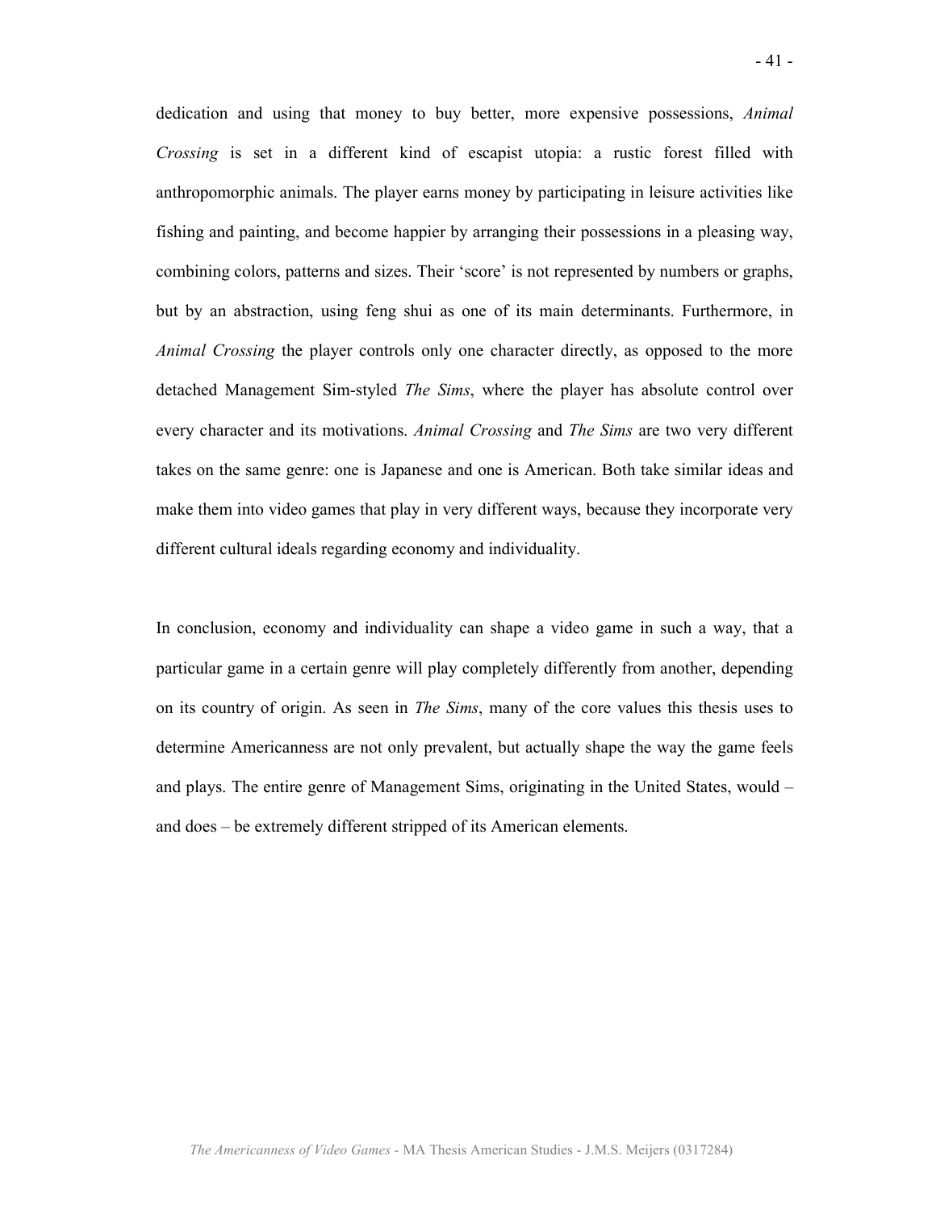dedication and using that money to buy better, more expensive possessions, *Animal Crossing* is set in a different kind of escapist utopia: a rustic forest filled with anthropomorphic animals. The player earns money by participating in leisure activities like fishing and painting, and become happier by arranging their possessions in a pleasing way, combining colors, patterns and sizes. Their 'score' is not represented by numbers or graphs, but by an abstraction, using feng shui as one of its main determinants. Furthermore, in *Animal Crossing* the player controls only one character directly, as opposed to the more detached Management Sim-styled *The Sims*, where the player has absolute control over every character and its motivations. *Animal Crossing* and *The Sims* are two very different takes on the same genre: one is Japanese and one is American. Both take similar ideas and make them into video games that play in very different ways, because they incorporate very different cultural ideals regarding economy and individuality.

In conclusion, economy and individuality can shape a video game in such a way, that a particular game in a certain genre will play completely differently from another, depending on its country of origin. As seen in *The Sims*, many of the core values this thesis uses to determine Americanness are not only prevalent, but actually shape the way the game feels and plays. The entire genre of Management Sims, originating in the United States, would – and does – be extremely different stripped of its American elements.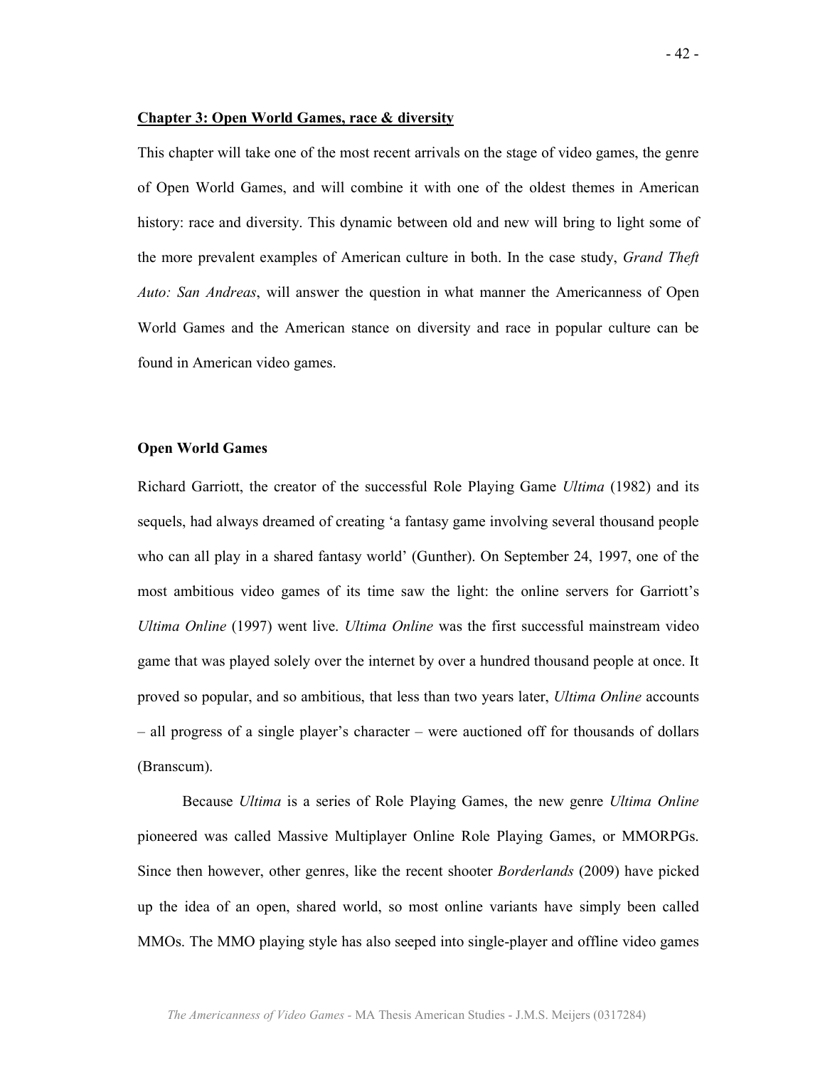## Chapter 3: Open World Games, race & diversity

This chapter will take one of the most recent arrivals on the stage of video games, the genre of Open World Games, and will combine it with one of the oldest themes in American history: race and diversity. This dynamic between old and new will bring to light some of the more prevalent examples of American culture in both. In the case study, *Grand Theft Auto: San Andreas*, will answer the question in what manner the Americanness of Open World Games and the American stance on diversity and race in popular culture can be found in American video games.

### Open World Games

Richard Garriott, the creator of the successful Role Playing Game *Ultima* (1982) and its sequels, had always dreamed of creating 'a fantasy game involving several thousand people who can all play in a shared fantasy world' (Gunther). On September 24, 1997, one of the most ambitious video games of its time saw the light: the online servers for Garriott's *Ultima Online* (1997) went live. *Ultima Online* was the first successful mainstream video game that was played solely over the internet by over a hundred thousand people at once. It proved so popular, and so ambitious, that less than two years later, *Ultima Online* accounts – all progress of a single player's character – were auctioned off for thousands of dollars (Branscum).

Because *Ultima* is a series of Role Playing Games, the new genre *Ultima Online* pioneered was called Massive Multiplayer Online Role Playing Games, or MMORPGs. Since then however, other genres, like the recent shooter *Borderlands* (2009) have picked up the idea of an open, shared world, so most online variants have simply been called MMOs. The MMO playing style has also seeped into single-player and offline video games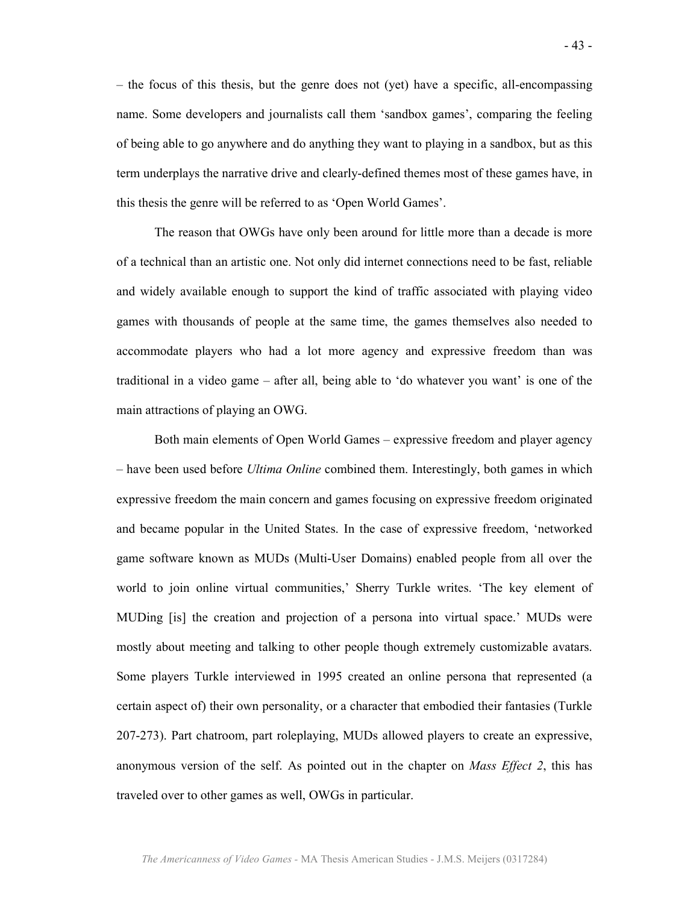– the focus of this thesis, but the genre does not (yet) have a specific, all-encompassing name. Some developers and journalists call them 'sandbox games', comparing the feeling of being able to go anywhere and do anything they want to playing in a sandbox, but as this term underplays the narrative drive and clearly-defined themes most of these games have, in this thesis the genre will be referred to as 'Open World Games'.

The reason that OWGs have only been around for little more than a decade is more of a technical than an artistic one. Not only did internet connections need to be fast, reliable and widely available enough to support the kind of traffic associated with playing video games with thousands of people at the same time, the games themselves also needed to accommodate players who had a lot more agency and expressive freedom than was traditional in a video game – after all, being able to 'do whatever you want' is one of the main attractions of playing an OWG.

Both main elements of Open World Games – expressive freedom and player agency – have been used before *Ultima Online* combined them. Interestingly, both games in which expressive freedom the main concern and games focusing on expressive freedom originated and became popular in the United States. In the case of expressive freedom, 'networked game software known as MUDs (Multi-User Domains) enabled people from all over the world to join online virtual communities,' Sherry Turkle writes. 'The key element of MUDing [is] the creation and projection of a persona into virtual space.' MUDs were mostly about meeting and talking to other people though extremely customizable avatars. Some players Turkle interviewed in 1995 created an online persona that represented (a certain aspect of) their own personality, or a character that embodied their fantasies (Turkle 207-273). Part chatroom, part roleplaying, MUDs allowed players to create an expressive, anonymous version of the self. As pointed out in the chapter on *Mass Effect 2*, this has traveled over to other games as well, OWGs in particular.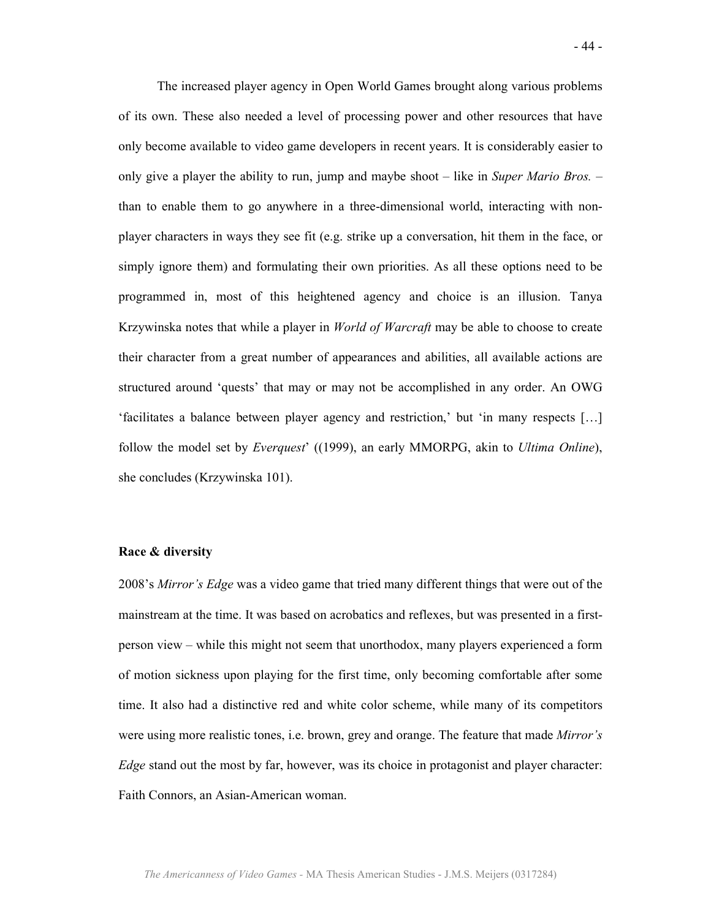The increased player agency in Open World Games brought along various problems of its own. These also needed a level of processing power and other resources that have only become available to video game developers in recent years. It is considerably easier to only give a player the ability to run, jump and maybe shoot – like in *Super Mario Bros.* – than to enable them to go anywhere in a three-dimensional world, interacting with non-player characters in ways they see fit (e.g. strike up a conversation, hit them in the face, or simply ignore them) and formulating their own priorities. As all these options need to be programmed in, most of this heightened agency and choice is an illusion. Tanya Krzywinska notes that while a player in *World of Warcraft* may be able to choose to create their character from a great number of appearances and abilities, all available actions are structured around 'quests' that may or may not be accomplished in any order. An OWG 'facilitates a balance between player agency and restriction,' but 'in many respects […] follow the model set by *Everquest*' ((1999), an early MMORPG, akin to *Ultima Online*), she concludes (Krzywinska 101).

**Race & diversity**

2008's *Mirror's Edge* was a video game that tried many different things that were out of the mainstream at the time. It was based on acrobatics and reflexes, but was presented in a first-person view – while this might not seem that unorthodox, many players experienced a form of motion sickness upon playing for the first time, only becoming comfortable after some time. It also had a distinctive red and white color scheme, while many of its competitors were using more realistic tones, i.e. brown, grey and orange. The feature that made *Mirror's Edge* stand out the most by far, however, was its choice in protagonist and player character: Faith Connors, an Asian-American woman.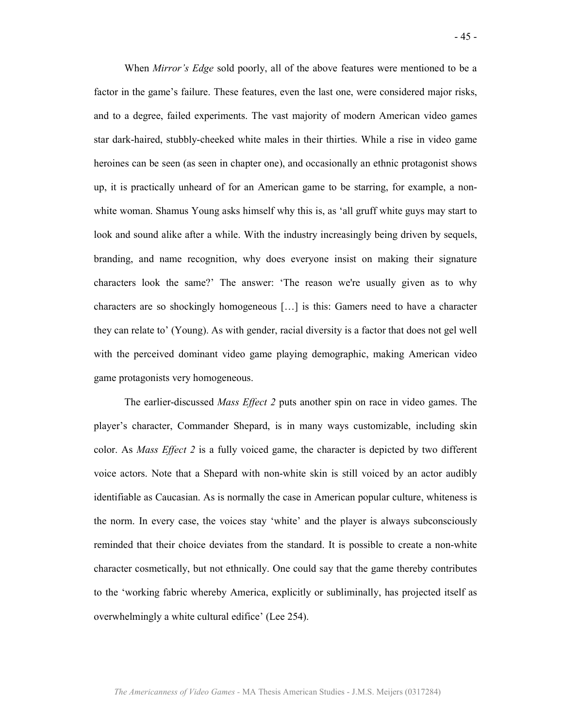When *Mirror's Edge* sold poorly, all of the above features were mentioned to be a factor in the game's failure. These features, even the last one, were considered major risks, and to a degree, failed experiments. The vast majority of modern American video games star dark-haired, stubbly-cheeked white males in their thirties. While a rise in video game heroines can be seen (as seen in chapter one), and occasionally an ethnic protagonist shows up, it is practically unheard of for an American game to be starring, for example, a non-white woman. Shamus Young asks himself why this is, as 'all gruff white guys may start to look and sound alike after a while. With the industry increasingly being driven by sequels, branding, and name recognition, why does everyone insist on making their signature characters look the same?' The answer: 'The reason we're usually given as to why characters are so shockingly homogeneous […] is this: Gamers need to have a character they can relate to' (Young). As with gender, racial diversity is a factor that does not gel well with the perceived dominant video game playing demographic, making American video game protagonists very homogeneous.

The earlier-discussed *Mass Effect 2* puts another spin on race in video games. The player's character, Commander Shepard, is in many ways customizable, including skin color. As *Mass Effect 2* is a fully voiced game, the character is depicted by two different voice actors. Note that a Shepard with non-white skin is still voiced by an actor audibly identifiable as Caucasian. As is normally the case in American popular culture, whiteness is the norm. In every case, the voices stay 'white' and the player is always subconsciously reminded that their choice deviates from the standard. It is possible to create a non-white character cosmetically, but not ethnically. One could say that the game thereby contributes to the 'working fabric whereby America, explicitly or subliminally, has projected itself as overwhelmingly a white cultural edifice' (Lee 254).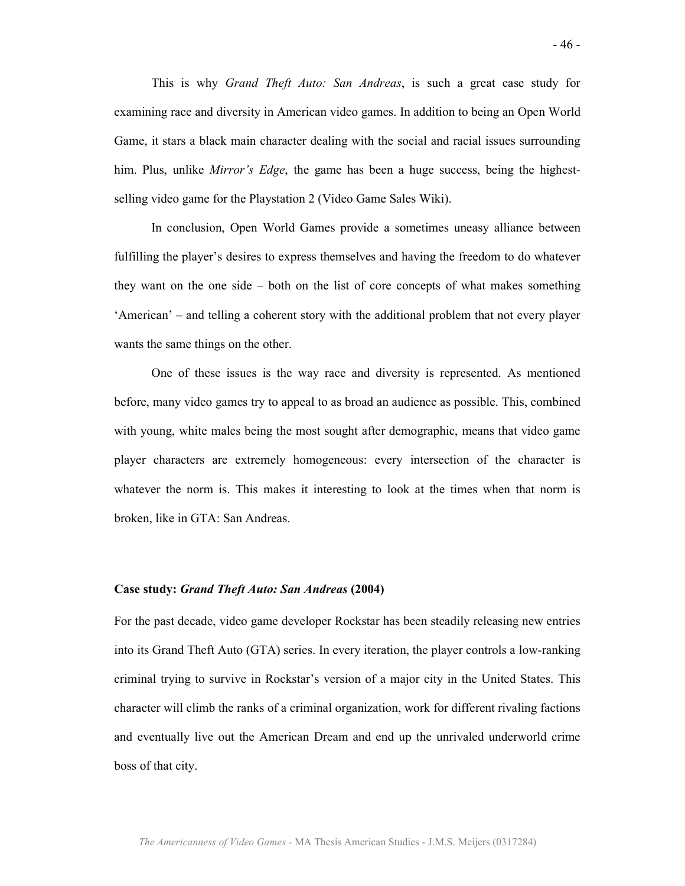This is why *Grand Theft Auto: San Andreas*, is such a great case study for examining race and diversity in American video games. In addition to being an Open World Game, it stars a black main character dealing with the social and racial issues surrounding him. Plus, unlike *Mirror's Edge*, the game has been a huge success, being the highest-selling video game for the Playstation 2 (Video Game Sales Wiki).

In conclusion, Open World Games provide a sometimes uneasy alliance between fulfilling the player's desires to express themselves and having the freedom to do whatever they want on the one side – both on the list of core concepts of what makes something 'American' – and telling a coherent story with the additional problem that not every player wants the same things on the other.

One of these issues is the way race and diversity is represented. As mentioned before, many video games try to appeal to as broad an audience as possible. This, combined with young, white males being the most sought after demographic, means that video game player characters are extremely homogeneous: every intersection of the character is whatever the norm is. This makes it interesting to look at the times when that norm is broken, like in GTA: San Andreas.

### Case study: *Grand Theft Auto: San Andreas* (2004)

For the past decade, video game developer Rockstar has been steadily releasing new entries into its Grand Theft Auto (GTA) series. In every iteration, the player controls a low-ranking criminal trying to survive in Rockstar's version of a major city in the United States. This character will climb the ranks of a criminal organization, work for different rivaling factions and eventually live out the American Dream and end up the unrivaled underworld crime boss of that city.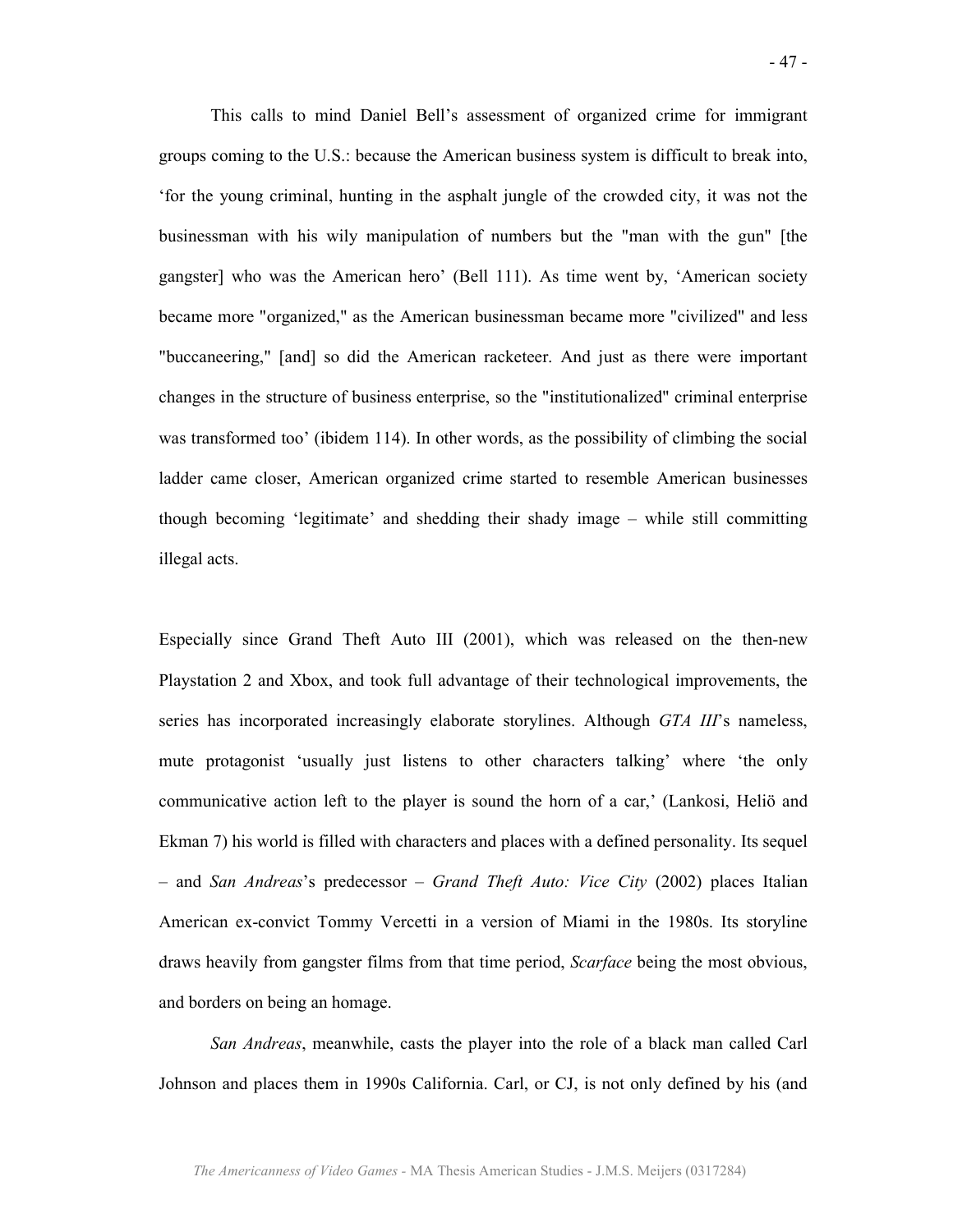This calls to mind Daniel Bell's assessment of organized crime for immigrant groups coming to the U.S.: because the American business system is difficult to break into, 'for the young criminal, hunting in the asphalt jungle of the crowded city, it was not the businessman with his wily manipulation of numbers but the "man with the gun" [the gangster] who was the American hero' (Bell 111). As time went by, 'American society became more "organized," as the American businessman became more "civilized" and less "buccaneering," [and] so did the American racketeer. And just as there were important changes in the structure of business enterprise, so the "institutionalized" criminal enterprise was transformed too' (ibidem 114). In other words, as the possibility of climbing the social ladder came closer, American organized crime started to resemble American businesses though becoming 'legitimate' and shedding their shady image – while still committing illegal acts.

Especially since Grand Theft Auto III (2001), which was released on the then-new Playstation 2 and Xbox, and took full advantage of their technological improvements, the series has incorporated increasingly elaborate storylines. Although *GTA III*'s nameless, mute protagonist 'usually just listens to other characters talking' where 'the only communicative action left to the player is sound the horn of a car,' (Lankosi, Heliö and Ekman 7) his world is filled with characters and places with a defined personality. Its sequel – and *San Andreas*'s predecessor – *Grand Theft Auto: Vice City* (2002) places Italian American ex-convict Tommy Vercetti in a version of Miami in the 1980s. Its storyline draws heavily from gangster films from that time period, *Scarface* being the most obvious, and borders on being an homage.

*San Andreas*, meanwhile, casts the player into the role of a black man called Carl Johnson and places them in 1990s California. Carl, or CJ, is not only defined by his (and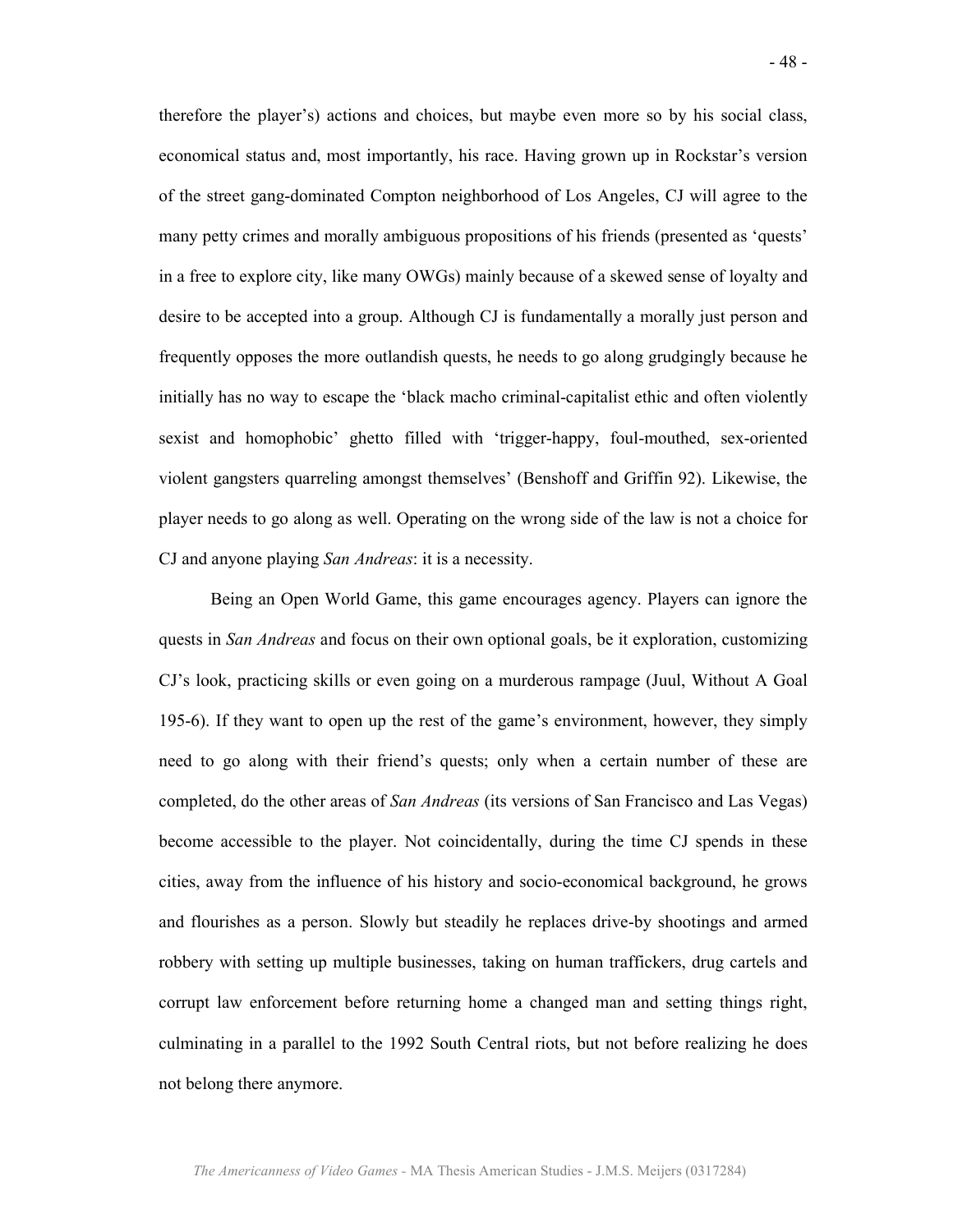therefore the player's) actions and choices, but maybe even more so by his social class, economical status and, most importantly, his race. Having grown up in Rockstar's version of the street gang-dominated Compton neighborhood of Los Angeles, CJ will agree to the many petty crimes and morally ambiguous propositions of his friends (presented as 'quests' in a free to explore city, like many OWGs) mainly because of a skewed sense of loyalty and desire to be accepted into a group. Although CJ is fundamentally a morally just person and frequently opposes the more outlandish quests, he needs to go along grudgingly because he initially has no way to escape the 'black macho criminal-capitalist ethic and often violently sexist and homophobic' ghetto filled with 'trigger-happy, foul-mouthed, sex-oriented violent gangsters quarreling amongst themselves' (Benshoff and Griffin 92). Likewise, the player needs to go along as well. Operating on the wrong side of the law is not a choice for CJ and anyone playing *San Andreas*: it is a necessity.

Being an Open World Game, this game encourages agency. Players can ignore the quests in *San Andreas* and focus on their own optional goals, be it exploration, customizing CJ's look, practicing skills or even going on a murderous rampage (Juul, Without A Goal 195-6). If they want to open up the rest of the game's environment, however, they simply need to go along with their friend's quests; only when a certain number of these are completed, do the other areas of *San Andreas* (its versions of San Francisco and Las Vegas) become accessible to the player. Not coincidentally, during the time CJ spends in these cities, away from the influence of his history and socio-economical background, he grows and flourishes as a person. Slowly but steadily he replaces drive-by shootings and armed robbery with setting up multiple businesses, taking on human traffickers, drug cartels and corrupt law enforcement before returning home a changed man and setting things right, culminating in a parallel to the 1992 South Central riots, but not before realizing he does not belong there anymore.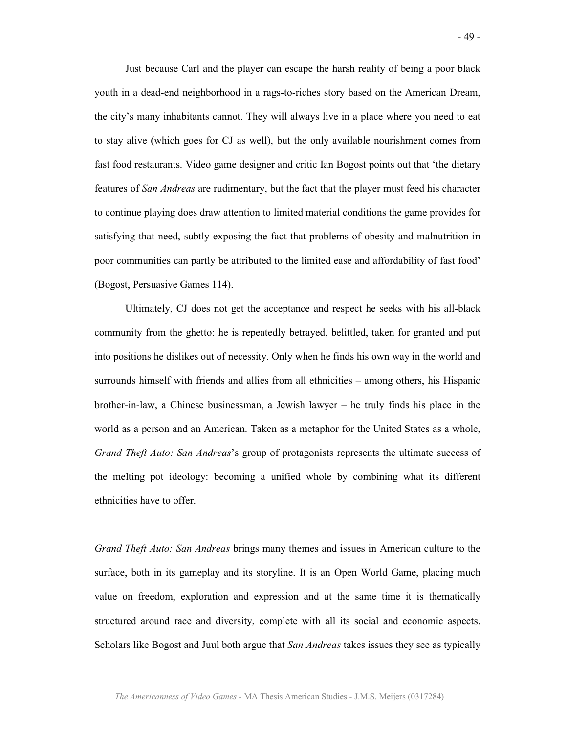Just because Carl and the player can escape the harsh reality of being a poor black youth in a dead-end neighborhood in a rags-to-riches story based on the American Dream, the city's many inhabitants cannot. They will always live in a place where you need to eat to stay alive (which goes for CJ as well), but the only available nourishment comes from fast food restaurants. Video game designer and critic Ian Bogost points out that 'the dietary features of *San Andreas* are rudimentary, but the fact that the player must feed his character to continue playing does draw attention to limited material conditions the game provides for satisfying that need, subtly exposing the fact that problems of obesity and malnutrition in poor communities can partly be attributed to the limited ease and affordability of fast food' (Bogost, Persuasive Games 114).

Ultimately, CJ does not get the acceptance and respect he seeks with his all-black community from the ghetto: he is repeatedly betrayed, belittled, taken for granted and put into positions he dislikes out of necessity. Only when he finds his own way in the world and surrounds himself with friends and allies from all ethnicities – among others, his Hispanic brother-in-law, a Chinese businessman, a Jewish lawyer – he truly finds his place in the world as a person and an American. Taken as a metaphor for the United States as a whole, *Grand Theft Auto: San Andreas*'s group of protagonists represents the ultimate success of the melting pot ideology: becoming a unified whole by combining what its different ethnicities have to offer.

*Grand Theft Auto: San Andreas* brings many themes and issues in American culture to the surface, both in its gameplay and its storyline. It is an Open World Game, placing much value on freedom, exploration and expression and at the same time it is thematically structured around race and diversity, complete with all its social and economic aspects. Scholars like Bogost and Juul both argue that *San Andreas* takes issues they see as typically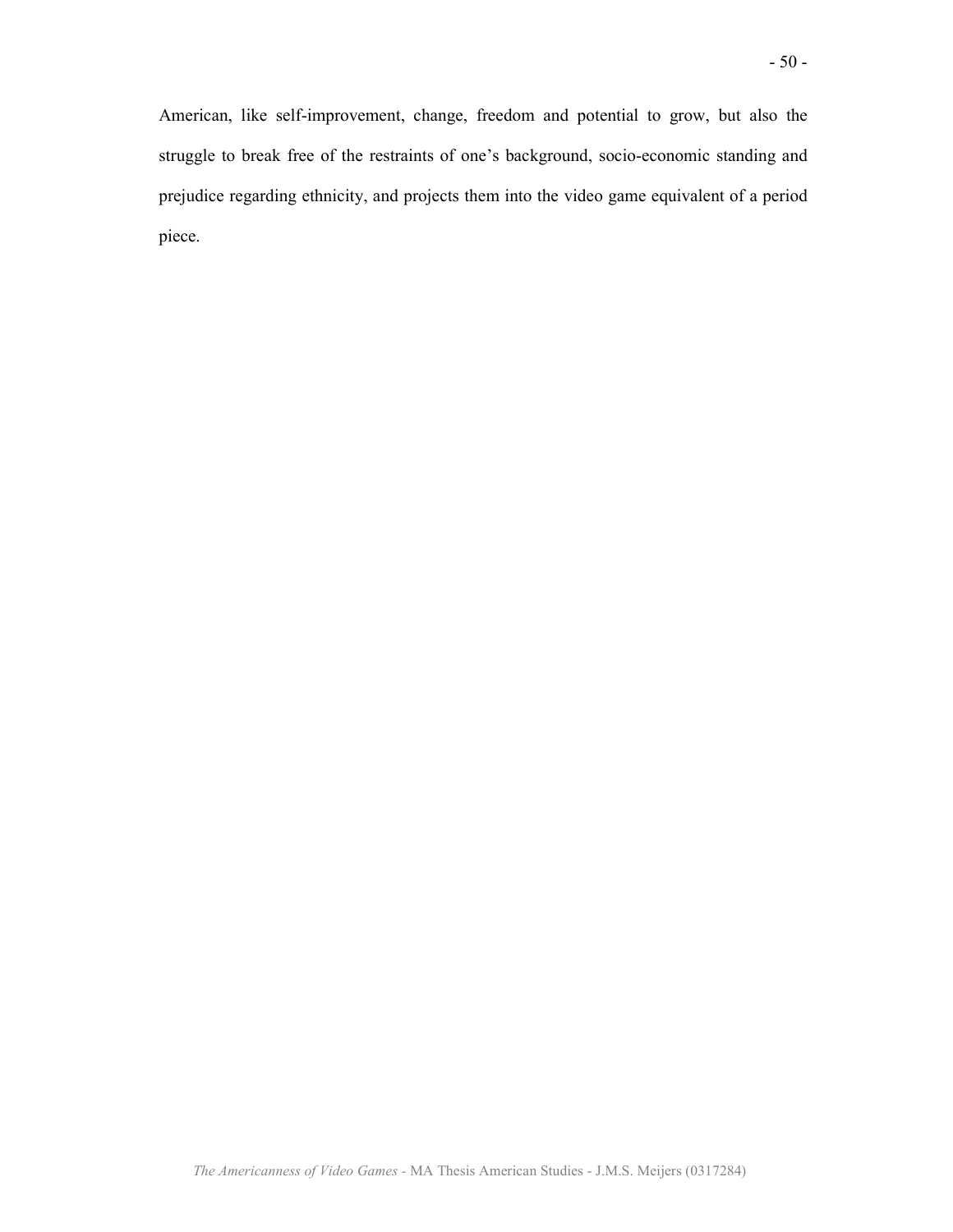American, like self-improvement, change, freedom and potential to grow, but also the struggle to break free of the restraints of one's background, socio-economic standing and prejudice regarding ethnicity, and projects them into the video game equivalent of a period piece.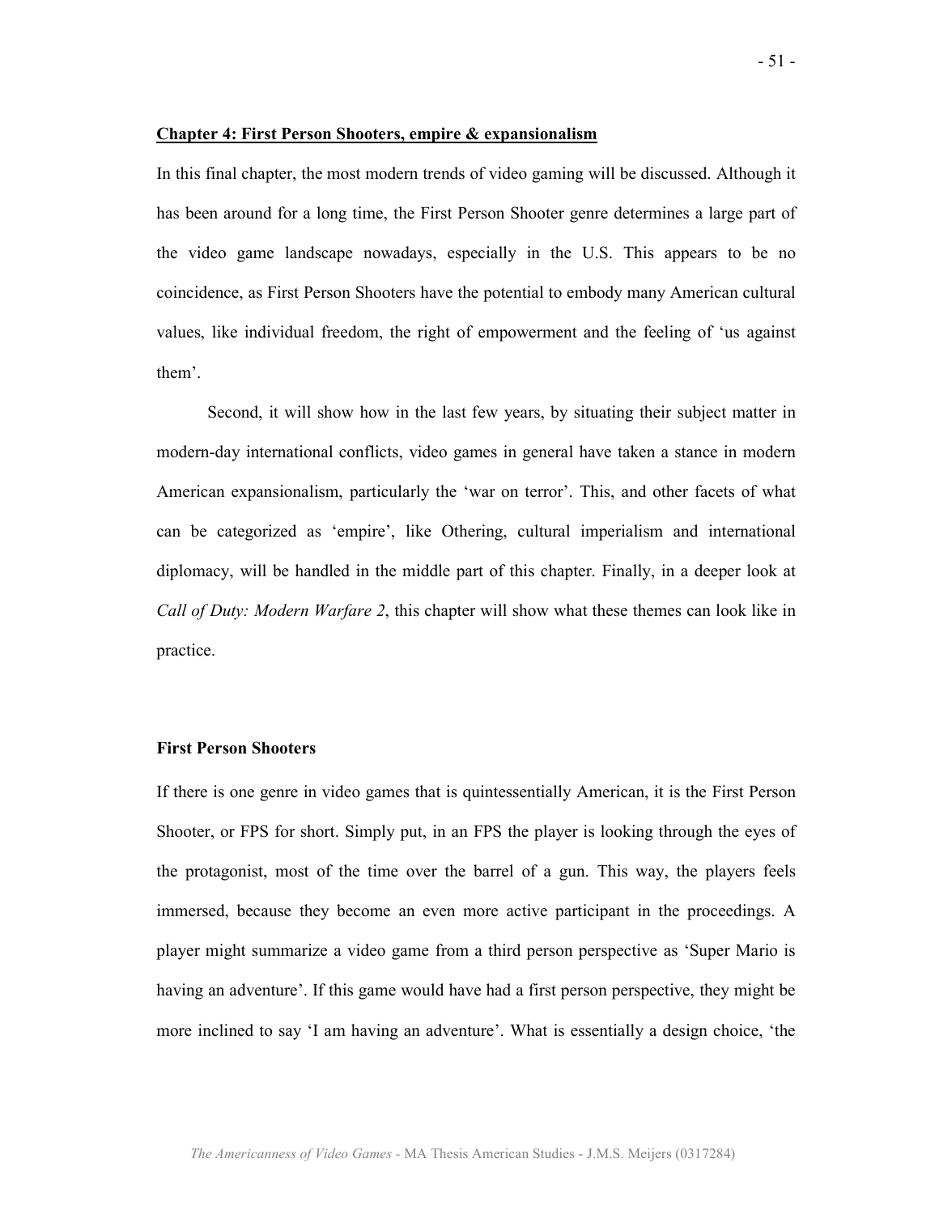## Chapter 4: First Person Shooters, empire & expansionalism

In this final chapter, the most modern trends of video gaming will be discussed. Although it has been around for a long time, the First Person Shooter genre determines a large part of the video game landscape nowadays, especially in the U.S. This appears to be no coincidence, as First Person Shooters have the potential to embody many American cultural values, like individual freedom, the right of empowerment and the feeling of 'us against them'.

Second, it will show how in the last few years, by situating their subject matter in modern-day international conflicts, video games in general have taken a stance in modern American expansionalism, particularly the 'war on terror'. This, and other facets of what can be categorized as 'empire', like Othering, cultural imperialism and international diplomacy, will be handled in the middle part of this chapter. Finally, in a deeper look at *Call of Duty: Modern Warfare 2*, this chapter will show what these themes can look like in practice.

### First Person Shooters

If there is one genre in video games that is quintessentially American, it is the First Person Shooter, or FPS for short. Simply put, in an FPS the player is looking through the eyes of the protagonist, most of the time over the barrel of a gun. This way, the players feels immersed, because they become an even more active participant in the proceedings. A player might summarize a video game from a third person perspective as 'Super Mario is having an adventure'. If this game would have had a first person perspective, they might be more inclined to say 'I am having an adventure'. What is essentially a design choice, 'the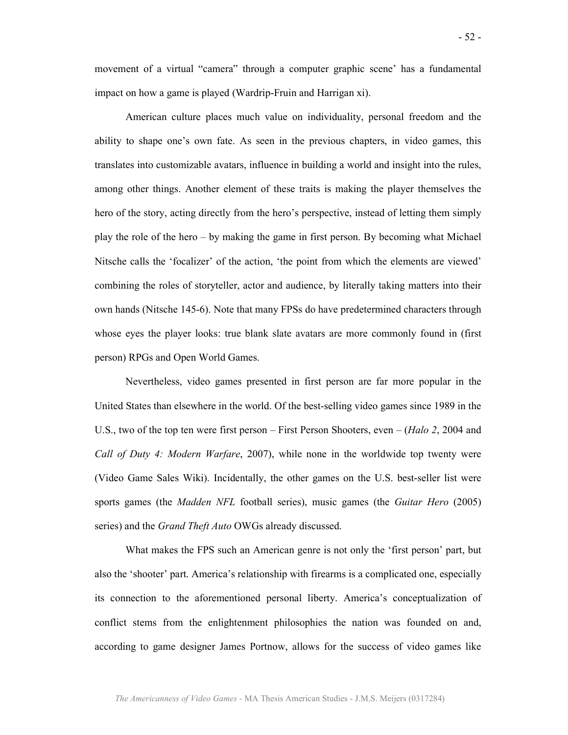movement of a virtual "camera" through a computer graphic scene' has a fundamental impact on how a game is played (Wardrip-Fruin and Harrigan xi).

American culture places much value on individuality, personal freedom and the ability to shape one's own fate. As seen in the previous chapters, in video games, this translates into customizable avatars, influence in building a world and insight into the rules, among other things. Another element of these traits is making the player themselves the hero of the story, acting directly from the hero's perspective, instead of letting them simply play the role of the hero – by making the game in first person. By becoming what Michael Nitsche calls the 'focalizer' of the action, 'the point from which the elements are viewed' combining the roles of storyteller, actor and audience, by literally taking matters into their own hands (Nitsche 145-6). Note that many FPSs do have predetermined characters through whose eyes the player looks: true blank slate avatars are more commonly found in (first person) RPGs and Open World Games.

Nevertheless, video games presented in first person are far more popular in the United States than elsewhere in the world. Of the best-selling video games since 1989 in the U.S., two of the top ten were first person – First Person Shooters, even – (*Halo 2*, 2004 and *Call of Duty 4: Modern Warfare*, 2007), while none in the worldwide top twenty were (Video Game Sales Wiki). Incidentally, the other games on the U.S. best-seller list were sports games (the *Madden NFL* football series), music games (the *Guitar Hero* (2005) series) and the *Grand Theft Auto* OWGs already discussed.

What makes the FPS such an American genre is not only the 'first person' part, but also the 'shooter' part. America's relationship with firearms is a complicated one, especially its connection to the aforementioned personal liberty. America's conceptualization of conflict stems from the enlightenment philosophies the nation was founded on and, according to game designer James Portnow, allows for the success of video games like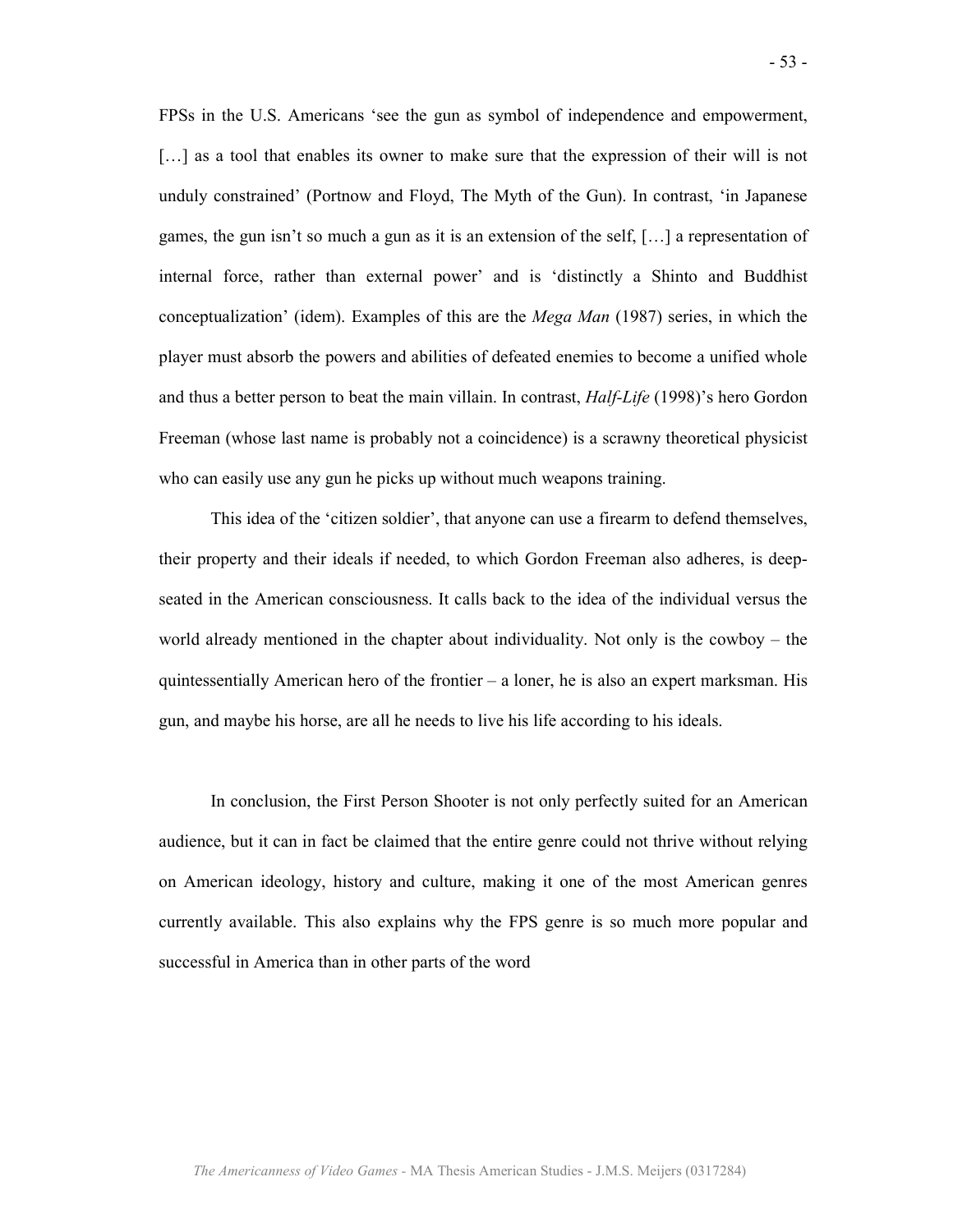FPSs in the U.S. Americans 'see the gun as symbol of independence and empowerment, […] as a tool that enables its owner to make sure that the expression of their will is not unduly constrained' (Portnow and Floyd, The Myth of the Gun). In contrast, 'in Japanese games, the gun isn't so much a gun as it is an extension of the self, […] a representation of internal force, rather than external power' and is 'distinctly a Shinto and Buddhist conceptualization' (idem). Examples of this are the *Mega Man* (1987) series, in which the player must absorb the powers and abilities of defeated enemies to become a unified whole and thus a better person to beat the main villain. In contrast, *Half-Life* (1998)'s hero Gordon Freeman (whose last name is probably not a coincidence) is a scrawny theoretical physicist who can easily use any gun he picks up without much weapons training.

This idea of the 'citizen soldier', that anyone can use a firearm to defend themselves, their property and their ideals if needed, to which Gordon Freeman also adheres, is deep-seated in the American consciousness. It calls back to the idea of the individual versus the world already mentioned in the chapter about individuality. Not only is the cowboy – the quintessentially American hero of the frontier – a loner, he is also an expert marksman. His gun, and maybe his horse, are all he needs to live his life according to his ideals.

In conclusion, the First Person Shooter is not only perfectly suited for an American audience, but it can in fact be claimed that the entire genre could not thrive without relying on American ideology, history and culture, making it one of the most American genres currently available. This also explains why the FPS genre is so much more popular and successful in America than in other parts of the word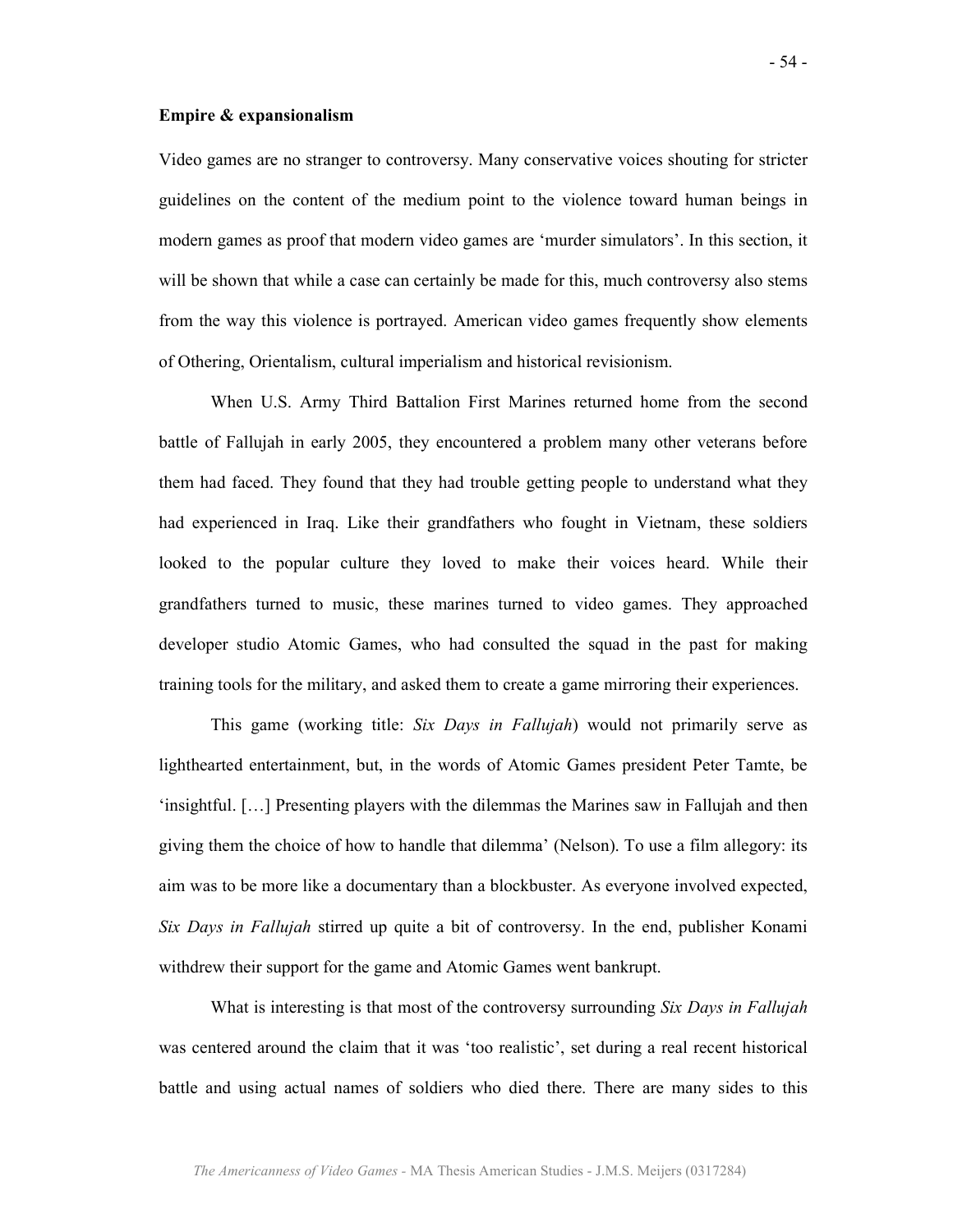**Empire & expansionalism**

Video games are no stranger to controversy. Many conservative voices shouting for stricter guidelines on the content of the medium point to the violence toward human beings in modern games as proof that modern video games are 'murder simulators'. In this section, it will be shown that while a case can certainly be made for this, much controversy also stems from the way this violence is portrayed. American video games frequently show elements of Othering, Orientalism, cultural imperialism and historical revisionism.

When U.S. Army Third Battalion First Marines returned home from the second battle of Fallujah in early 2005, they encountered a problem many other veterans before them had faced. They found that they had trouble getting people to understand what they had experienced in Iraq. Like their grandfathers who fought in Vietnam, these soldiers looked to the popular culture they loved to make their voices heard. While their grandfathers turned to music, these marines turned to video games. They approached developer studio Atomic Games, who had consulted the squad in the past for making training tools for the military, and asked them to create a game mirroring their experiences.

This game (working title: *Six Days in Fallujah*) would not primarily serve as lighthearted entertainment, but, in the words of Atomic Games president Peter Tamte, be 'insightful. […] Presenting players with the dilemmas the Marines saw in Fallujah and then giving them the choice of how to handle that dilemma' (Nelson). To use a film allegory: its aim was to be more like a documentary than a blockbuster. As everyone involved expected, *Six Days in Fallujah* stirred up quite a bit of controversy. In the end, publisher Konami withdrew their support for the game and Atomic Games went bankrupt.

What is interesting is that most of the controversy surrounding *Six Days in Fallujah* was centered around the claim that it was 'too realistic', set during a real recent historical battle and using actual names of soldiers who died there. There are many sides to this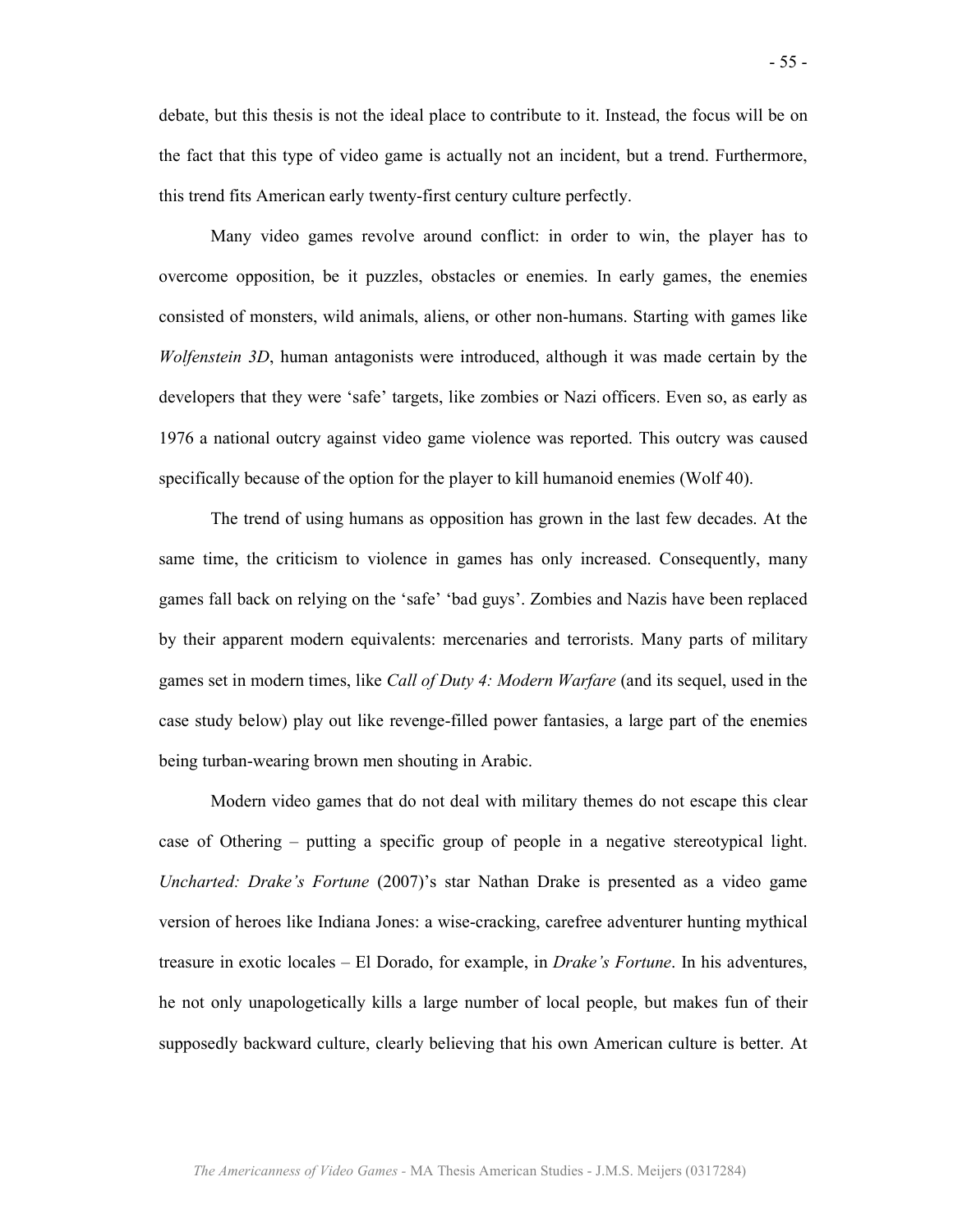debate, but this thesis is not the ideal place to contribute to it. Instead, the focus will be on the fact that this type of video game is actually not an incident, but a trend. Furthermore, this trend fits American early twenty-first century culture perfectly.

Many video games revolve around conflict: in order to win, the player has to overcome opposition, be it puzzles, obstacles or enemies. In early games, the enemies consisted of monsters, wild animals, aliens, or other non-humans. Starting with games like *Wolfenstein 3D*, human antagonists were introduced, although it was made certain by the developers that they were 'safe' targets, like zombies or Nazi officers. Even so, as early as 1976 a national outcry against video game violence was reported. This outcry was caused specifically because of the option for the player to kill humanoid enemies (Wolf 40).

The trend of using humans as opposition has grown in the last few decades. At the same time, the criticism to violence in games has only increased. Consequently, many games fall back on relying on the 'safe' 'bad guys'. Zombies and Nazis have been replaced by their apparent modern equivalents: mercenaries and terrorists. Many parts of military games set in modern times, like *Call of Duty 4: Modern Warfare* (and its sequel, used in the case study below) play out like revenge-filled power fantasies, a large part of the enemies being turban-wearing brown men shouting in Arabic.

Modern video games that do not deal with military themes do not escape this clear case of Othering – putting a specific group of people in a negative stereotypical light. *Uncharted: Drake's Fortune* (2007)'s star Nathan Drake is presented as a video game version of heroes like Indiana Jones: a wise-cracking, carefree adventurer hunting mythical treasure in exotic locales – El Dorado, for example, in *Drake's Fortune*. In his adventures, he not only unapologetically kills a large number of local people, but makes fun of their supposedly backward culture, clearly believing that his own American culture is better. At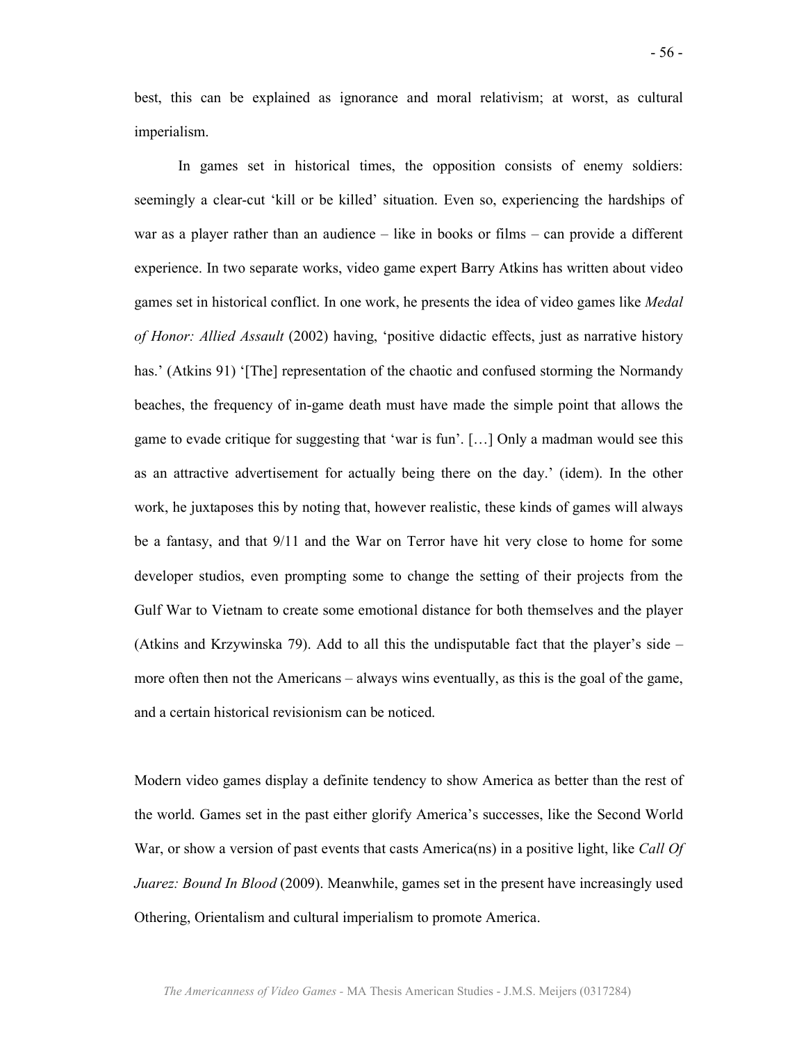best, this can be explained as ignorance and moral relativism; at worst, as cultural imperialism.

In games set in historical times, the opposition consists of enemy soldiers: seemingly a clear-cut 'kill or be killed' situation. Even so, experiencing the hardships of war as a player rather than an audience – like in books or films – can provide a different experience. In two separate works, video game expert Barry Atkins has written about video games set in historical conflict. In one work, he presents the idea of video games like *Medal of Honor: Allied Assault* (2002) having, 'positive didactic effects, just as narrative history has.' (Atkins 91) '[The] representation of the chaotic and confused storming the Normandy beaches, the frequency of in-game death must have made the simple point that allows the game to evade critique for suggesting that 'war is fun'. […] Only a madman would see this as an attractive advertisement for actually being there on the day.' (idem). In the other work, he juxtaposes this by noting that, however realistic, these kinds of games will always be a fantasy, and that 9/11 and the War on Terror have hit very close to home for some developer studios, even prompting some to change the setting of their projects from the Gulf War to Vietnam to create some emotional distance for both themselves and the player (Atkins and Krzywinska 79). Add to all this the undisputable fact that the player's side – more often then not the Americans – always wins eventually, as this is the goal of the game, and a certain historical revisionism can be noticed.

Modern video games display a definite tendency to show America as better than the rest of the world. Games set in the past either glorify America's successes, like the Second World War, or show a version of past events that casts America(ns) in a positive light, like *Call Of Juarez: Bound In Blood* (2009). Meanwhile, games set in the present have increasingly used Othering, Orientalism and cultural imperialism to promote America.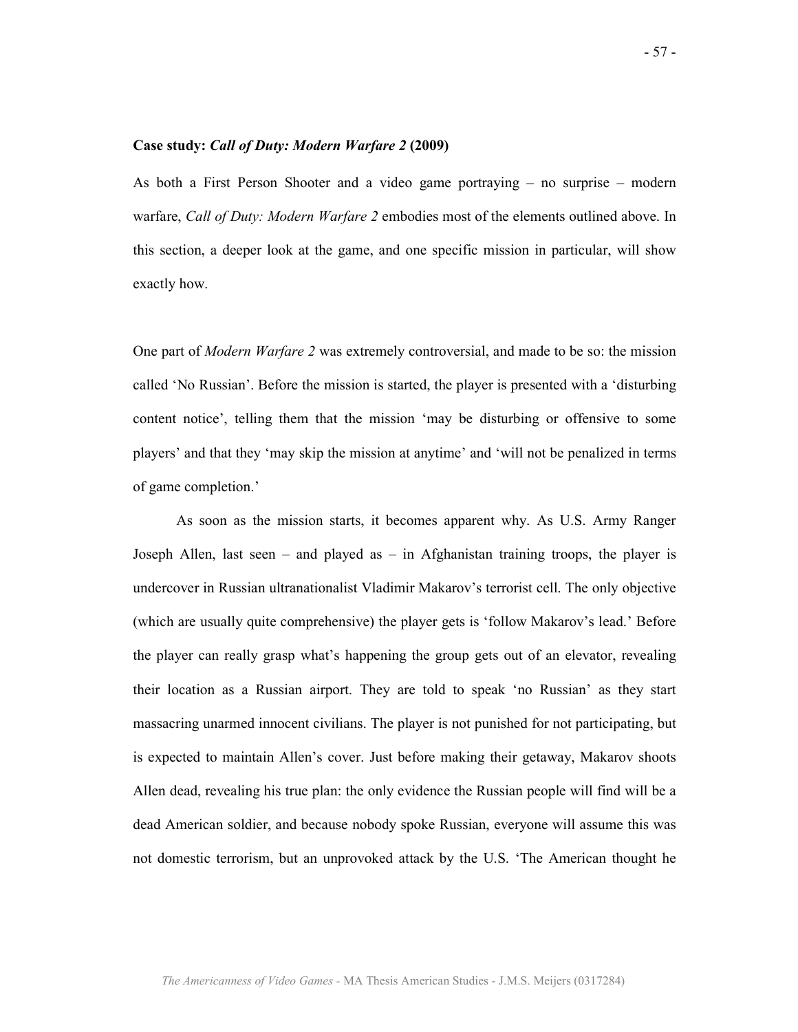**Case study: *Call of Duty: Modern Warfare 2* (2009)**

As both a First Person Shooter and a video game portraying – no surprise – modern warfare, *Call of Duty: Modern Warfare 2* embodies most of the elements outlined above. In this section, a deeper look at the game, and one specific mission in particular, will show exactly how.

One part of *Modern Warfare 2* was extremely controversial, and made to be so: the mission called 'No Russian'. Before the mission is started, the player is presented with a 'disturbing content notice', telling them that the mission 'may be disturbing or offensive to some players' and that they 'may skip the mission at anytime' and 'will not be penalized in terms of game completion.'

As soon as the mission starts, it becomes apparent why. As U.S. Army Ranger Joseph Allen, last seen – and played as – in Afghanistan training troops, the player is undercover in Russian ultranationalist Vladimir Makarov's terrorist cell. The only objective (which are usually quite comprehensive) the player gets is 'follow Makarov's lead.' Before the player can really grasp what's happening the group gets out of an elevator, revealing their location as a Russian airport. They are told to speak 'no Russian' as they start massacring unarmed innocent civilians. The player is not punished for not participating, but is expected to maintain Allen's cover. Just before making their getaway, Makarov shoots Allen dead, revealing his true plan: the only evidence the Russian people will find will be a dead American soldier, and because nobody spoke Russian, everyone will assume this was not domestic terrorism, but an unprovoked attack by the U.S. 'The American thought he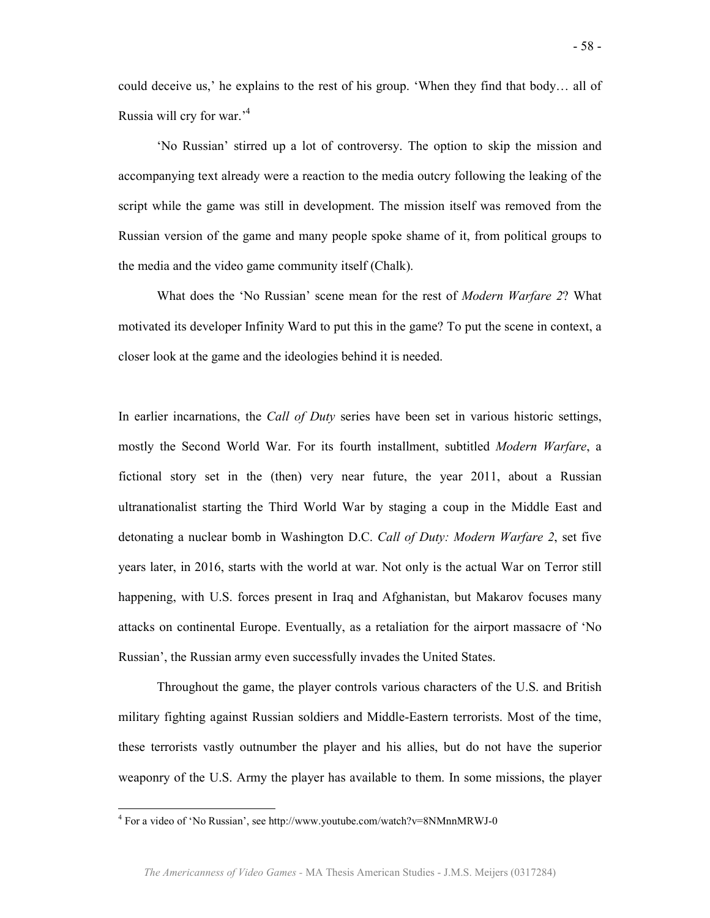could deceive us,' he explains to the rest of his group. 'When they find that body… all of Russia will cry for war.'[4]

'No Russian' stirred up a lot of controversy. The option to skip the mission and accompanying text already were a reaction to the media outcry following the leaking of the script while the game was still in development. The mission itself was removed from the Russian version of the game and many people spoke shame of it, from political groups to the media and the video game community itself (Chalk).

What does the 'No Russian' scene mean for the rest of *Modern Warfare 2*? What motivated its developer Infinity Ward to put this in the game? To put the scene in context, a closer look at the game and the ideologies behind it is needed.

In earlier incarnations, the *Call of Duty* series have been set in various historic settings, mostly the Second World War. For its fourth installment, subtitled *Modern Warfare*, a fictional story set in the (then) very near future, the year 2011, about a Russian ultranationalist starting the Third World War by staging a coup in the Middle East and detonating a nuclear bomb in Washington D.C. *Call of Duty: Modern Warfare 2*, set five years later, in 2016, starts with the world at war. Not only is the actual War on Terror still happening, with U.S. forces present in Iraq and Afghanistan, but Makarov focuses many attacks on continental Europe. Eventually, as a retaliation for the airport massacre of 'No Russian', the Russian army even successfully invades the United States.

Throughout the game, the player controls various characters of the U.S. and British military fighting against Russian soldiers and Middle-Eastern terrorists. Most of the time, these terrorists vastly outnumber the player and his allies, but do not have the superior weaponry of the U.S. Army the player has available to them. In some missions, the player

[4] For a video of 'No Russian', see http://www.youtube.com/watch?v=8NMnnMRWJ-0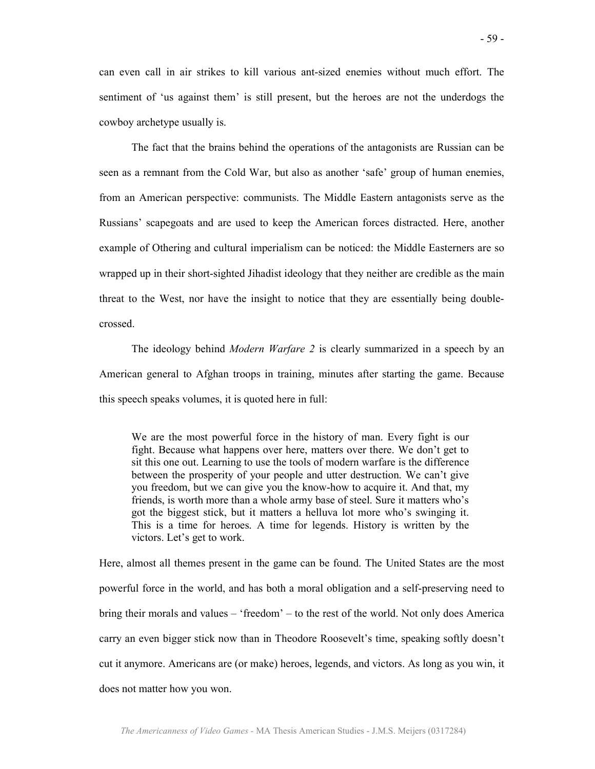can even call in air strikes to kill various ant-sized enemies without much effort. The sentiment of 'us against them' is still present, but the heroes are not the underdogs the cowboy archetype usually is.

The fact that the brains behind the operations of the antagonists are Russian can be seen as a remnant from the Cold War, but also as another 'safe' group of human enemies, from an American perspective: communists. The Middle Eastern antagonists serve as the Russians' scapegoats and are used to keep the American forces distracted. Here, another example of Othering and cultural imperialism can be noticed: the Middle Easterners are so wrapped up in their short-sighted Jihadist ideology that they neither are credible as the main threat to the West, nor have the insight to notice that they are essentially being double-crossed.

The ideology behind *Modern Warfare 2* is clearly summarized in a speech by an American general to Afghan troops in training, minutes after starting the game. Because this speech speaks volumes, it is quoted here in full:

> We are the most powerful force in the history of man. Every fight is our fight. Because what happens over here, matters over there. We don't get to sit this one out. Learning to use the tools of modern warfare is the difference between the prosperity of your people and utter destruction. We can't give you freedom, but we can give you the know-how to acquire it. And that, my friends, is worth more than a whole army base of steel. Sure it matters who's got the biggest stick, but it matters a helluva lot more who's swinging it. This is a time for heroes. A time for legends. History is written by the victors. Let's get to work.

Here, almost all themes present in the game can be found. The United States are the most powerful force in the world, and has both a moral obligation and a self-preserving need to bring their morals and values – 'freedom' – to the rest of the world. Not only does America carry an even bigger stick now than in Theodore Roosevelt's time, speaking softly doesn't cut it anymore. Americans are (or make) heroes, legends, and victors. As long as you win, it does not matter how you won.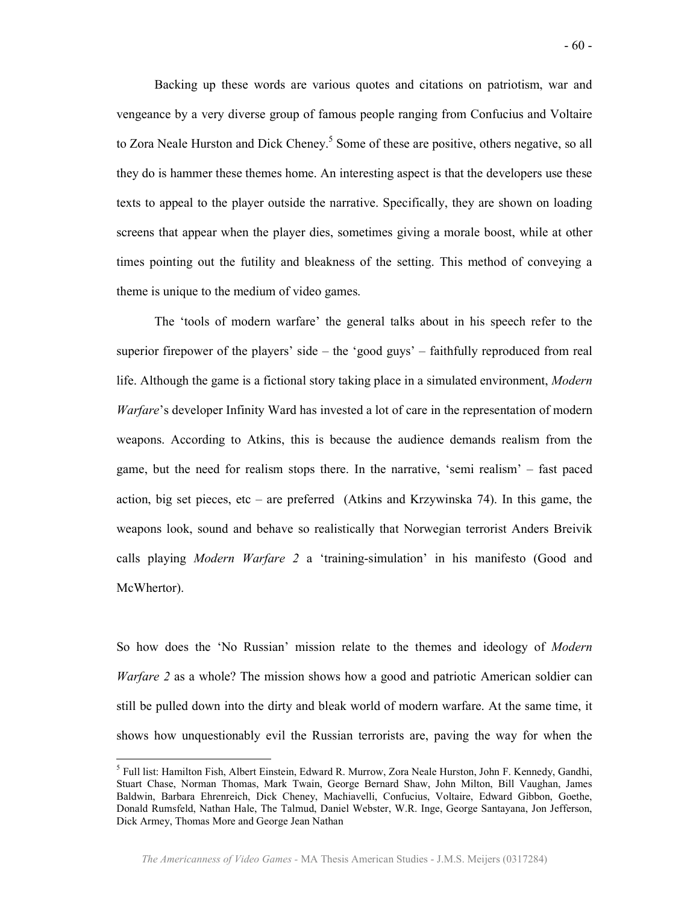Backing up these words are various quotes and citations on patriotism, war and vengeance by a very diverse group of famous people ranging from Confucius and Voltaire to Zora Neale Hurston and Dick Cheney.[5] Some of these are positive, others negative, so all they do is hammer these themes home. An interesting aspect is that the developers use these texts to appeal to the player outside the narrative. Specifically, they are shown on loading screens that appear when the player dies, sometimes giving a morale boost, while at other times pointing out the futility and bleakness of the setting. This method of conveying a theme is unique to the medium of video games.

The 'tools of modern warfare' the general talks about in his speech refer to the superior firepower of the players' side – the 'good guys' – faithfully reproduced from real life. Although the game is a fictional story taking place in a simulated environment, *Modern Warfare*'s developer Infinity Ward has invested a lot of care in the representation of modern weapons. According to Atkins, this is because the audience demands realism from the game, but the need for realism stops there. In the narrative, 'semi realism' – fast paced action, big set pieces, etc – are preferred (Atkins and Krzywinska 74). In this game, the weapons look, sound and behave so realistically that Norwegian terrorist Anders Breivik calls playing *Modern Warfare 2* a 'training-simulation' in his manifesto (Good and McWhertor).

So how does the 'No Russian' mission relate to the themes and ideology of *Modern Warfare 2* as a whole? The mission shows how a good and patriotic American soldier can still be pulled down into the dirty and bleak world of modern warfare. At the same time, it shows how unquestionably evil the Russian terrorists are, paving the way for when the

[5] Full list: Hamilton Fish, Albert Einstein, Edward R. Murrow, Zora Neale Hurston, John F. Kennedy, Gandhi, Stuart Chase, Norman Thomas, Mark Twain, George Bernard Shaw, John Milton, Bill Vaughan, James Baldwin, Barbara Ehrenreich, Dick Cheney, Machiavelli, Confucius, Voltaire, Edward Gibbon, Goethe, Donald Rumsfeld, Nathan Hale, The Talmud, Daniel Webster, W.R. Inge, George Santayana, Jon Jefferson, Dick Armey, Thomas More and George Jean Nathan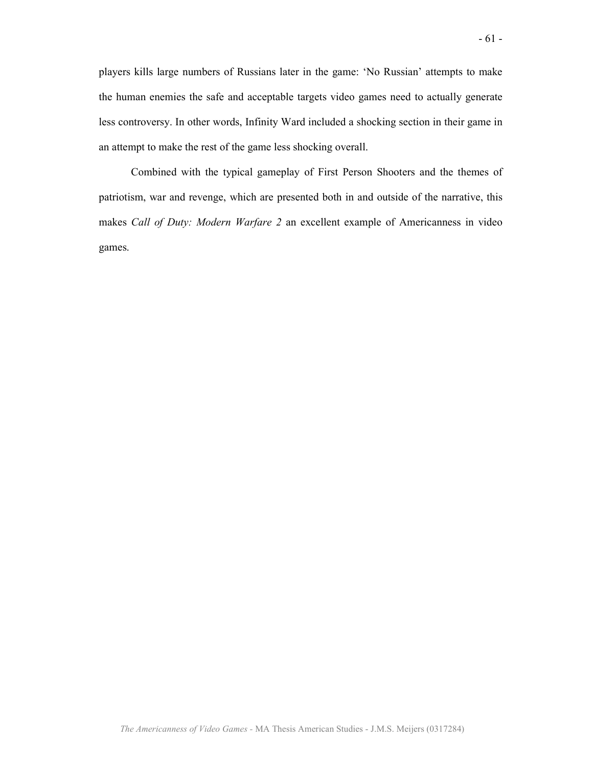players kills large numbers of Russians later in the game: 'No Russian' attempts to make the human enemies the safe and acceptable targets video games need to actually generate less controversy. In other words, Infinity Ward included a shocking section in their game in an attempt to make the rest of the game less shocking overall.

Combined with the typical gameplay of First Person Shooters and the themes of patriotism, war and revenge, which are presented both in and outside of the narrative, this makes *Call of Duty: Modern Warfare 2* an excellent example of Americanness in video games.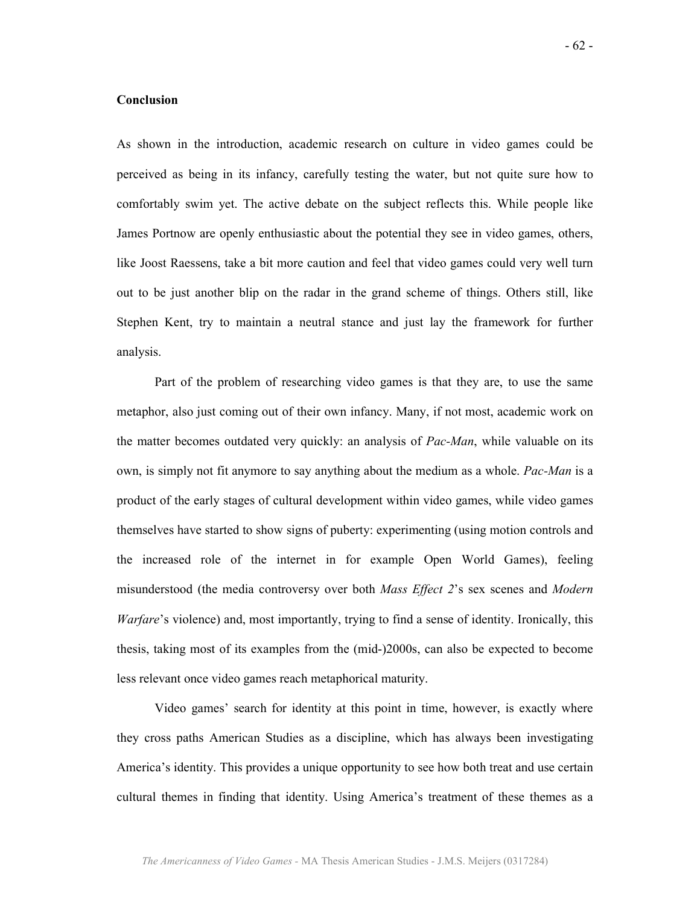## Conclusion

As shown in the introduction, academic research on culture in video games could be perceived as being in its infancy, carefully testing the water, but not quite sure how to comfortably swim yet. The active debate on the subject reflects this. While people like James Portnow are openly enthusiastic about the potential they see in video games, others, like Joost Raessens, take a bit more caution and feel that video games could very well turn out to be just another blip on the radar in the grand scheme of things. Others still, like Stephen Kent, try to maintain a neutral stance and just lay the framework for further analysis.

Part of the problem of researching video games is that they are, to use the same metaphor, also just coming out of their own infancy. Many, if not most, academic work on the matter becomes outdated very quickly: an analysis of *Pac-Man*, while valuable on its own, is simply not fit anymore to say anything about the medium as a whole. *Pac-Man* is a product of the early stages of cultural development within video games, while video games themselves have started to show signs of puberty: experimenting (using motion controls and the increased role of the internet in for example Open World Games), feeling misunderstood (the media controversy over both *Mass Effect 2*'s sex scenes and *Modern Warfare*'s violence) and, most importantly, trying to find a sense of identity. Ironically, this thesis, taking most of its examples from the (mid-)2000s, can also be expected to become less relevant once video games reach metaphorical maturity.

Video games' search for identity at this point in time, however, is exactly where they cross paths American Studies as a discipline, which has always been investigating America's identity. This provides a unique opportunity to see how both treat and use certain cultural themes in finding that identity. Using America's treatment of these themes as a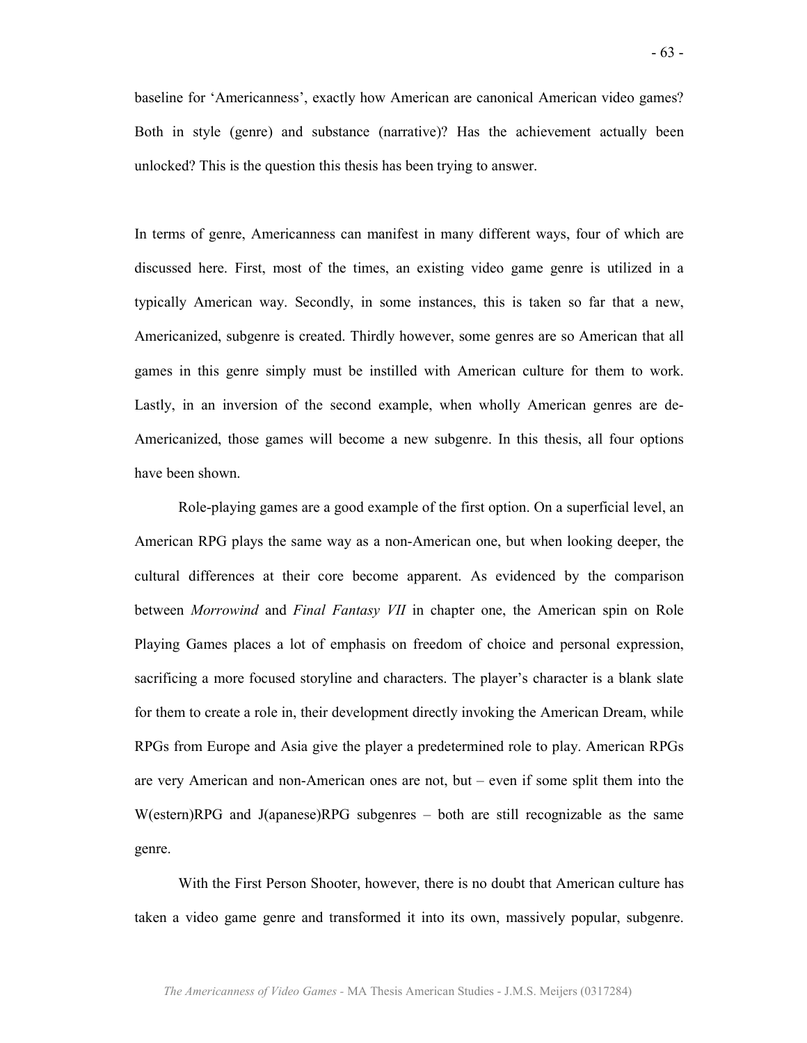baseline for 'Americanness', exactly how American are canonical American video games? Both in style (genre) and substance (narrative)? Has the achievement actually been unlocked? This is the question this thesis has been trying to answer.

In terms of genre, Americanness can manifest in many different ways, four of which are discussed here. First, most of the times, an existing video game genre is utilized in a typically American way. Secondly, in some instances, this is taken so far that a new, Americanized, subgenre is created. Thirdly however, some genres are so American that all games in this genre simply must be instilled with American culture for them to work. Lastly, in an inversion of the second example, when wholly American genres are de-Americanized, those games will become a new subgenre. In this thesis, all four options have been shown.

Role-playing games are a good example of the first option. On a superficial level, an American RPG plays the same way as a non-American one, but when looking deeper, the cultural differences at their core become apparent. As evidenced by the comparison between *Morrowind* and *Final Fantasy VII* in chapter one, the American spin on Role Playing Games places a lot of emphasis on freedom of choice and personal expression, sacrificing a more focused storyline and characters. The player's character is a blank slate for them to create a role in, their development directly invoking the American Dream, while RPGs from Europe and Asia give the player a predetermined role to play. American RPGs are very American and non-American ones are not, but – even if some split them into the W(estern)RPG and J(apanese)RPG subgenres – both are still recognizable as the same genre.

With the First Person Shooter, however, there is no doubt that American culture has taken a video game genre and transformed it into its own, massively popular, subgenre.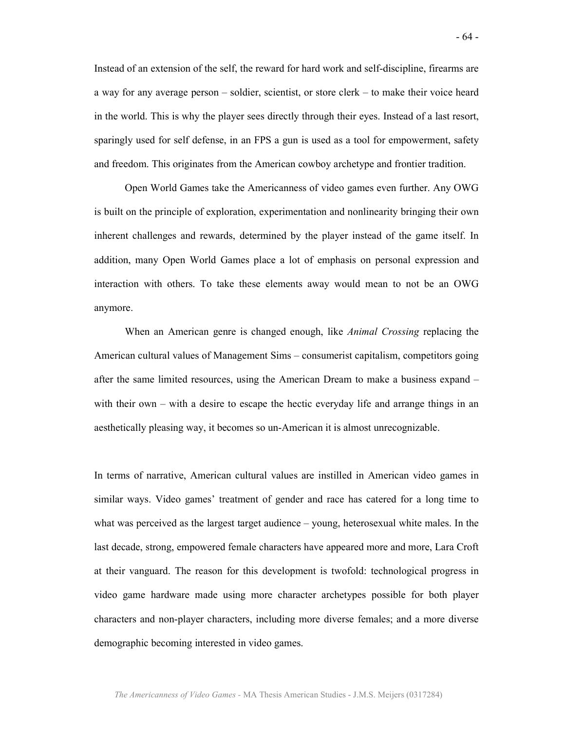Instead of an extension of the self, the reward for hard work and self-discipline, firearms are a way for any average person – soldier, scientist, or store clerk – to make their voice heard in the world. This is why the player sees directly through their eyes. Instead of a last resort, sparingly used for self defense, in an FPS a gun is used as a tool for empowerment, safety and freedom. This originates from the American cowboy archetype and frontier tradition.

Open World Games take the Americanness of video games even further. Any OWG is built on the principle of exploration, experimentation and nonlinearity bringing their own inherent challenges and rewards, determined by the player instead of the game itself. In addition, many Open World Games place a lot of emphasis on personal expression and interaction with others. To take these elements away would mean to not be an OWG anymore.

When an American genre is changed enough, like *Animal Crossing* replacing the American cultural values of Management Sims – consumerist capitalism, competitors going after the same limited resources, using the American Dream to make a business expand – with their own – with a desire to escape the hectic everyday life and arrange things in an aesthetically pleasing way, it becomes so un-American it is almost unrecognizable.

In terms of narrative, American cultural values are instilled in American video games in similar ways. Video games' treatment of gender and race has catered for a long time to what was perceived as the largest target audience – young, heterosexual white males. In the last decade, strong, empowered female characters have appeared more and more, Lara Croft at their vanguard. The reason for this development is twofold: technological progress in video game hardware made using more character archetypes possible for both player characters and non-player characters, including more diverse females; and a more diverse demographic becoming interested in video games.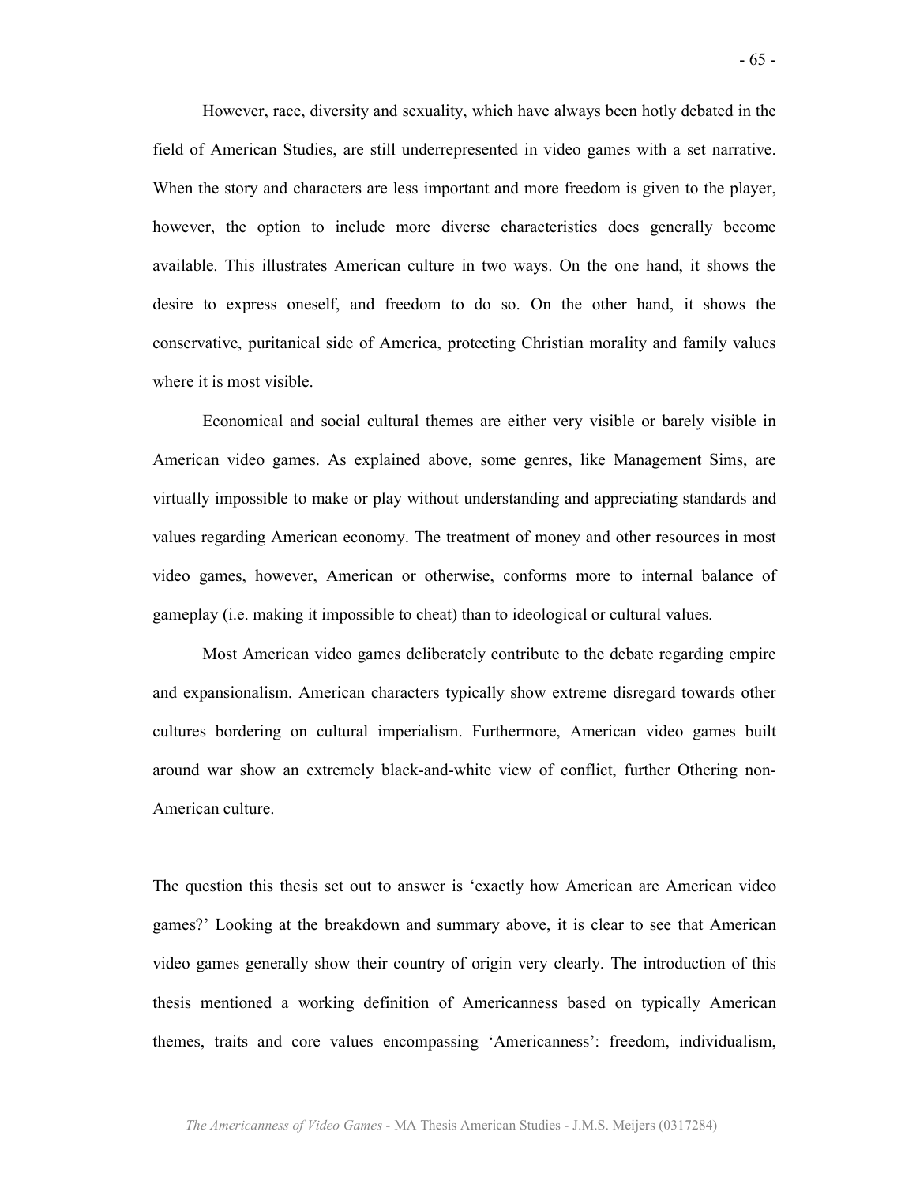However, race, diversity and sexuality, which have always been hotly debated in the field of American Studies, are still underrepresented in video games with a set narrative. When the story and characters are less important and more freedom is given to the player, however, the option to include more diverse characteristics does generally become available. This illustrates American culture in two ways. On the one hand, it shows the desire to express oneself, and freedom to do so. On the other hand, it shows the conservative, puritanical side of America, protecting Christian morality and family values where it is most visible.

Economical and social cultural themes are either very visible or barely visible in American video games. As explained above, some genres, like Management Sims, are virtually impossible to make or play without understanding and appreciating standards and values regarding American economy. The treatment of money and other resources in most video games, however, American or otherwise, conforms more to internal balance of gameplay (i.e. making it impossible to cheat) than to ideological or cultural values.

Most American video games deliberately contribute to the debate regarding empire and expansionalism. American characters typically show extreme disregard towards other cultures bordering on cultural imperialism. Furthermore, American video games built around war show an extremely black-and-white view of conflict, further Othering non-American culture.

The question this thesis set out to answer is 'exactly how American are American video games?' Looking at the breakdown and summary above, it is clear to see that American video games generally show their country of origin very clearly. The introduction of this thesis mentioned a working definition of Americanness based on typically American themes, traits and core values encompassing 'Americanness': freedom, individualism,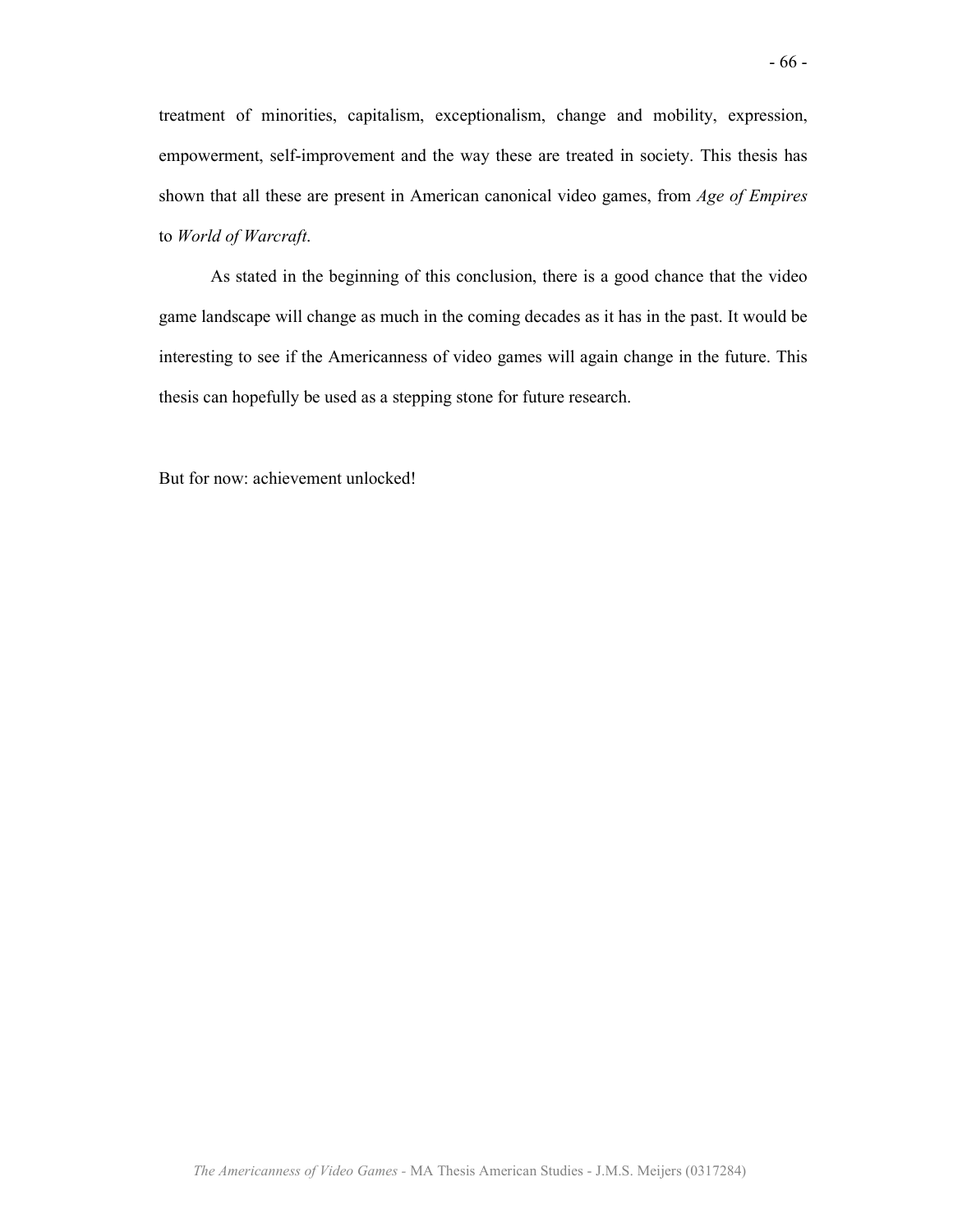treatment of minorities, capitalism, exceptionalism, change and mobility, expression, empowerment, self-improvement and the way these are treated in society. This thesis has shown that all these are present in American canonical video games, from *Age of Empires* to *World of Warcraft*.

As stated in the beginning of this conclusion, there is a good chance that the video game landscape will change as much in the coming decades as it has in the past. It would be interesting to see if the Americanness of video games will again change in the future. This thesis can hopefully be used as a stepping stone for future research.

But for now: achievement unlocked!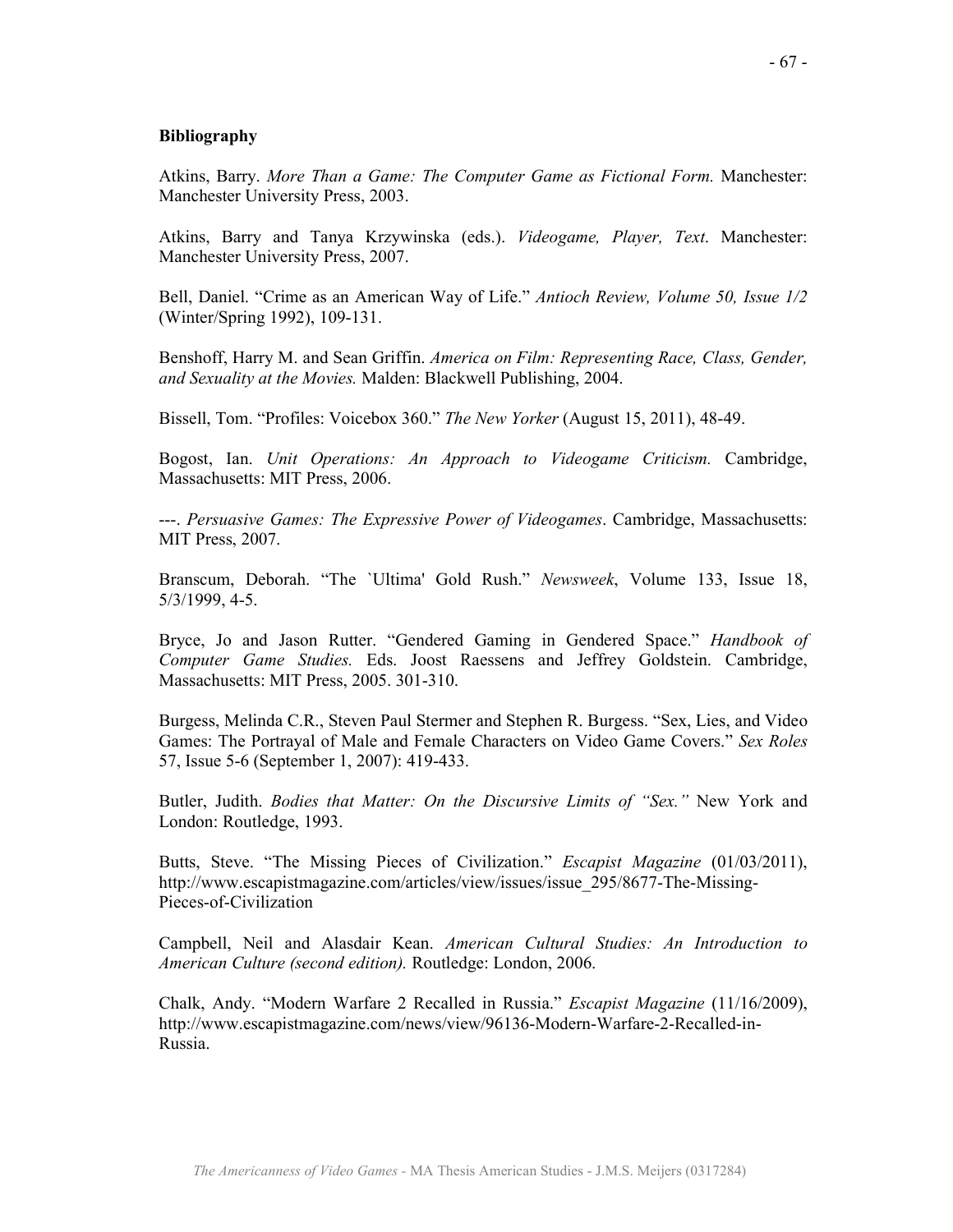**Bibliography**

Atkins, Barry. *More Than a Game: The Computer Game as Fictional Form.* Manchester: Manchester University Press, 2003.

Atkins, Barry and Tanya Krzywinska (eds.). *Videogame, Player, Text*. Manchester: Manchester University Press, 2007.

Bell, Daniel. "Crime as an American Way of Life." *Antioch Review, Volume 50, Issue 1/2* (Winter/Spring 1992), 109-131.

Benshoff, Harry M. and Sean Griffin. *America on Film: Representing Race, Class, Gender, and Sexuality at the Movies.* Malden: Blackwell Publishing, 2004.

Bissell, Tom. "Profiles: Voicebox 360." *The New Yorker* (August 15, 2011), 48-49.

Bogost, Ian. *Unit Operations: An Approach to Videogame Criticism.* Cambridge, Massachusetts: MIT Press, 2006.

---. *Persuasive Games: The Expressive Power of Videogames*. Cambridge, Massachusetts: MIT Press, 2007.

Branscum, Deborah. "The `Ultima' Gold Rush." *Newsweek*, Volume 133, Issue 18, 5/3/1999, 4-5.

Bryce, Jo and Jason Rutter. "Gendered Gaming in Gendered Space." *Handbook of Computer Game Studies.* Eds. Joost Raessens and Jeffrey Goldstein. Cambridge, Massachusetts: MIT Press, 2005. 301-310.

Burgess, Melinda C.R., Steven Paul Stermer and Stephen R. Burgess. "Sex, Lies, and Video Games: The Portrayal of Male and Female Characters on Video Game Covers." *Sex Roles* 57, Issue 5-6 (September 1, 2007): 419-433.

Butler, Judith. *Bodies that Matter: On the Discursive Limits of "Sex."* New York and London: Routledge, 1993.

Butts, Steve. "The Missing Pieces of Civilization." *Escapist Magazine* (01/03/2011), http://www.escapistmagazine.com/articles/view/issues/issue_295/8677-The-Missing-Pieces-of-Civilization

Campbell, Neil and Alasdair Kean. *American Cultural Studies: An Introduction to American Culture (second edition).* Routledge: London, 2006.

Chalk, Andy. "Modern Warfare 2 Recalled in Russia." *Escapist Magazine* (11/16/2009), http://www.escapistmagazine.com/news/view/96136-Modern-Warfare-2-Recalled-in-Russia.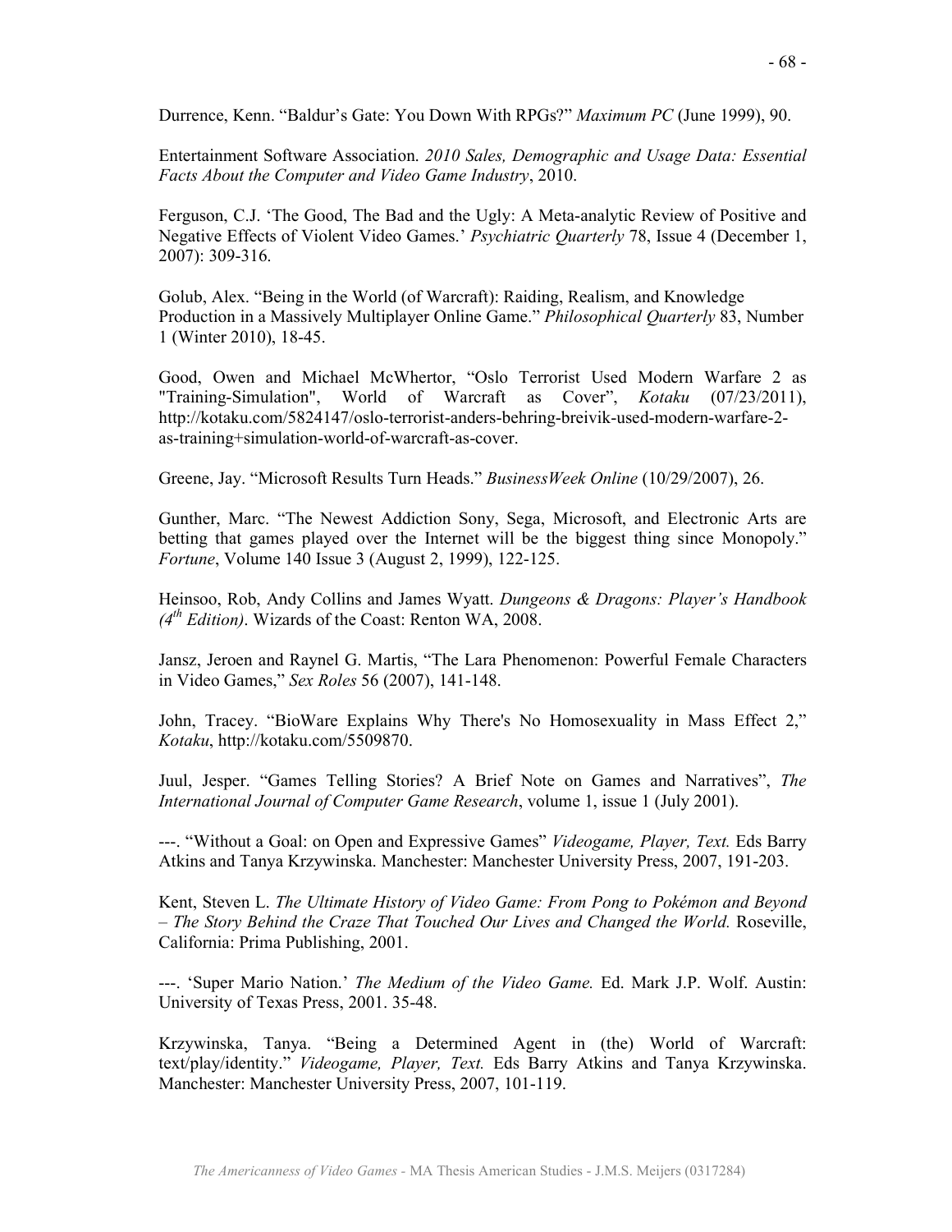Durrence, Kenn. “Baldur’s Gate: You Down With RPGs?” *Maximum PC* (June 1999), 90.

Entertainment Software Association. *2010 Sales, Demographic and Usage Data: Essential Facts About the Computer and Video Game Industry*, 2010.

Ferguson, C.J. ‘The Good, The Bad and the Ugly: A Meta-analytic Review of Positive and Negative Effects of Violent Video Games.’ *Psychiatric Quarterly* 78, Issue 4 (December 1, 2007): 309-316.

Golub, Alex. “Being in the World (of Warcraft): Raiding, Realism, and Knowledge Production in a Massively Multiplayer Online Game.” *Philosophical Quarterly* 83, Number 1 (Winter 2010), 18-45.

Good, Owen and Michael McWhertor, “Oslo Terrorist Used Modern Warfare 2 as "Training-Simulation", World of Warcraft as Cover”, *Kotaku* (07/23/2011), http://kotaku.com/5824147/oslo-terrorist-anders-behring-breivik-used-modern-warfare-2-as-training+simulation-world-of-warcraft-as-cover.

Greene, Jay. “Microsoft Results Turn Heads.” *BusinessWeek Online* (10/29/2007), 26.

Gunther, Marc. “The Newest Addiction Sony, Sega, Microsoft, and Electronic Arts are betting that games played over the Internet will be the biggest thing since Monopoly.” *Fortune*, Volume 140 Issue 3 (August 2, 1999), 122-125.

Heinsoo, Rob, Andy Collins and James Wyatt. *Dungeons & Dragons: Player’s Handbook (4th Edition)*. Wizards of the Coast: Renton WA, 2008.

Jansz, Jeroen and Raynel G. Martis, “The Lara Phenomenon: Powerful Female Characters in Video Games,” *Sex Roles* 56 (2007), 141-148.

John, Tracey. “BioWare Explains Why There's No Homosexuality in Mass Effect 2,” *Kotaku*, http://kotaku.com/5509870.

Juul, Jesper. “Games Telling Stories? A Brief Note on Games and Narratives”, *The International Journal of Computer Game Research*, volume 1, issue 1 (July 2001).

---. “Without a Goal: on Open and Expressive Games” *Videogame, Player, Text.* Eds Barry Atkins and Tanya Krzywinska. Manchester: Manchester University Press, 2007, 191-203.

Kent, Steven L. *The Ultimate History of Video Game: From Pong to Pokémon and Beyond – The Story Behind the Craze That Touched Our Lives and Changed the World.* Roseville, California: Prima Publishing, 2001.

---. ‘Super Mario Nation.’ *The Medium of the Video Game.* Ed. Mark J.P. Wolf. Austin: University of Texas Press, 2001. 35-48.

Krzywinska, Tanya. “Being a Determined Agent in (the) World of Warcraft: text/play/identity.” *Videogame, Player, Text.* Eds Barry Atkins and Tanya Krzywinska. Manchester: Manchester University Press, 2007, 101-119.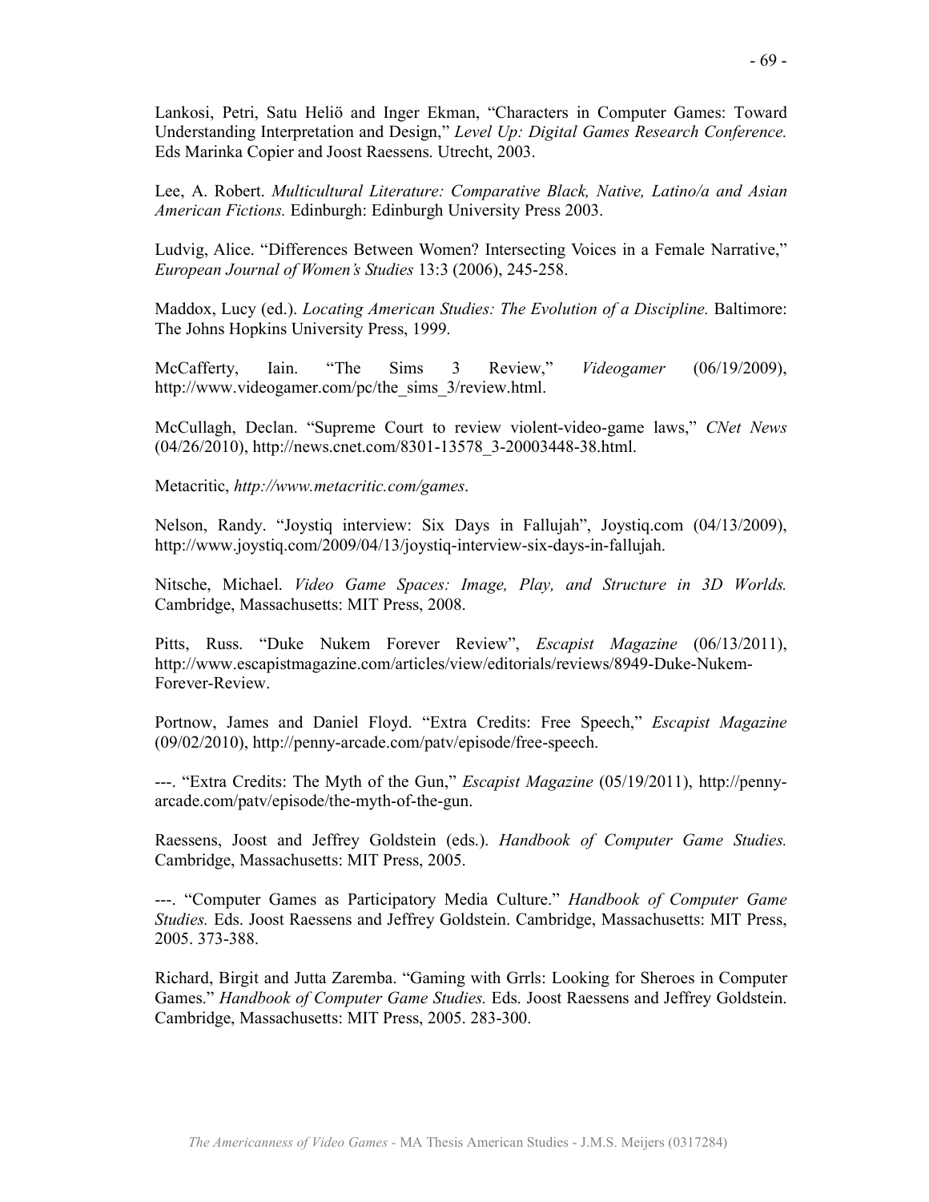Lankosi, Petri, Satu Heliö and Inger Ekman, "Characters in Computer Games: Toward Understanding Interpretation and Design," *Level Up: Digital Games Research Conference.* Eds Marinka Copier and Joost Raessens. Utrecht, 2003.

Lee, A. Robert. *Multicultural Literature: Comparative Black, Native, Latino/a and Asian American Fictions.* Edinburgh: Edinburgh University Press 2003.

Ludvig, Alice. "Differences Between Women? Intersecting Voices in a Female Narrative," *European Journal of Women's Studies* 13:3 (2006), 245-258.

Maddox, Lucy (ed.). *Locating American Studies: The Evolution of a Discipline.* Baltimore: The Johns Hopkins University Press, 1999.

McCafferty, Iain. "The Sims 3 Review," *Videogamer* (06/19/2009), http://www.videogamer.com/pc/the_sims_3/review.html.

McCullagh, Declan. "Supreme Court to review violent-video-game laws," *CNet News* (04/26/2010), http://news.cnet.com/8301-13578_3-20003448-38.html.

Metacritic, *http://www.metacritic.com/games*.

Nelson, Randy. "Joystiq interview: Six Days in Fallujah", Joystiq.com (04/13/2009), http://www.joystiq.com/2009/04/13/joystiq-interview-six-days-in-fallujah.

Nitsche, Michael. *Video Game Spaces: Image, Play, and Structure in 3D Worlds.* Cambridge, Massachusetts: MIT Press, 2008.

Pitts, Russ. "Duke Nukem Forever Review", *Escapist Magazine* (06/13/2011), http://www.escapistmagazine.com/articles/view/editorials/reviews/8949-Duke-Nukem-Forever-Review.

Portnow, James and Daniel Floyd. "Extra Credits: Free Speech," *Escapist Magazine* (09/02/2010), http://penny-arcade.com/patv/episode/free-speech.

---. "Extra Credits: The Myth of the Gun," *Escapist Magazine* (05/19/2011), http://penny-arcade.com/patv/episode/the-myth-of-the-gun.

Raessens, Joost and Jeffrey Goldstein (eds.). *Handbook of Computer Game Studies.* Cambridge, Massachusetts: MIT Press, 2005.

---. "Computer Games as Participatory Media Culture." *Handbook of Computer Game Studies.* Eds. Joost Raessens and Jeffrey Goldstein. Cambridge, Massachusetts: MIT Press, 2005. 373-388.

Richard, Birgit and Jutta Zaremba. "Gaming with Grrls: Looking for Sheroes in Computer Games." *Handbook of Computer Game Studies.* Eds. Joost Raessens and Jeffrey Goldstein. Cambridge, Massachusetts: MIT Press, 2005. 283-300.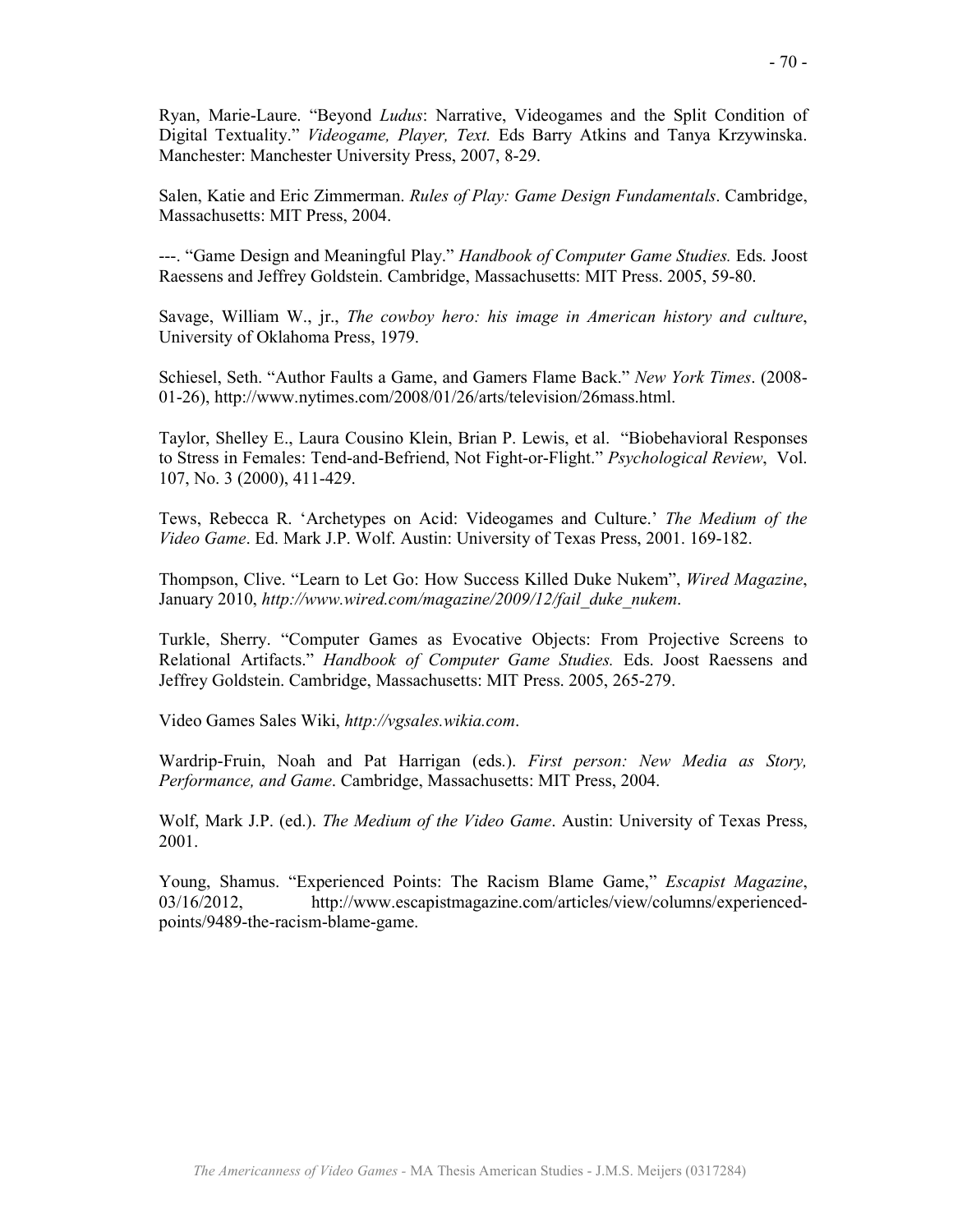Ryan, Marie-Laure. "Beyond *Ludus*: Narrative, Videogames and the Split Condition of Digital Textuality." *Videogame, Player, Text.* Eds Barry Atkins and Tanya Krzywinska. Manchester: Manchester University Press, 2007, 8-29.

Salen, Katie and Eric Zimmerman. *Rules of Play: Game Design Fundamentals*. Cambridge, Massachusetts: MIT Press, 2004.

---. "Game Design and Meaningful Play." *Handbook of Computer Game Studies.* Eds. Joost Raessens and Jeffrey Goldstein. Cambridge, Massachusetts: MIT Press. 2005, 59-80.

Savage, William W., jr., *The cowboy hero: his image in American history and culture*, University of Oklahoma Press, 1979.

Schiesel, Seth. "Author Faults a Game, and Gamers Flame Back." *New York Times*. (2008-01-26), http://www.nytimes.com/2008/01/26/arts/television/26mass.html.

Taylor, Shelley E., Laura Cousino Klein, Brian P. Lewis, et al. "Biobehavioral Responses to Stress in Females: Tend-and-Befriend, Not Fight-or-Flight." *Psychological Review*, Vol. 107, No. 3 (2000), 411-429.

Tews, Rebecca R. 'Archetypes on Acid: Videogames and Culture.' *The Medium of the Video Game*. Ed. Mark J.P. Wolf. Austin: University of Texas Press, 2001. 169-182.

Thompson, Clive. "Learn to Let Go: How Success Killed Duke Nukem", *Wired Magazine*, January 2010, *http://www.wired.com/magazine/2009/12/fail_duke_nukem*.

Turkle, Sherry. "Computer Games as Evocative Objects: From Projective Screens to Relational Artifacts." *Handbook of Computer Game Studies.* Eds. Joost Raessens and Jeffrey Goldstein. Cambridge, Massachusetts: MIT Press. 2005, 265-279.

Video Games Sales Wiki, *http://vgsales.wikia.com*.

Wardrip-Fruin, Noah and Pat Harrigan (eds.). *First person: New Media as Story, Performance, and Game*. Cambridge, Massachusetts: MIT Press, 2004.

Wolf, Mark J.P. (ed.). *The Medium of the Video Game*. Austin: University of Texas Press, 2001.

Young, Shamus. "Experienced Points: The Racism Blame Game," *Escapist Magazine*, 03/16/2012, http://www.escapistmagazine.com/articles/view/columns/experienced-points/9489-the-racism-blame-game.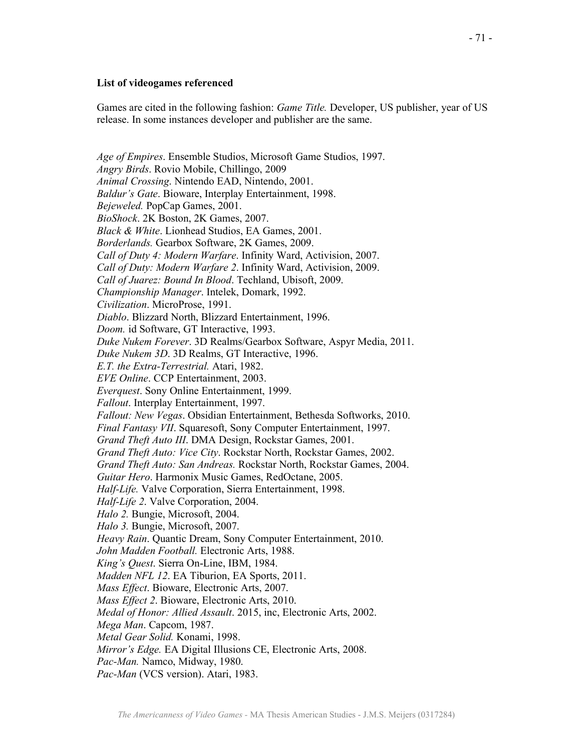**List of videogames referenced**

Games are cited in the following fashion: *Game Title.* Developer, US publisher, year of US release. In some instances developer and publisher are the same.

*Age of Empires*. Ensemble Studios, Microsoft Game Studios, 1997.
*Angry Birds*. Rovio Mobile, Chillingo, 2009
*Animal Crossing*. Nintendo EAD, Nintendo, 2001.
*Baldur's Gate*. Bioware, Interplay Entertainment, 1998.
*Bejeweled.* PopCap Games, 2001.
*BioShock*. 2K Boston, 2K Games, 2007.
*Black & White*. Lionhead Studios, EA Games, 2001.
*Borderlands.* Gearbox Software, 2K Games, 2009.
*Call of Duty 4: Modern Warfare*. Infinity Ward, Activision, 2007.
*Call of Duty: Modern Warfare 2*. Infinity Ward, Activision, 2009.
*Call of Juarez: Bound In Blood*. Techland, Ubisoft, 2009.
*Championship Manager*. Intelek, Domark, 1992.
*Civilization*. MicroProse, 1991.
*Diablo*. Blizzard North, Blizzard Entertainment, 1996.
*Doom.* id Software, GT Interactive, 1993.
*Duke Nukem Forever*. 3D Realms/Gearbox Software, Aspyr Media, 2011.
*Duke Nukem 3D*. 3D Realms, GT Interactive, 1996.
*E.T. the Extra-Terrestrial.* Atari, 1982.
*EVE Online*. CCP Entertainment, 2003.
*Everquest*. Sony Online Entertainment, 1999.
*Fallout*. Interplay Entertainment, 1997.
*Fallout: New Vegas*. Obsidian Entertainment, Bethesda Softworks, 2010.
*Final Fantasy VII*. Squaresoft, Sony Computer Entertainment, 1997.
*Grand Theft Auto III*. DMA Design, Rockstar Games, 2001.
*Grand Theft Auto: Vice City*. Rockstar North, Rockstar Games, 2002.
*Grand Theft Auto: San Andreas.* Rockstar North, Rockstar Games, 2004.
*Guitar Hero*. Harmonix Music Games, RedOctane, 2005.
*Half-Life.* Valve Corporation, Sierra Entertainment, 1998.
*Half-Life 2*. Valve Corporation, 2004.
*Halo 2.* Bungie, Microsoft, 2004.
*Halo 3.* Bungie, Microsoft, 2007.
*Heavy Rain*. Quantic Dream, Sony Computer Entertainment, 2010.
*John Madden Football.* Electronic Arts, 1988.
*King's Quest*. Sierra On-Line, IBM, 1984.
*Madden NFL 12*. EA Tiburion, EA Sports, 2011.
*Mass Effect*. Bioware, Electronic Arts, 2007.
*Mass Effect 2*. Bioware, Electronic Arts, 2010.
*Medal of Honor: Allied Assault*. 2015, inc, Electronic Arts, 2002.
*Mega Man*. Capcom, 1987.
*Metal Gear Solid.* Konami, 1998.
*Mirror's Edge.* EA Digital Illusions CE, Electronic Arts, 2008.
*Pac-Man.* Namco, Midway, 1980.
*Pac-Man* (VCS version). Atari, 1983.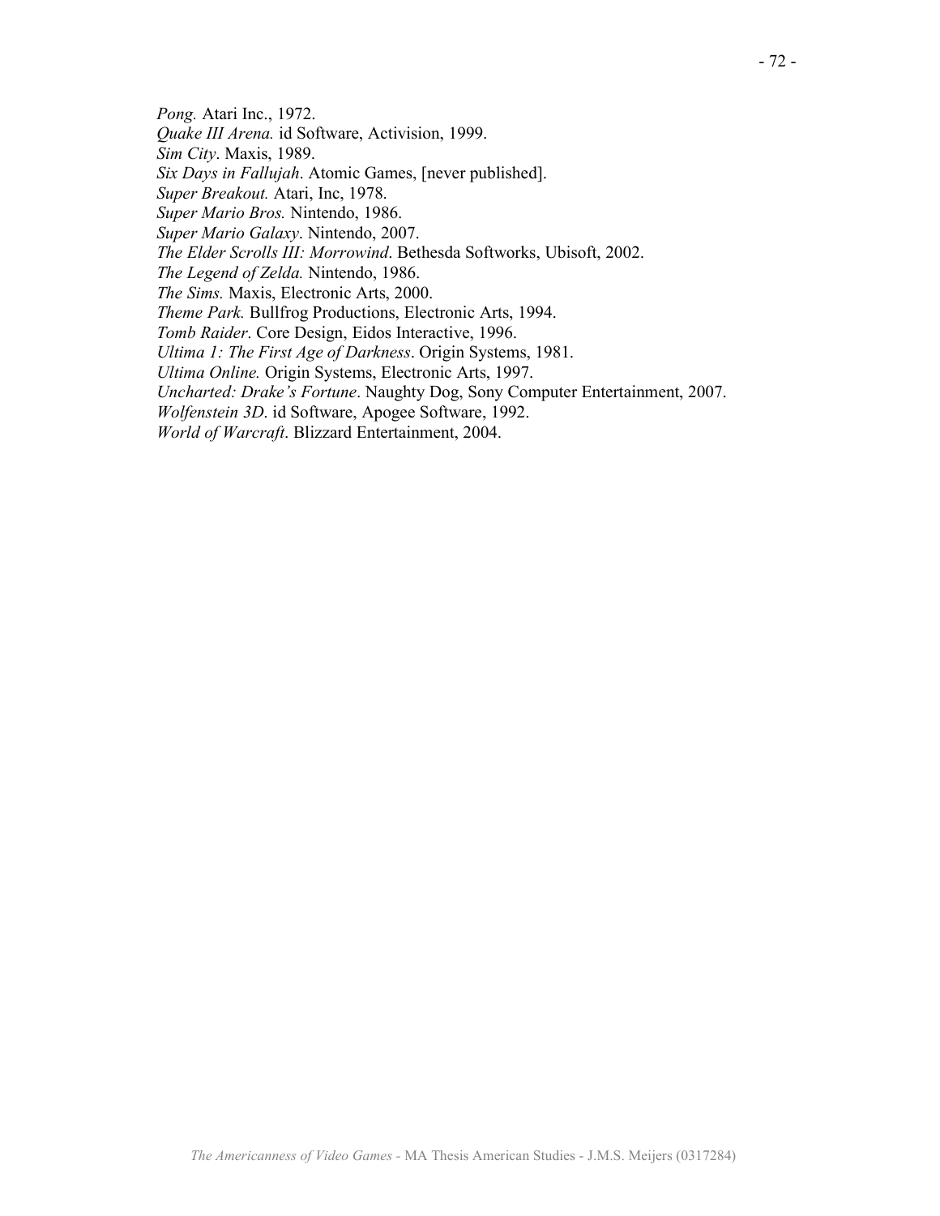*Pong.* Atari Inc., 1972.
*Quake III Arena.* id Software, Activision, 1999.
*Sim City*. Maxis, 1989.
*Six Days in Fallujah*. Atomic Games, [never published].
*Super Breakout.* Atari, Inc, 1978.
*Super Mario Bros.* Nintendo, 1986.
*Super Mario Galaxy*. Nintendo, 2007.
*The Elder Scrolls III: Morrowind*. Bethesda Softworks, Ubisoft, 2002.
*The Legend of Zelda.* Nintendo, 1986.
*The Sims.* Maxis, Electronic Arts, 2000.
*Theme Park.* Bullfrog Productions, Electronic Arts, 1994.
*Tomb Raider*. Core Design, Eidos Interactive, 1996.
*Ultima 1: The First Age of Darkness*. Origin Systems, 1981.
*Ultima Online.* Origin Systems, Electronic Arts, 1997.
*Uncharted: Drake's Fortune*. Naughty Dog, Sony Computer Entertainment, 2007.
*Wolfenstein 3D*. id Software, Apogee Software, 1992.
*World of Warcraft*. Blizzard Entertainment, 2004.